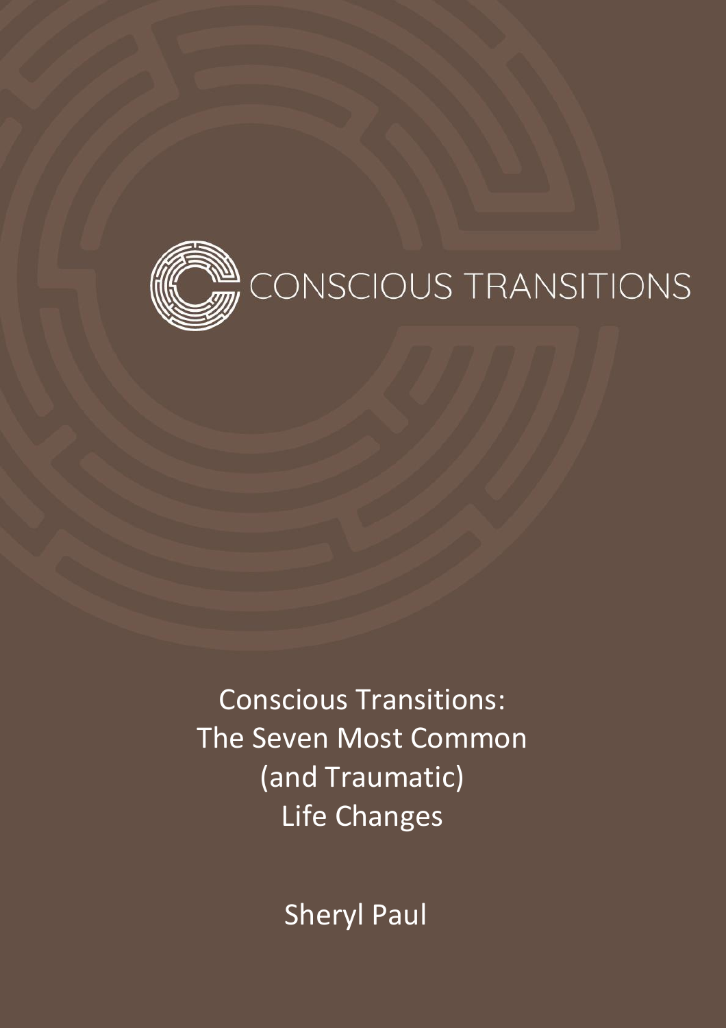CONSCIOUS TRANSITIONS

# Conscious Transitions: The Seven Most Common (and Traumatic) Life Changes

Sheryl Paul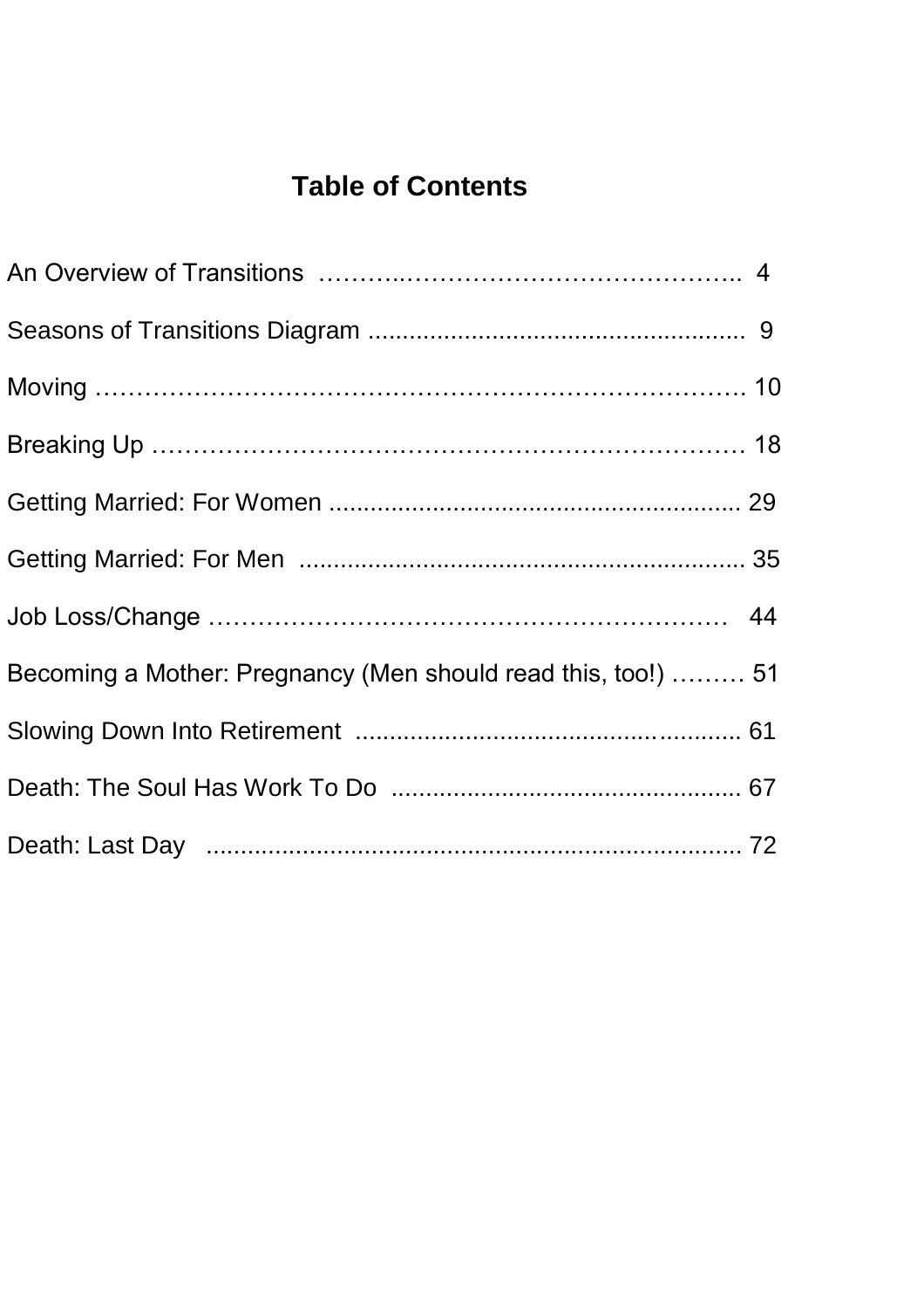# Table of Contents

An Overview of Transitions ……….…………………………………….. 4

Seasons of Transitions Diagram ...................................................... 9

Moving ………………………………………………………………. 10

Breaking Up ………………………………………………………… 18

Getting Married: For Women ........................................................... 29

Getting Married: For Men ................................................................ 35

Job Loss/Change ………………………………………………… 44

Becoming a Mother: Pregnancy (Men should read this, too!) ……… 51

Slowing Down Into Retirement ........................................................ 61

Death: The Soul Has Work To Do ................................................... 67

Death: Last Day ............................................................................. 72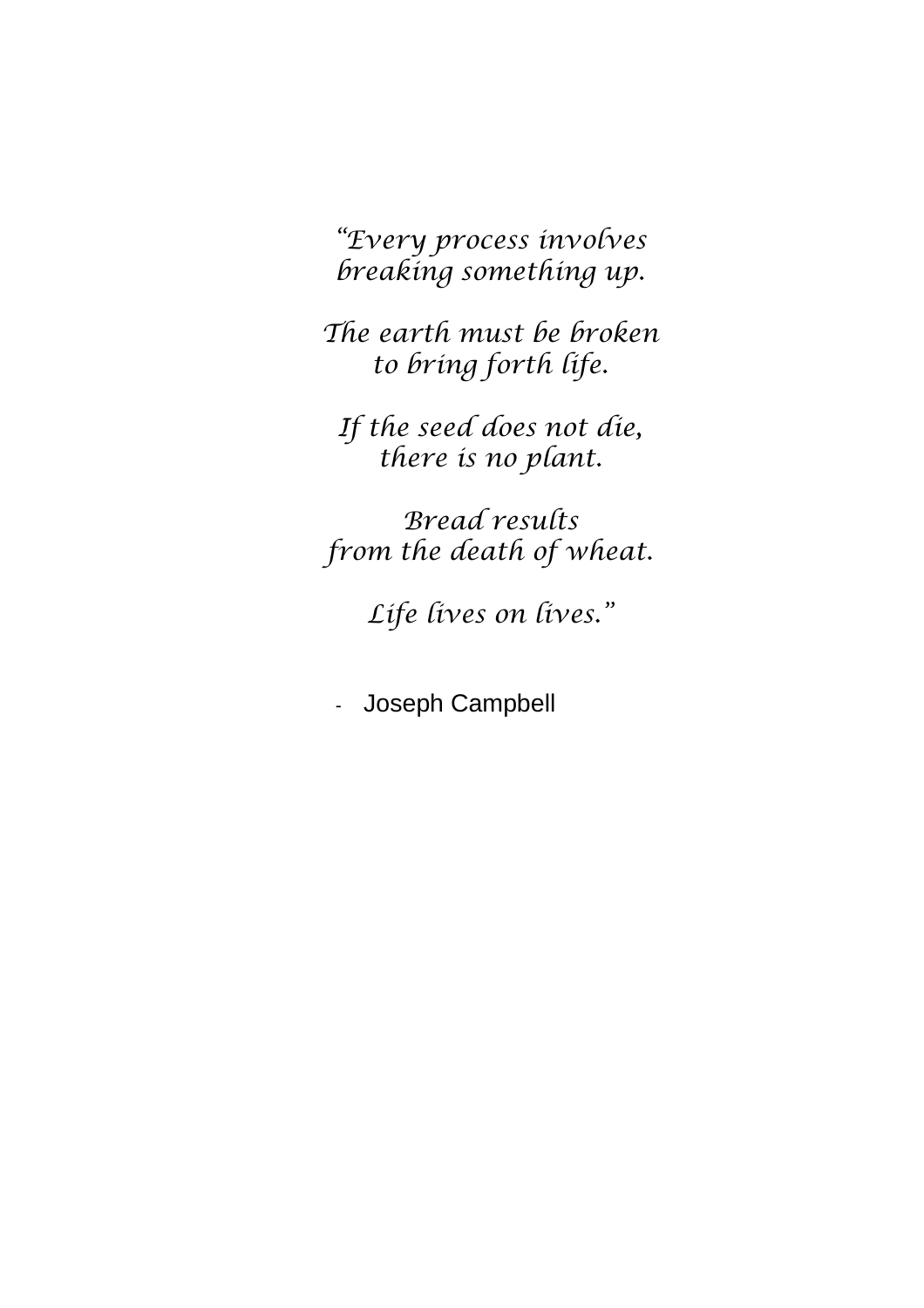*"Every process involves*
*breaking something up.*

*The earth must be broken*
*to bring forth life.*

*If the seed does not die,*
*there is no plant.*

*Bread results*
*from the death of wheat.*

*Life lives on lives."*

- Joseph Campbell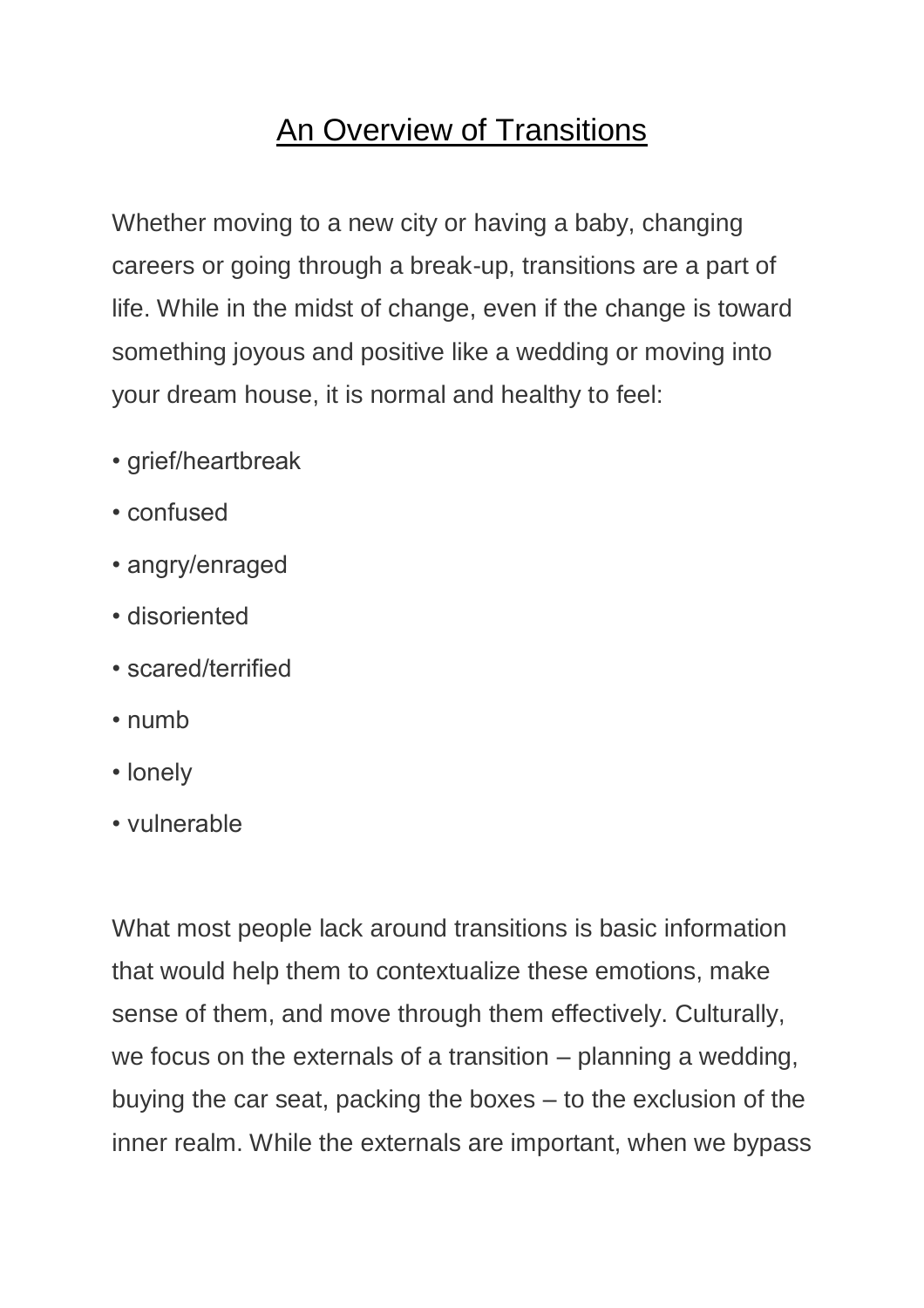# An Overview of Transitions

Whether moving to a new city or having a baby, changing careers or going through a break-up, transitions are a part of life. While in the midst of change, even if the change is toward something joyous and positive like a wedding or moving into your dream house, it is normal and healthy to feel:

- grief/heartbreak
- confused
- angry/enraged
- disoriented
- scared/terrified
- numb
- lonely
- vulnerable

What most people lack around transitions is basic information that would help them to contextualize these emotions, make sense of them, and move through them effectively. Culturally, we focus on the externals of a transition – planning a wedding, buying the car seat, packing the boxes – to the exclusion of the inner realm. While the externals are important, when we bypass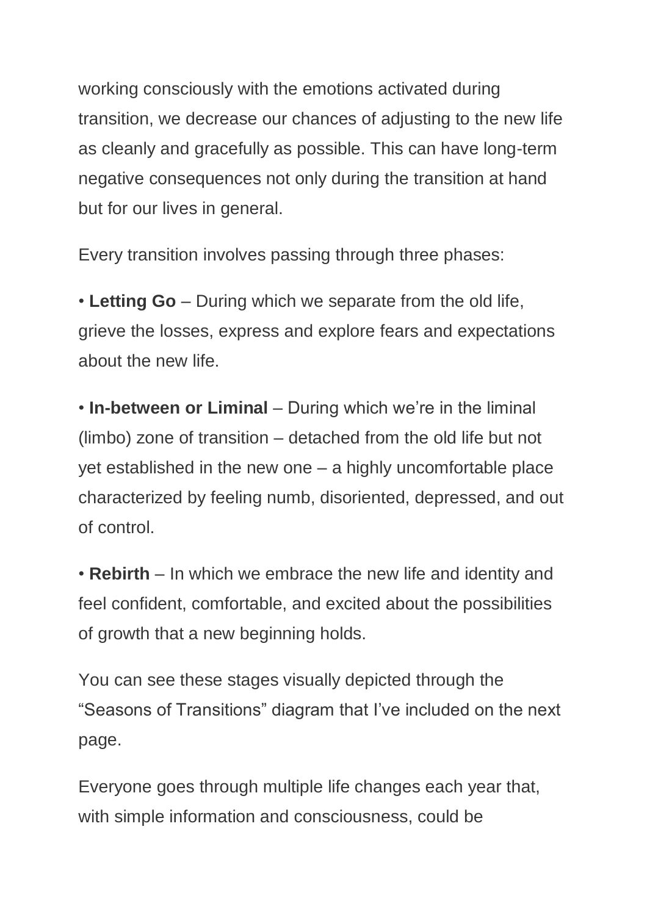working consciously with the emotions activated during transition, we decrease our chances of adjusting to the new life as cleanly and gracefully as possible. This can have long-term negative consequences not only during the transition at hand but for our lives in general.

Every transition involves passing through three phases:

• **Letting Go** – During which we separate from the old life, grieve the losses, express and explore fears and expectations about the new life.

• **In-between or Liminal** – During which we're in the liminal (limbo) zone of transition – detached from the old life but not yet established in the new one – a highly uncomfortable place characterized by feeling numb, disoriented, depressed, and out of control.

• **Rebirth** – In which we embrace the new life and identity and feel confident, comfortable, and excited about the possibilities of growth that a new beginning holds.

You can see these stages visually depicted through the "Seasons of Transitions" diagram that I've included on the next page.

Everyone goes through multiple life changes each year that, with simple information and consciousness, could be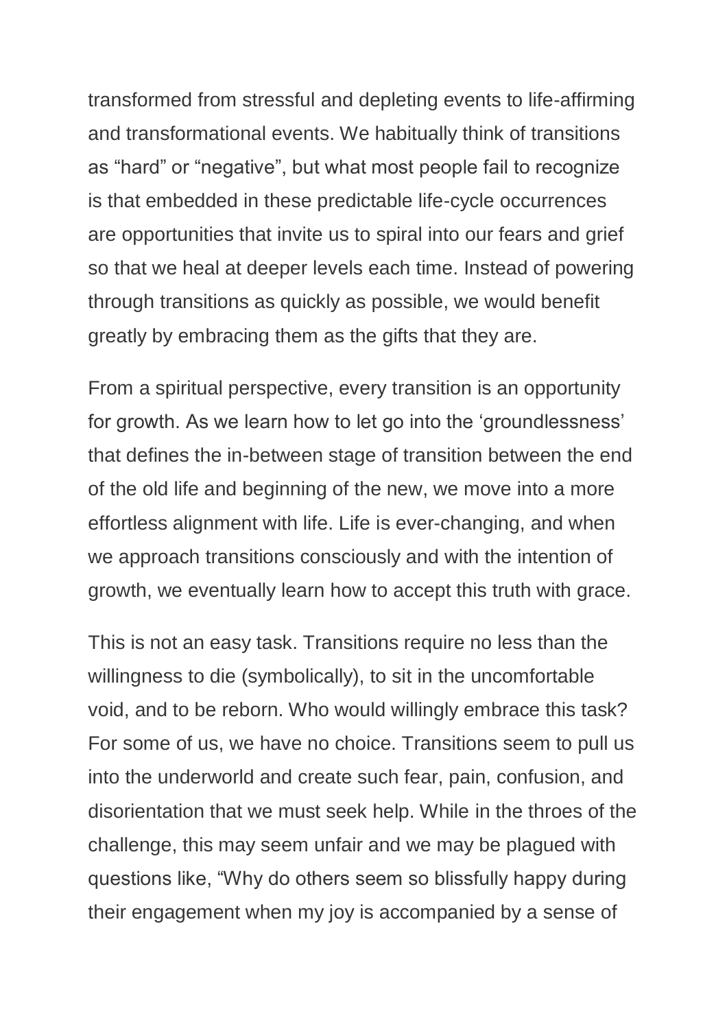transformed from stressful and depleting events to life-affirming and transformational events. We habitually think of transitions as "hard" or "negative", but what most people fail to recognize is that embedded in these predictable life-cycle occurrences are opportunities that invite us to spiral into our fears and grief so that we heal at deeper levels each time. Instead of powering through transitions as quickly as possible, we would benefit greatly by embracing them as the gifts that they are.

From a spiritual perspective, every transition is an opportunity for growth. As we learn how to let go into the 'groundlessness' that defines the in-between stage of transition between the end of the old life and beginning of the new, we move into a more effortless alignment with life. Life is ever-changing, and when we approach transitions consciously and with the intention of growth, we eventually learn how to accept this truth with grace.

This is not an easy task. Transitions require no less than the willingness to die (symbolically), to sit in the uncomfortable void, and to be reborn. Who would willingly embrace this task? For some of us, we have no choice. Transitions seem to pull us into the underworld and create such fear, pain, confusion, and disorientation that we must seek help. While in the throes of the challenge, this may seem unfair and we may be plagued with questions like, "Why do others seem so blissfully happy during their engagement when my joy is accompanied by a sense of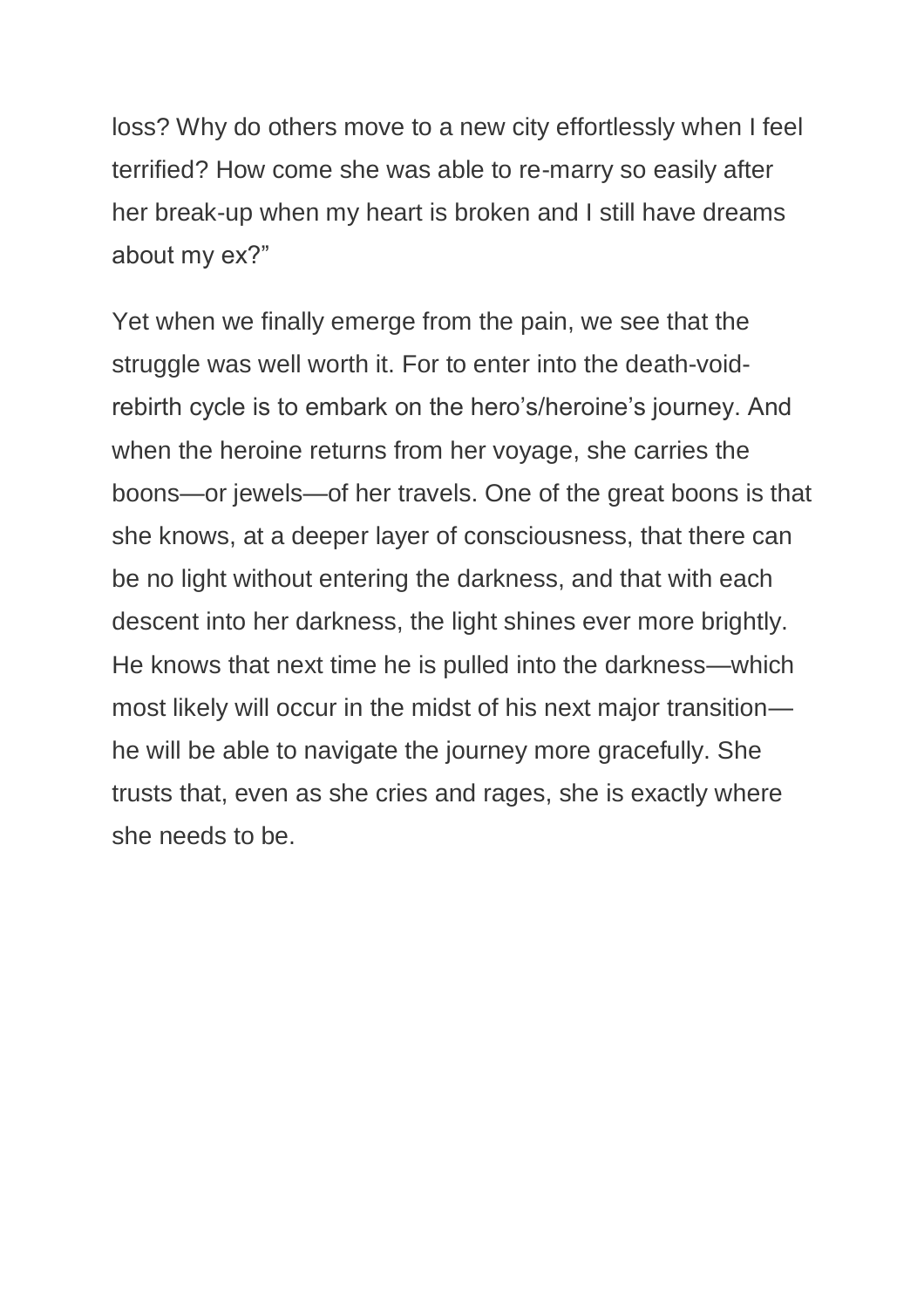loss? Why do others move to a new city effortlessly when I feel terrified? How come she was able to re-marry so easily after her break-up when my heart is broken and I still have dreams about my ex?"

Yet when we finally emerge from the pain, we see that the struggle was well worth it. For to enter into the death-void-rebirth cycle is to embark on the hero's/heroine's journey. And when the heroine returns from her voyage, she carries the boons—or jewels—of her travels. One of the great boons is that she knows, at a deeper layer of consciousness, that there can be no light without entering the darkness, and that with each descent into her darkness, the light shines ever more brightly. He knows that next time he is pulled into the darkness—which most likely will occur in the midst of his next major transition—he will be able to navigate the journey more gracefully. She trusts that, even as she cries and rages, she is exactly where she needs to be.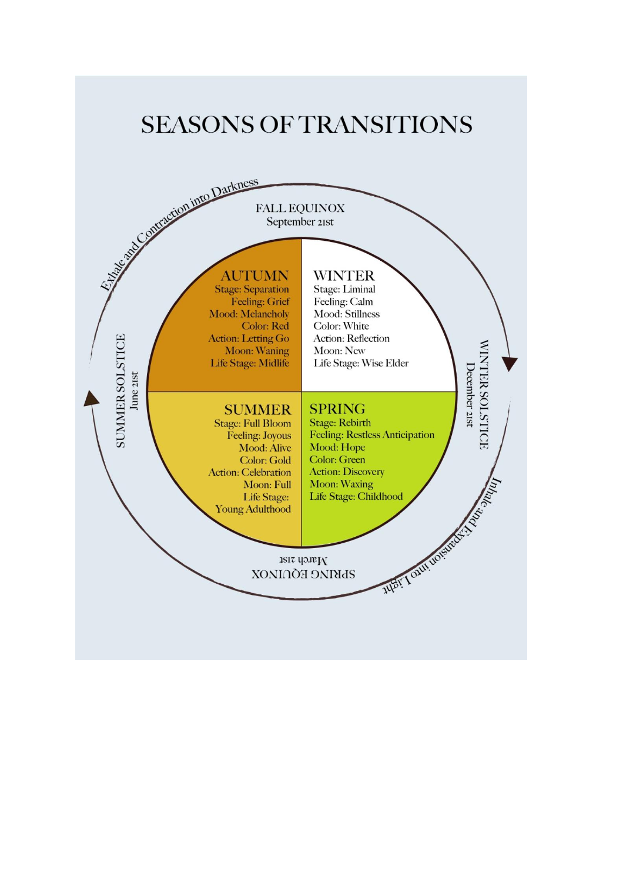# SEASONS OF TRANSITIONS

Exhale and Contraction into Darkness

FALL EQUINOX
September 21st

**AUTUMN**
Stage: Separation
Feeling: Grief
Mood: Melancholy
Color: Red
Action: Letting Go
Moon: Waning
Life Stage: Midlife

**WINTER**
Stage: Liminal
Feeling: Calm
Mood: Stillness
Color: White
Action: Reflection
Moon: New
Life Stage: Wise Elder

WINTER SOLSTICE
December 21st

Inhale and Expansion into Light

**SPRING**
Stage: Rebirth
Feeling: Restless Anticipation
Mood: Hope
Color: Green
Action: Discovery
Moon: Waxing
Life Stage: Childhood

SPRING EQUINOX
March 21st

**SUMMER**
Stage: Full Bloom
Feeling: Joyous
Mood: Alive
Color: Gold
Action: Celebration
Moon: Full
Life Stage: Young Adulthood

SUMMER SOLSTICE
June 21st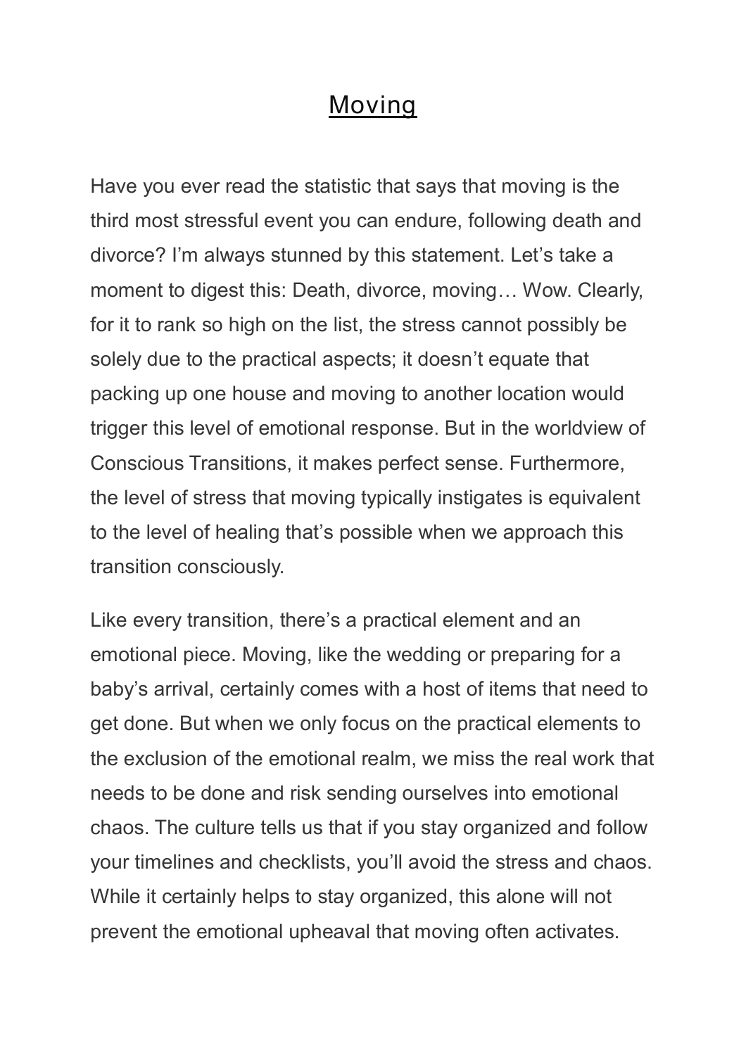# Moving

Have you ever read the statistic that says that moving is the third most stressful event you can endure, following death and divorce? I'm always stunned by this statement. Let's take a moment to digest this: Death, divorce, moving… Wow. Clearly, for it to rank so high on the list, the stress cannot possibly be solely due to the practical aspects; it doesn't equate that packing up one house and moving to another location would trigger this level of emotional response. But in the worldview of Conscious Transitions, it makes perfect sense. Furthermore, the level of stress that moving typically instigates is equivalent to the level of healing that's possible when we approach this transition consciously.

Like every transition, there's a practical element and an emotional piece. Moving, like the wedding or preparing for a baby's arrival, certainly comes with a host of items that need to get done. But when we only focus on the practical elements to the exclusion of the emotional realm, we miss the real work that needs to be done and risk sending ourselves into emotional chaos. The culture tells us that if you stay organized and follow your timelines and checklists, you'll avoid the stress and chaos. While it certainly helps to stay organized, this alone will not prevent the emotional upheaval that moving often activates.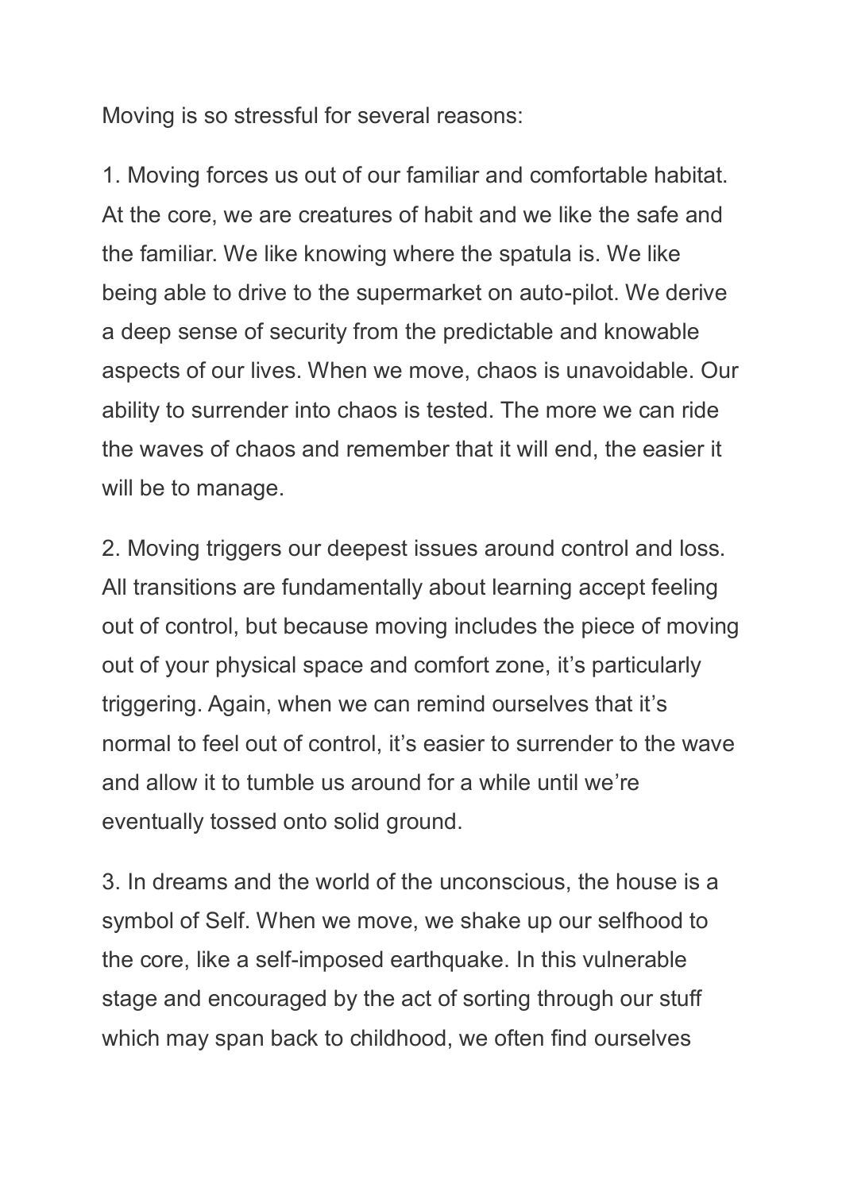Moving is so stressful for several reasons:

1. Moving forces us out of our familiar and comfortable habitat. At the core, we are creatures of habit and we like the safe and the familiar. We like knowing where the spatula is. We like being able to drive to the supermarket on auto-pilot. We derive a deep sense of security from the predictable and knowable aspects of our lives. When we move, chaos is unavoidable. Our ability to surrender into chaos is tested. The more we can ride the waves of chaos and remember that it will end, the easier it will be to manage.

2. Moving triggers our deepest issues around control and loss. All transitions are fundamentally about learning accept feeling out of control, but because moving includes the piece of moving out of your physical space and comfort zone, it's particularly triggering. Again, when we can remind ourselves that it's normal to feel out of control, it's easier to surrender to the wave and allow it to tumble us around for a while until we're eventually tossed onto solid ground.

3. In dreams and the world of the unconscious, the house is a symbol of Self. When we move, we shake up our selfhood to the core, like a self-imposed earthquake. In this vulnerable stage and encouraged by the act of sorting through our stuff which may span back to childhood, we often find ourselves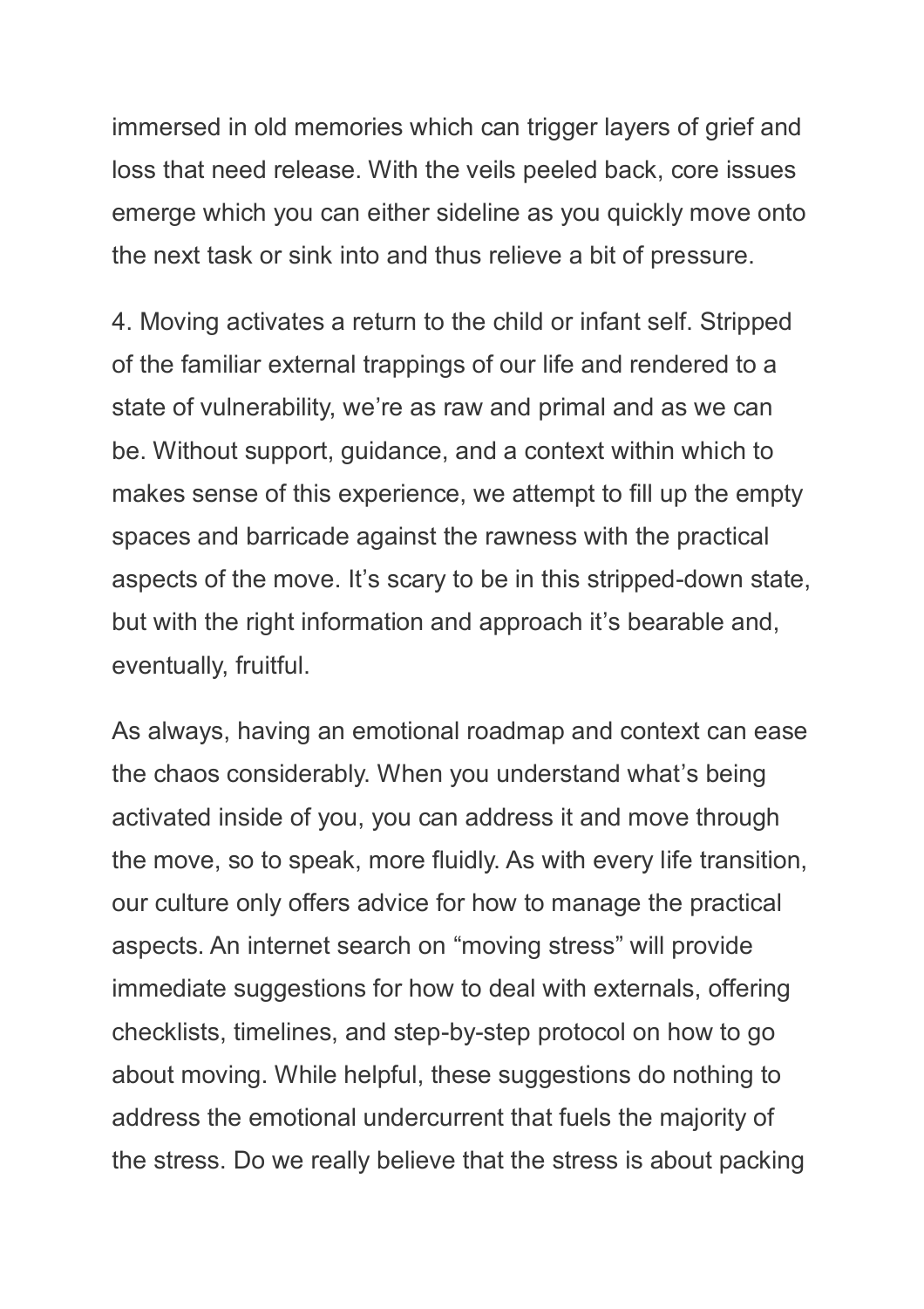immersed in old memories which can trigger layers of grief and loss that need release. With the veils peeled back, core issues emerge which you can either sideline as you quickly move onto the next task or sink into and thus relieve a bit of pressure.

4. Moving activates a return to the child or infant self. Stripped of the familiar external trappings of our life and rendered to a state of vulnerability, we're as raw and primal and as we can be. Without support, guidance, and a context within which to makes sense of this experience, we attempt to fill up the empty spaces and barricade against the rawness with the practical aspects of the move. It's scary to be in this stripped-down state, but with the right information and approach it's bearable and, eventually, fruitful.

As always, having an emotional roadmap and context can ease the chaos considerably. When you understand what's being activated inside of you, you can address it and move through the move, so to speak, more fluidly. As with every life transition, our culture only offers advice for how to manage the practical aspects. An internet search on "moving stress" will provide immediate suggestions for how to deal with externals, offering checklists, timelines, and step-by-step protocol on how to go about moving. While helpful, these suggestions do nothing to address the emotional undercurrent that fuels the majority of the stress. Do we really believe that the stress is about packing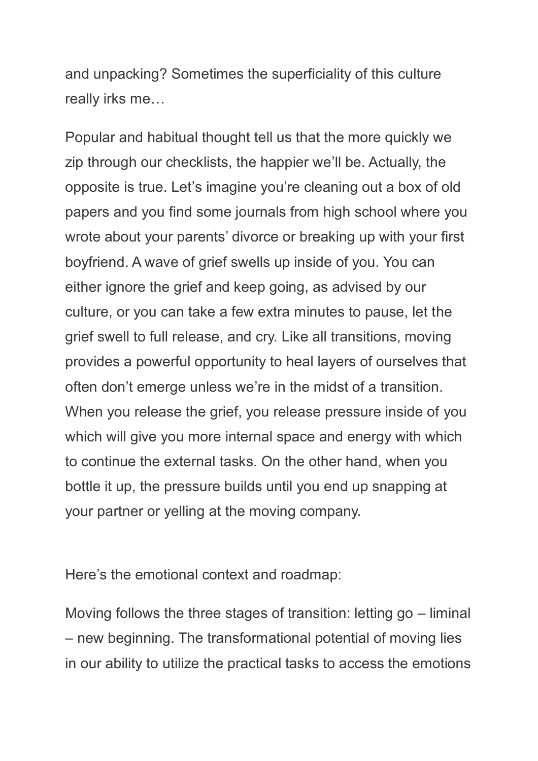and unpacking? Sometimes the superficiality of this culture really irks me…

Popular and habitual thought tell us that the more quickly we zip through our checklists, the happier we'll be. Actually, the opposite is true. Let's imagine you're cleaning out a box of old papers and you find some journals from high school where you wrote about your parents' divorce or breaking up with your first boyfriend. A wave of grief swells up inside of you. You can either ignore the grief and keep going, as advised by our culture, or you can take a few extra minutes to pause, let the grief swell to full release, and cry. Like all transitions, moving provides a powerful opportunity to heal layers of ourselves that often don't emerge unless we're in the midst of a transition. When you release the grief, you release pressure inside of you which will give you more internal space and energy with which to continue the external tasks. On the other hand, when you bottle it up, the pressure builds until you end up snapping at your partner or yelling at the moving company.

Here's the emotional context and roadmap:

Moving follows the three stages of transition: letting go – liminal – new beginning. The transformational potential of moving lies in our ability to utilize the practical tasks to access the emotions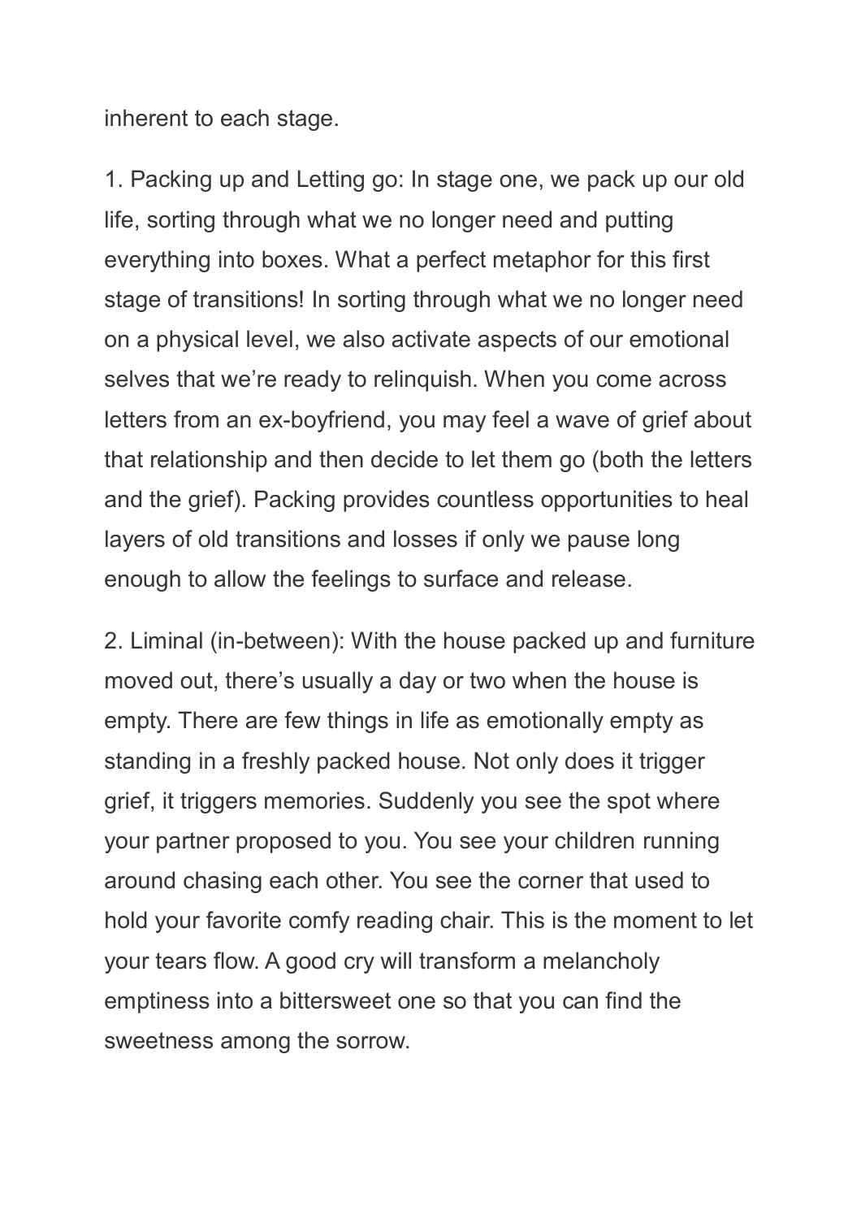inherent to each stage.

1. Packing up and Letting go: In stage one, we pack up our old life, sorting through what we no longer need and putting everything into boxes. What a perfect metaphor for this first stage of transitions! In sorting through what we no longer need on a physical level, we also activate aspects of our emotional selves that we're ready to relinquish. When you come across letters from an ex-boyfriend, you may feel a wave of grief about that relationship and then decide to let them go (both the letters and the grief). Packing provides countless opportunities to heal layers of old transitions and losses if only we pause long enough to allow the feelings to surface and release.

2. Liminal (in-between): With the house packed up and furniture moved out, there's usually a day or two when the house is empty. There are few things in life as emotionally empty as standing in a freshly packed house. Not only does it trigger grief, it triggers memories. Suddenly you see the spot where your partner proposed to you. You see your children running around chasing each other. You see the corner that used to hold your favorite comfy reading chair. This is the moment to let your tears flow. A good cry will transform a melancholy emptiness into a bittersweet one so that you can find the sweetness among the sorrow.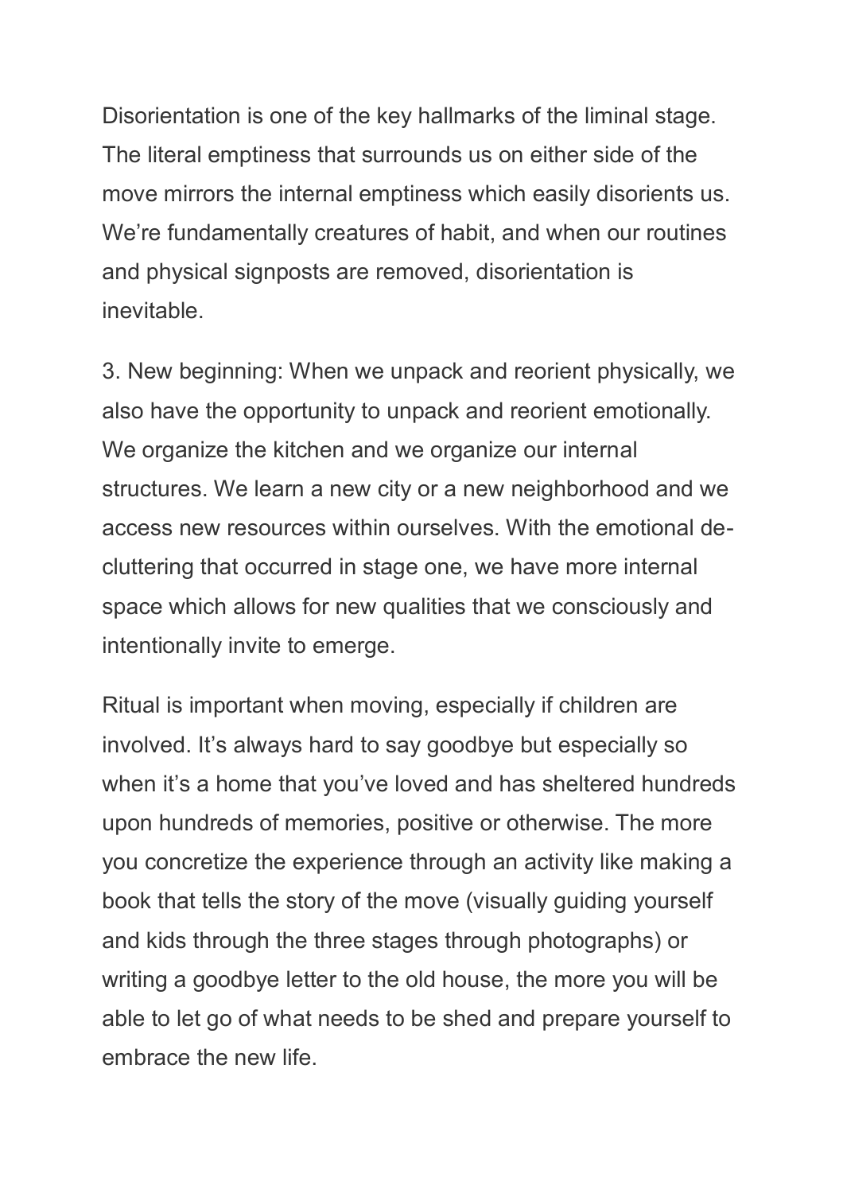Disorientation is one of the key hallmarks of the liminal stage. The literal emptiness that surrounds us on either side of the move mirrors the internal emptiness which easily disorients us. We're fundamentally creatures of habit, and when our routines and physical signposts are removed, disorientation is inevitable.

3. New beginning: When we unpack and reorient physically, we also have the opportunity to unpack and reorient emotionally. We organize the kitchen and we organize our internal structures. We learn a new city or a new neighborhood and we access new resources within ourselves. With the emotional de-cluttering that occurred in stage one, we have more internal space which allows for new qualities that we consciously and intentionally invite to emerge.

Ritual is important when moving, especially if children are involved. It's always hard to say goodbye but especially so when it's a home that you've loved and has sheltered hundreds upon hundreds of memories, positive or otherwise. The more you concretize the experience through an activity like making a book that tells the story of the move (visually guiding yourself and kids through the three stages through photographs) or writing a goodbye letter to the old house, the more you will be able to let go of what needs to be shed and prepare yourself to embrace the new life.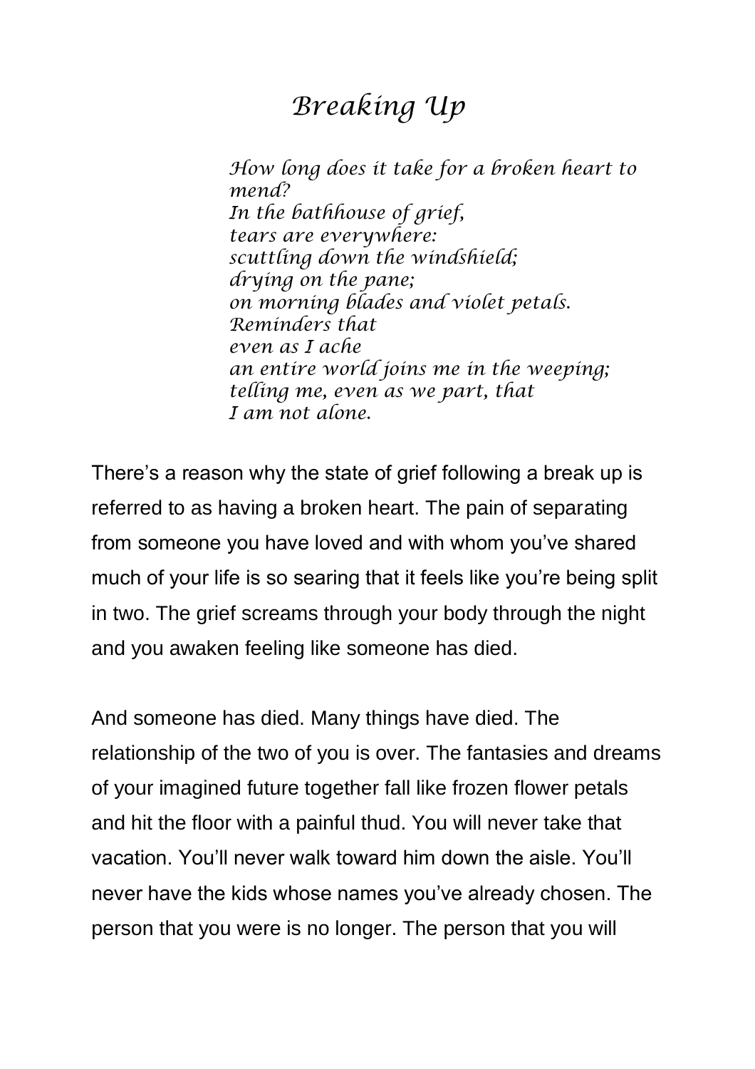# *Breaking Up*

*How long does it take for a broken heart to mend?*
*In the bathhouse of grief,*
*tears are everywhere:*
*scuttling down the windshield;*
*drying on the pane;*
*on morning blades and violet petals.*
*Reminders that*
*even as I ache*
*an entire world joins me in the weeping;*
*telling me, even as we part, that*
*I am not alone.*

There's a reason why the state of grief following a break up is referred to as having a broken heart. The pain of separating from someone you have loved and with whom you've shared much of your life is so searing that it feels like you're being split in two. The grief screams through your body through the night and you awaken feeling like someone has died.

And someone has died. Many things have died. The relationship of the two of you is over. The fantasies and dreams of your imagined future together fall like frozen flower petals and hit the floor with a painful thud. You will never take that vacation. You'll never walk toward him down the aisle. You'll never have the kids whose names you've already chosen. The person that you were is no longer. The person that you will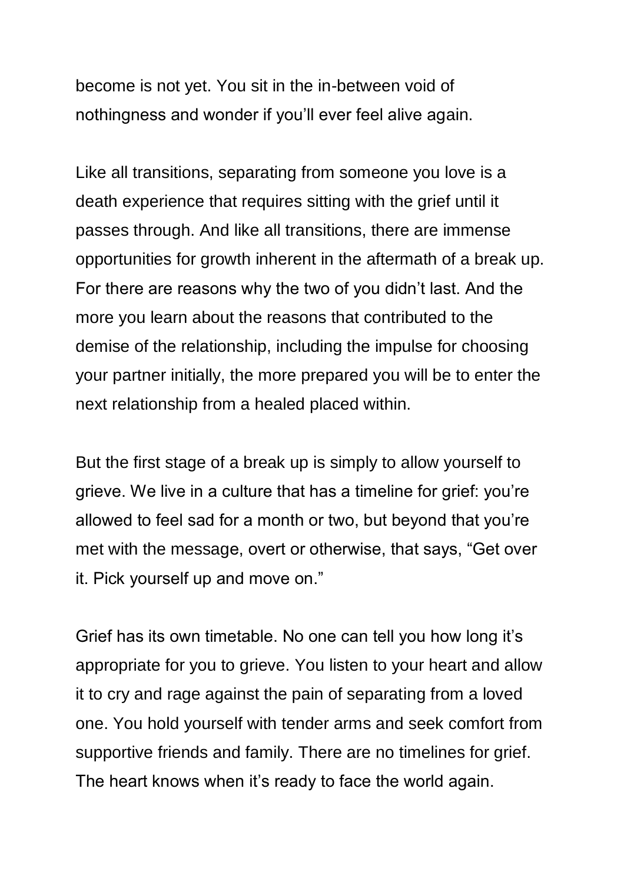become is not yet. You sit in the in-between void of nothingness and wonder if you'll ever feel alive again.

Like all transitions, separating from someone you love is a death experience that requires sitting with the grief until it passes through. And like all transitions, there are immense opportunities for growth inherent in the aftermath of a break up. For there are reasons why the two of you didn't last. And the more you learn about the reasons that contributed to the demise of the relationship, including the impulse for choosing your partner initially, the more prepared you will be to enter the next relationship from a healed placed within.

But the first stage of a break up is simply to allow yourself to grieve. We live in a culture that has a timeline for grief: you're allowed to feel sad for a month or two, but beyond that you're met with the message, overt or otherwise, that says, "Get over it. Pick yourself up and move on."

Grief has its own timetable. No one can tell you how long it's appropriate for you to grieve. You listen to your heart and allow it to cry and rage against the pain of separating from a loved one. You hold yourself with tender arms and seek comfort from supportive friends and family. There are no timelines for grief. The heart knows when it's ready to face the world again.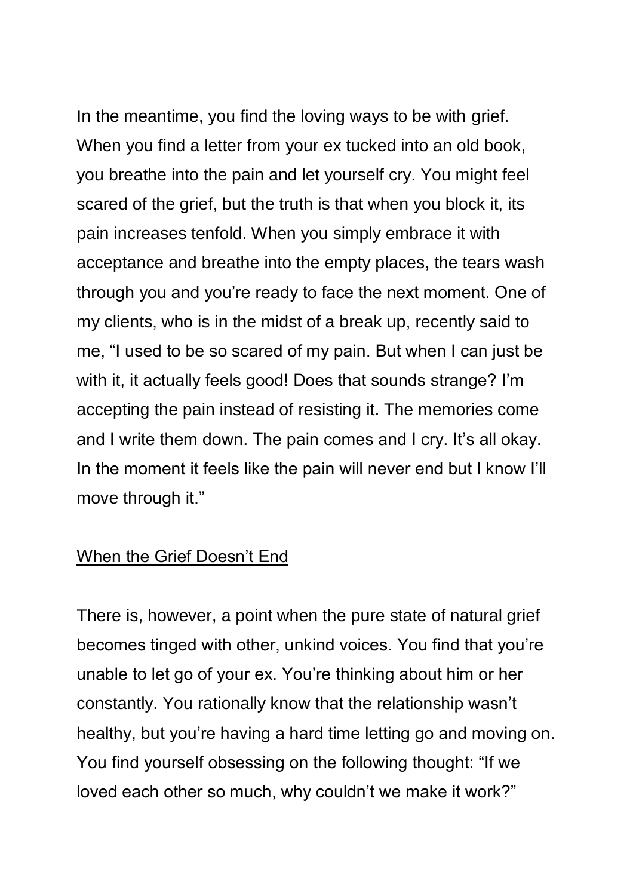In the meantime, you find the loving ways to be with grief. When you find a letter from your ex tucked into an old book, you breathe into the pain and let yourself cry. You might feel scared of the grief, but the truth is that when you block it, its pain increases tenfold. When you simply embrace it with acceptance and breathe into the empty places, the tears wash through you and you're ready to face the next moment. One of my clients, who is in the midst of a break up, recently said to me, "I used to be so scared of my pain. But when I can just be with it, it actually feels good! Does that sounds strange? I'm accepting the pain instead of resisting it. The memories come and I write them down. The pain comes and I cry. It's all okay. In the moment it feels like the pain will never end but I know I'll move through it."

## When the Grief Doesn't End

There is, however, a point when the pure state of natural grief becomes tinged with other, unkind voices. You find that you're unable to let go of your ex. You're thinking about him or her constantly. You rationally know that the relationship wasn't healthy, but you're having a hard time letting go and moving on. You find yourself obsessing on the following thought: "If we loved each other so much, why couldn't we make it work?"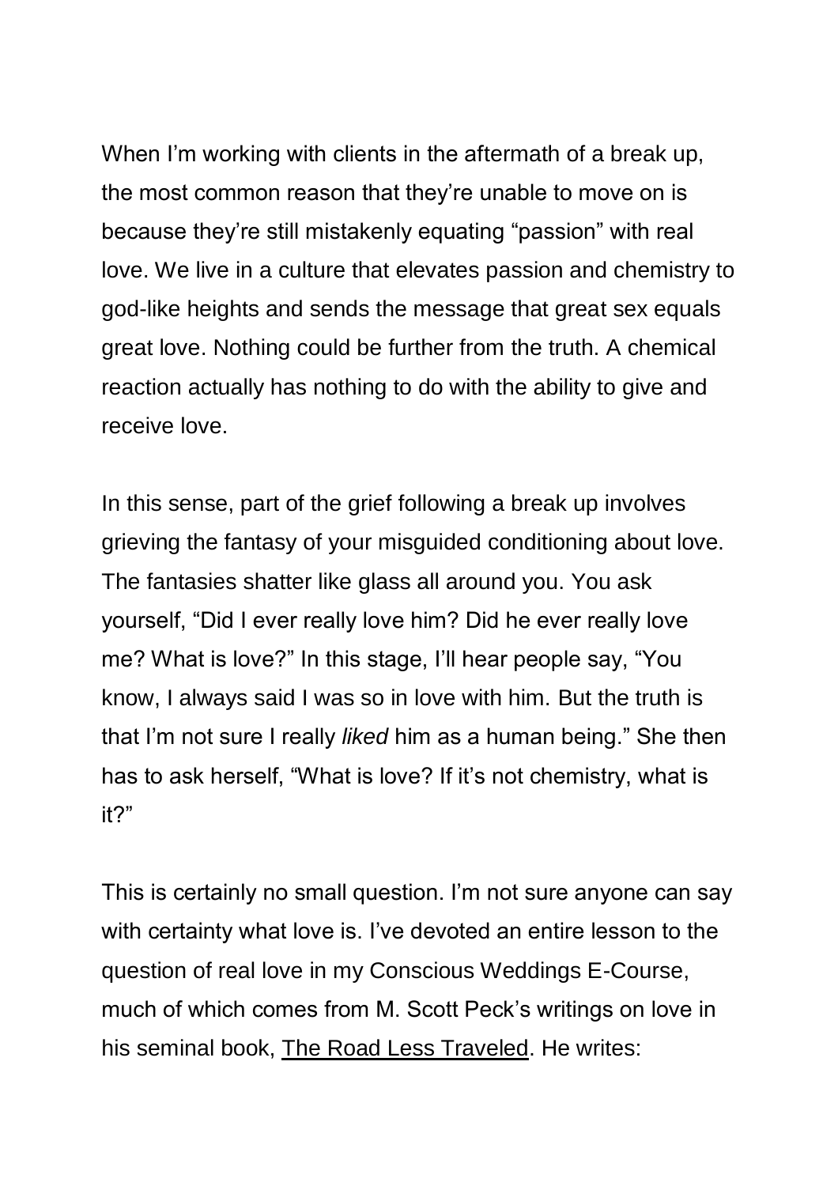When I'm working with clients in the aftermath of a break up, the most common reason that they're unable to move on is because they're still mistakenly equating "passion" with real love. We live in a culture that elevates passion and chemistry to god-like heights and sends the message that great sex equals great love. Nothing could be further from the truth. A chemical reaction actually has nothing to do with the ability to give and receive love.

In this sense, part of the grief following a break up involves grieving the fantasy of your misguided conditioning about love. The fantasies shatter like glass all around you. You ask yourself, "Did I ever really love him? Did he ever really love me? What is love?" In this stage, I'll hear people say, "You know, I always said I was so in love with him. But the truth is that I'm not sure I really *liked* him as a human being." She then has to ask herself, "What is love? If it's not chemistry, what is it?"

This is certainly no small question. I'm not sure anyone can say with certainty what love is. I've devoted an entire lesson to the question of real love in my Conscious Weddings E-Course, much of which comes from M. Scott Peck's writings on love in his seminal book, The Road Less Traveled. He writes: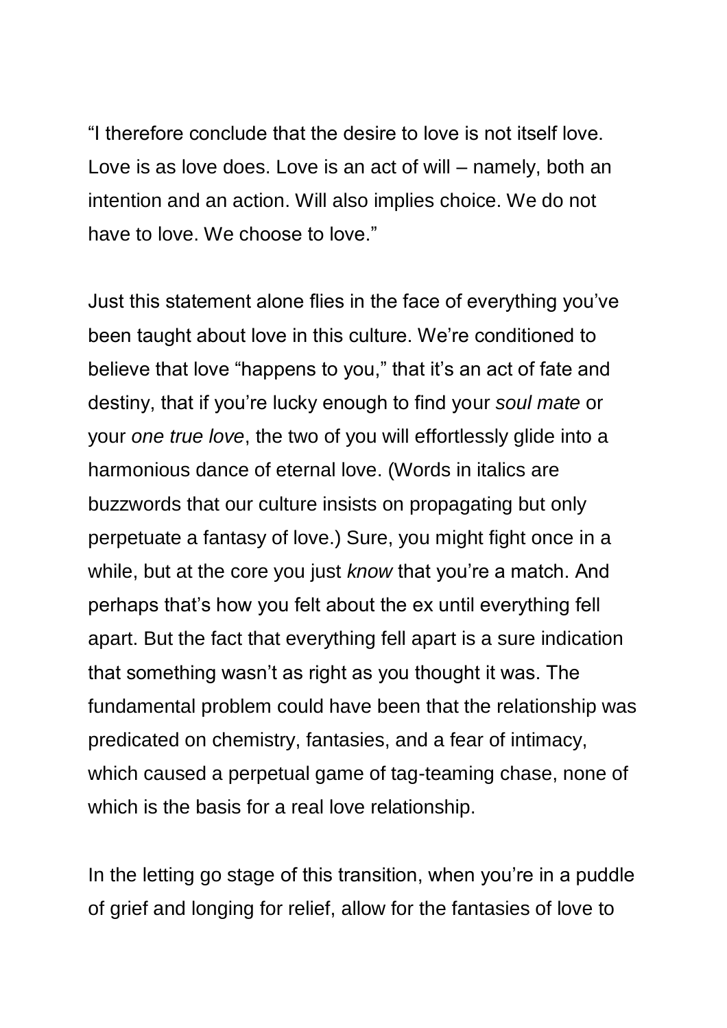"I therefore conclude that the desire to love is not itself love. Love is as love does. Love is an act of will – namely, both an intention and an action. Will also implies choice. We do not have to love. We choose to love."

Just this statement alone flies in the face of everything you've been taught about love in this culture. We're conditioned to believe that love "happens to you," that it's an act of fate and destiny, that if you're lucky enough to find your *soul mate* or your *one true love*, the two of you will effortlessly glide into a harmonious dance of eternal love. (Words in italics are buzzwords that our culture insists on propagating but only perpetuate a fantasy of love.) Sure, you might fight once in a while, but at the core you just *know* that you're a match. And perhaps that's how you felt about the ex until everything fell apart. But the fact that everything fell apart is a sure indication that something wasn't as right as you thought it was. The fundamental problem could have been that the relationship was predicated on chemistry, fantasies, and a fear of intimacy, which caused a perpetual game of tag-teaming chase, none of which is the basis for a real love relationship.

In the letting go stage of this transition, when you're in a puddle of grief and longing for relief, allow for the fantasies of love to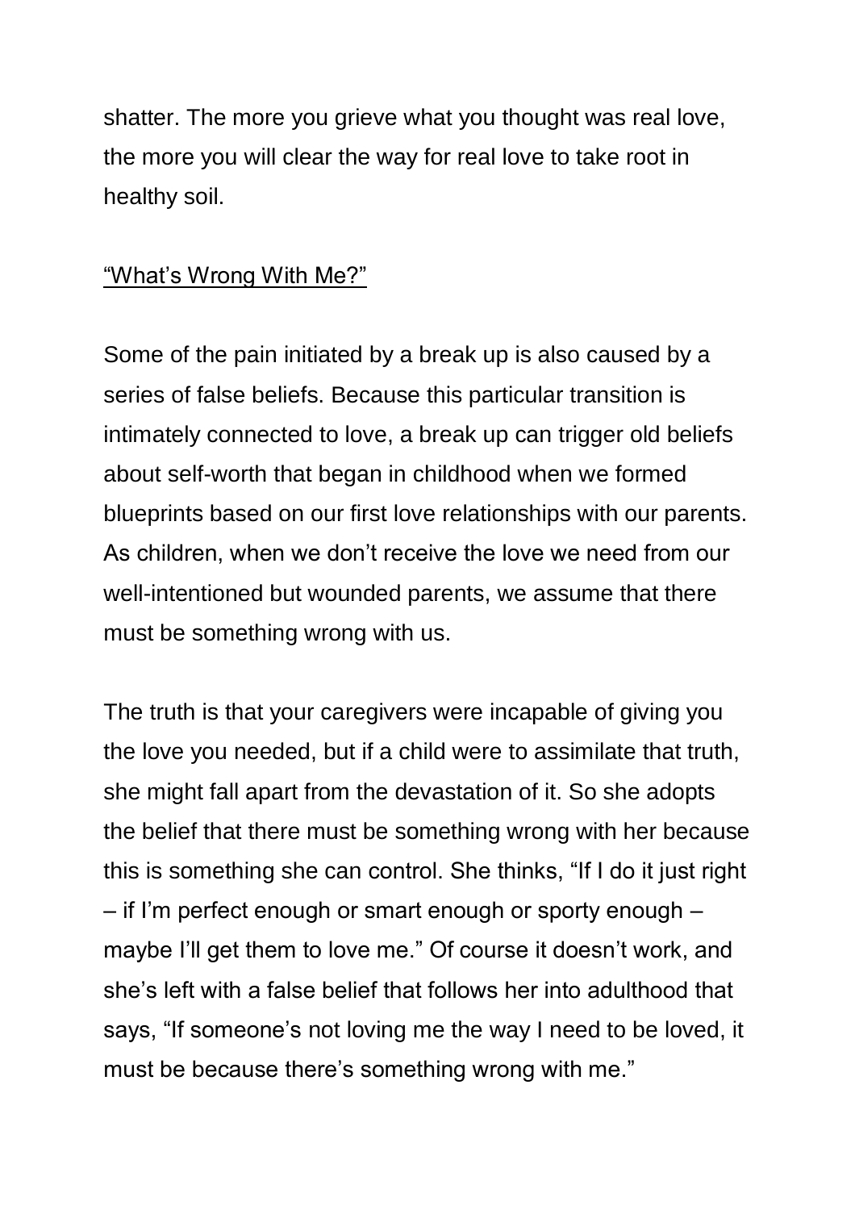shatter. The more you grieve what you thought was real love, the more you will clear the way for real love to take root in healthy soil.

## “What’s Wrong With Me?”

Some of the pain initiated by a break up is also caused by a series of false beliefs. Because this particular transition is intimately connected to love, a break up can trigger old beliefs about self-worth that began in childhood when we formed blueprints based on our first love relationships with our parents. As children, when we don’t receive the love we need from our well-intentioned but wounded parents, we assume that there must be something wrong with us.

The truth is that your caregivers were incapable of giving you the love you needed, but if a child were to assimilate that truth, she might fall apart from the devastation of it. So she adopts the belief that there must be something wrong with her because this is something she can control. She thinks, “If I do it just right – if I’m perfect enough or smart enough or sporty enough – maybe I’ll get them to love me.” Of course it doesn’t work, and she’s left with a false belief that follows her into adulthood that says, “If someone’s not loving me the way I need to be loved, it must be because there’s something wrong with me.”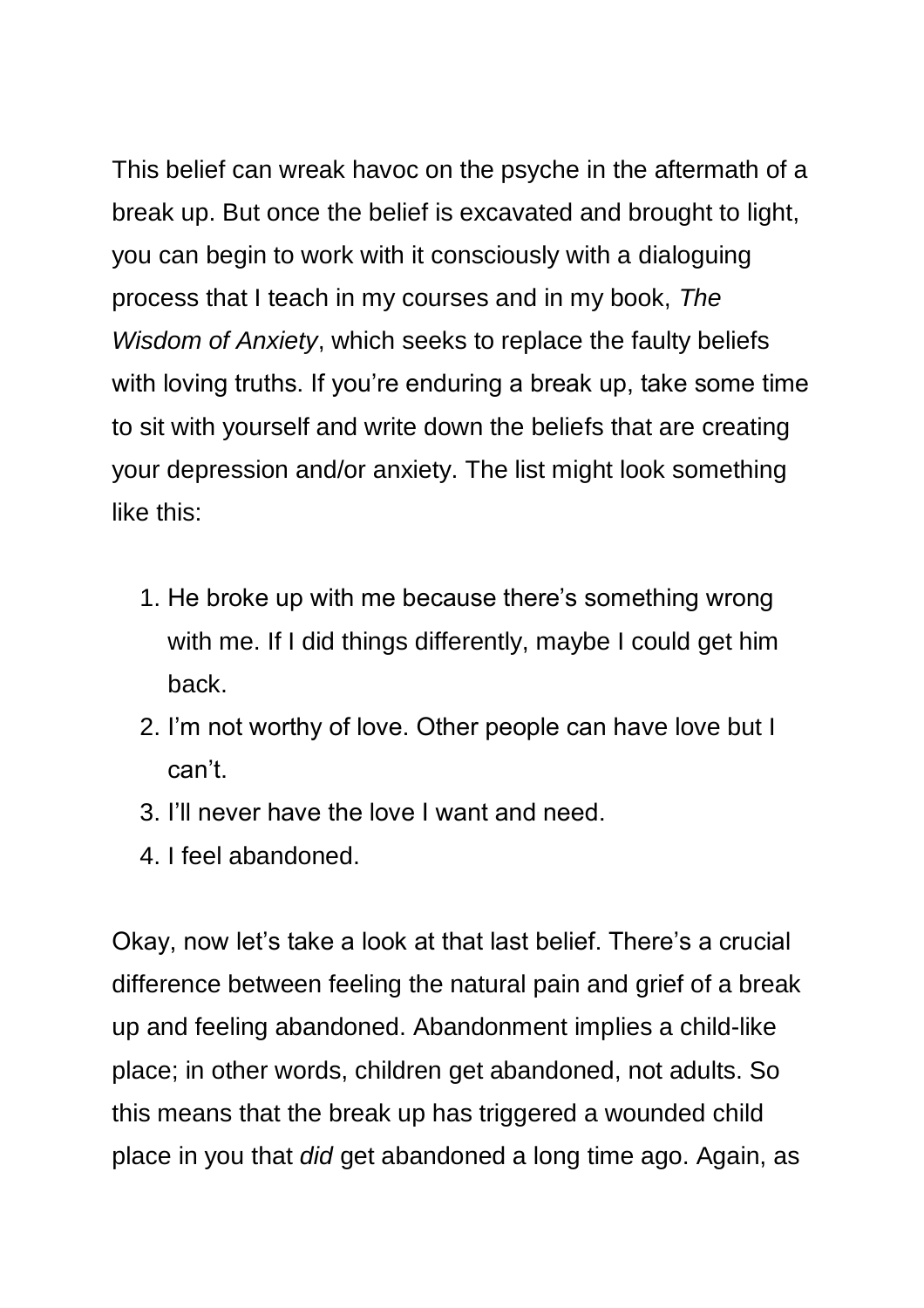This belief can wreak havoc on the psyche in the aftermath of a break up. But once the belief is excavated and brought to light, you can begin to work with it consciously with a dialoguing process that I teach in my courses and in my book, *The Wisdom of Anxiety*, which seeks to replace the faulty beliefs with loving truths. If you're enduring a break up, take some time to sit with yourself and write down the beliefs that are creating your depression and/or anxiety. The list might look something like this:

1. He broke up with me because there's something wrong with me. If I did things differently, maybe I could get him back.
2. I'm not worthy of love. Other people can have love but I can't.
3. I'll never have the love I want and need.
4. I feel abandoned.

Okay, now let's take a look at that last belief. There's a crucial difference between feeling the natural pain and grief of a break up and feeling abandoned. Abandonment implies a child-like place; in other words, children get abandoned, not adults. So this means that the break up has triggered a wounded child place in you that *did* get abandoned a long time ago. Again, as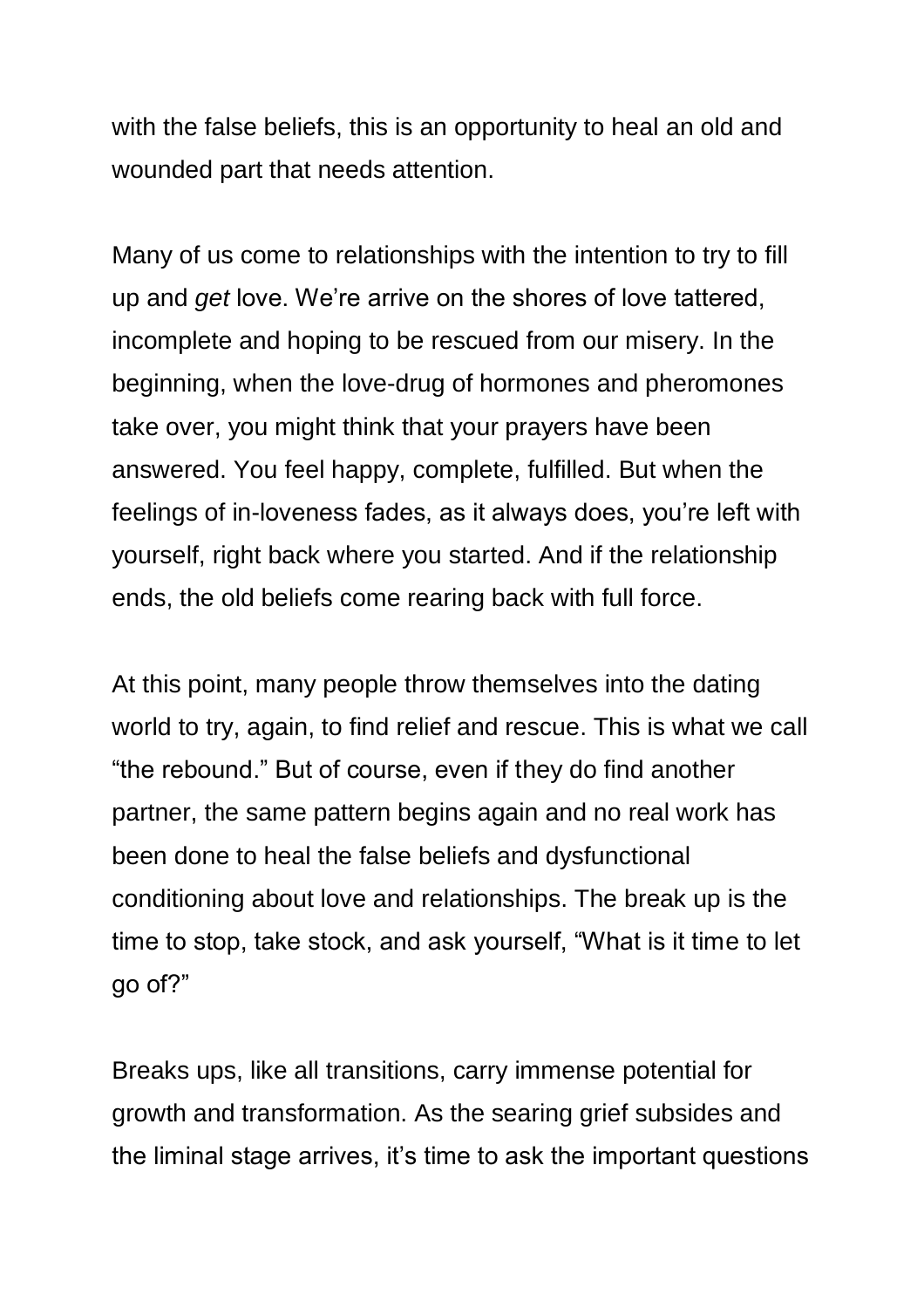with the false beliefs, this is an opportunity to heal an old and wounded part that needs attention.

Many of us come to relationships with the intention to try to fill up and *get* love. We're arrive on the shores of love tattered, incomplete and hoping to be rescued from our misery. In the beginning, when the love-drug of hormones and pheromones take over, you might think that your prayers have been answered. You feel happy, complete, fulfilled. But when the feelings of in-loveness fades, as it always does, you're left with yourself, right back where you started. And if the relationship ends, the old beliefs come rearing back with full force.

At this point, many people throw themselves into the dating world to try, again, to find relief and rescue. This is what we call "the rebound." But of course, even if they do find another partner, the same pattern begins again and no real work has been done to heal the false beliefs and dysfunctional conditioning about love and relationships. The break up is the time to stop, take stock, and ask yourself, "What is it time to let go of?"

Breaks ups, like all transitions, carry immense potential for growth and transformation. As the searing grief subsides and the liminal stage arrives, it's time to ask the important questions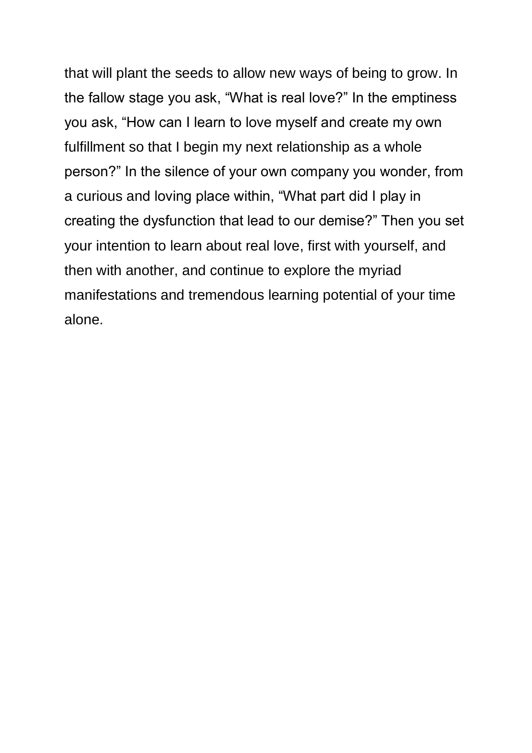that will plant the seeds to allow new ways of being to grow. In the fallow stage you ask, “What is real love?” In the emptiness you ask, “How can I learn to love myself and create my own fulfillment so that I begin my next relationship as a whole person?” In the silence of your own company you wonder, from a curious and loving place within, “What part did I play in creating the dysfunction that lead to our demise?” Then you set your intention to learn about real love, first with yourself, and then with another, and continue to explore the myriad manifestations and tremendous learning potential of your time alone.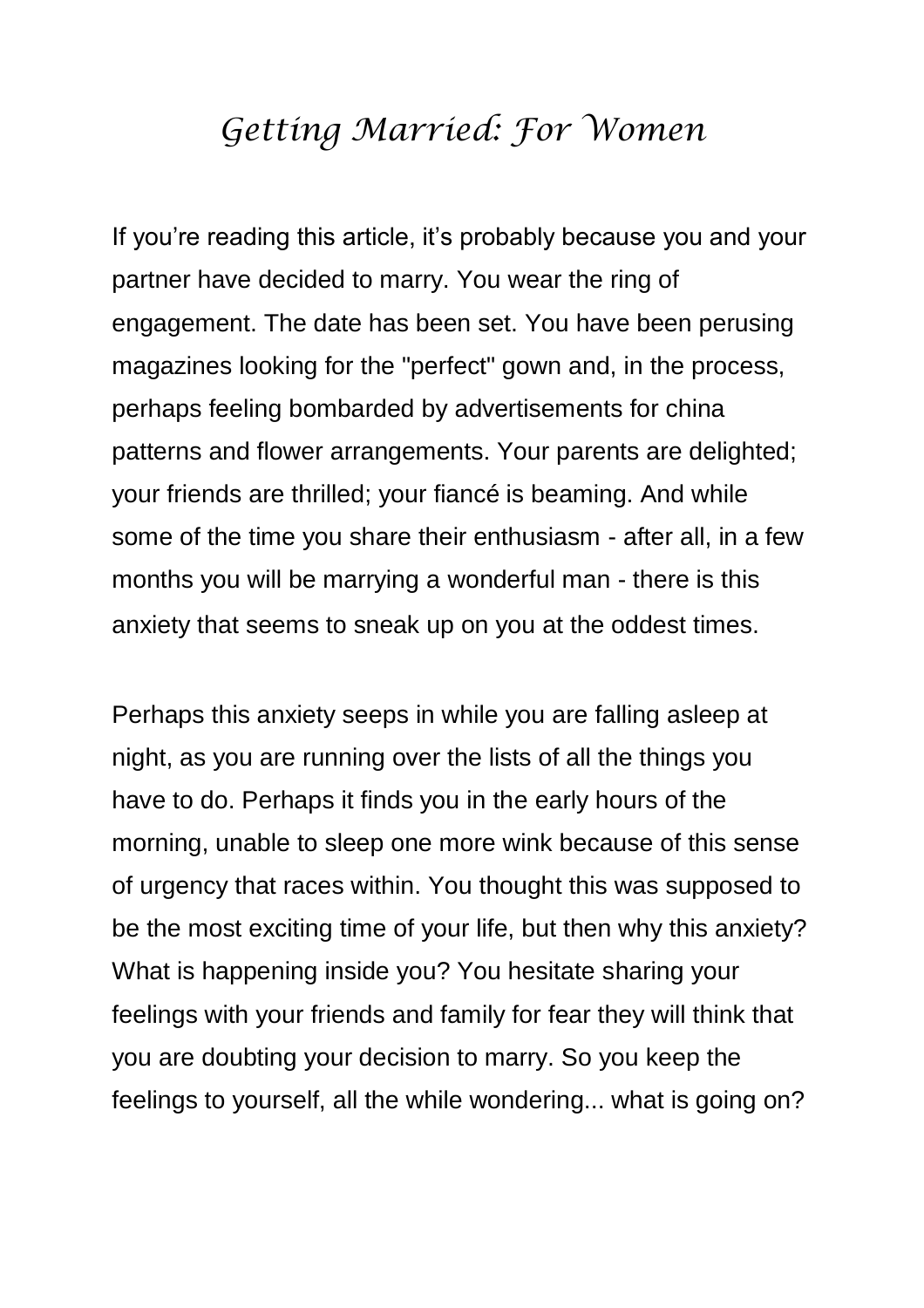# Getting Married: For Women

If you're reading this article, it's probably because you and your partner have decided to marry. You wear the ring of engagement. The date has been set. You have been perusing magazines looking for the "perfect" gown and, in the process, perhaps feeling bombarded by advertisements for china patterns and flower arrangements. Your parents are delighted; your friends are thrilled; your fiancé is beaming. And while some of the time you share their enthusiasm - after all, in a few months you will be marrying a wonderful man - there is this anxiety that seems to sneak up on you at the oddest times.

Perhaps this anxiety seeps in while you are falling asleep at night, as you are running over the lists of all the things you have to do. Perhaps it finds you in the early hours of the morning, unable to sleep one more wink because of this sense of urgency that races within. You thought this was supposed to be the most exciting time of your life, but then why this anxiety? What is happening inside you? You hesitate sharing your feelings with your friends and family for fear they will think that you are doubting your decision to marry. So you keep the feelings to yourself, all the while wondering... what is going on?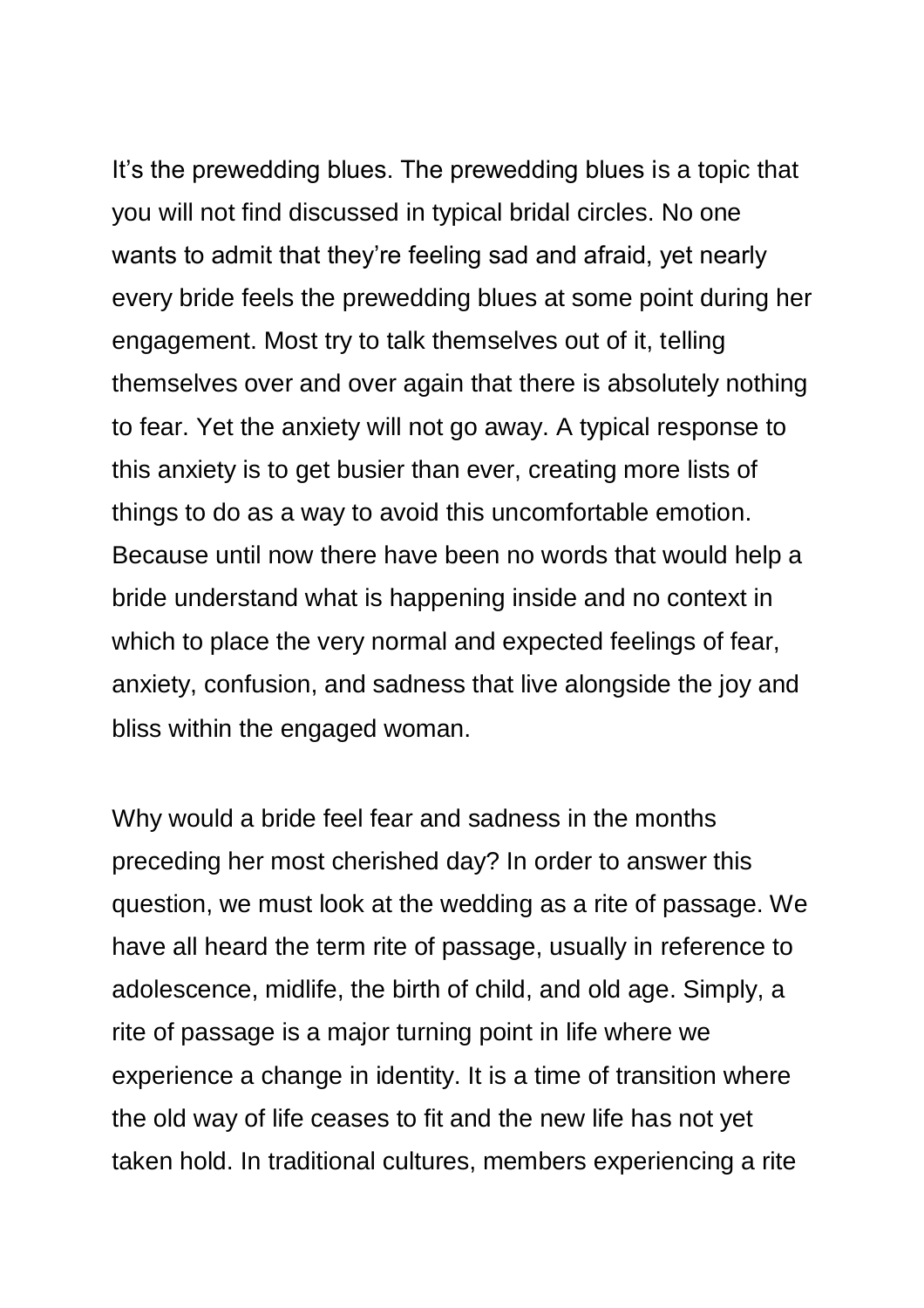It's the prewedding blues. The prewedding blues is a topic that you will not find discussed in typical bridal circles. No one wants to admit that they're feeling sad and afraid, yet nearly every bride feels the prewedding blues at some point during her engagement. Most try to talk themselves out of it, telling themselves over and over again that there is absolutely nothing to fear. Yet the anxiety will not go away. A typical response to this anxiety is to get busier than ever, creating more lists of things to do as a way to avoid this uncomfortable emotion. Because until now there have been no words that would help a bride understand what is happening inside and no context in which to place the very normal and expected feelings of fear, anxiety, confusion, and sadness that live alongside the joy and bliss within the engaged woman.

Why would a bride feel fear and sadness in the months preceding her most cherished day? In order to answer this question, we must look at the wedding as a rite of passage. We have all heard the term rite of passage, usually in reference to adolescence, midlife, the birth of child, and old age. Simply, a rite of passage is a major turning point in life where we experience a change in identity. It is a time of transition where the old way of life ceases to fit and the new life has not yet taken hold. In traditional cultures, members experiencing a rite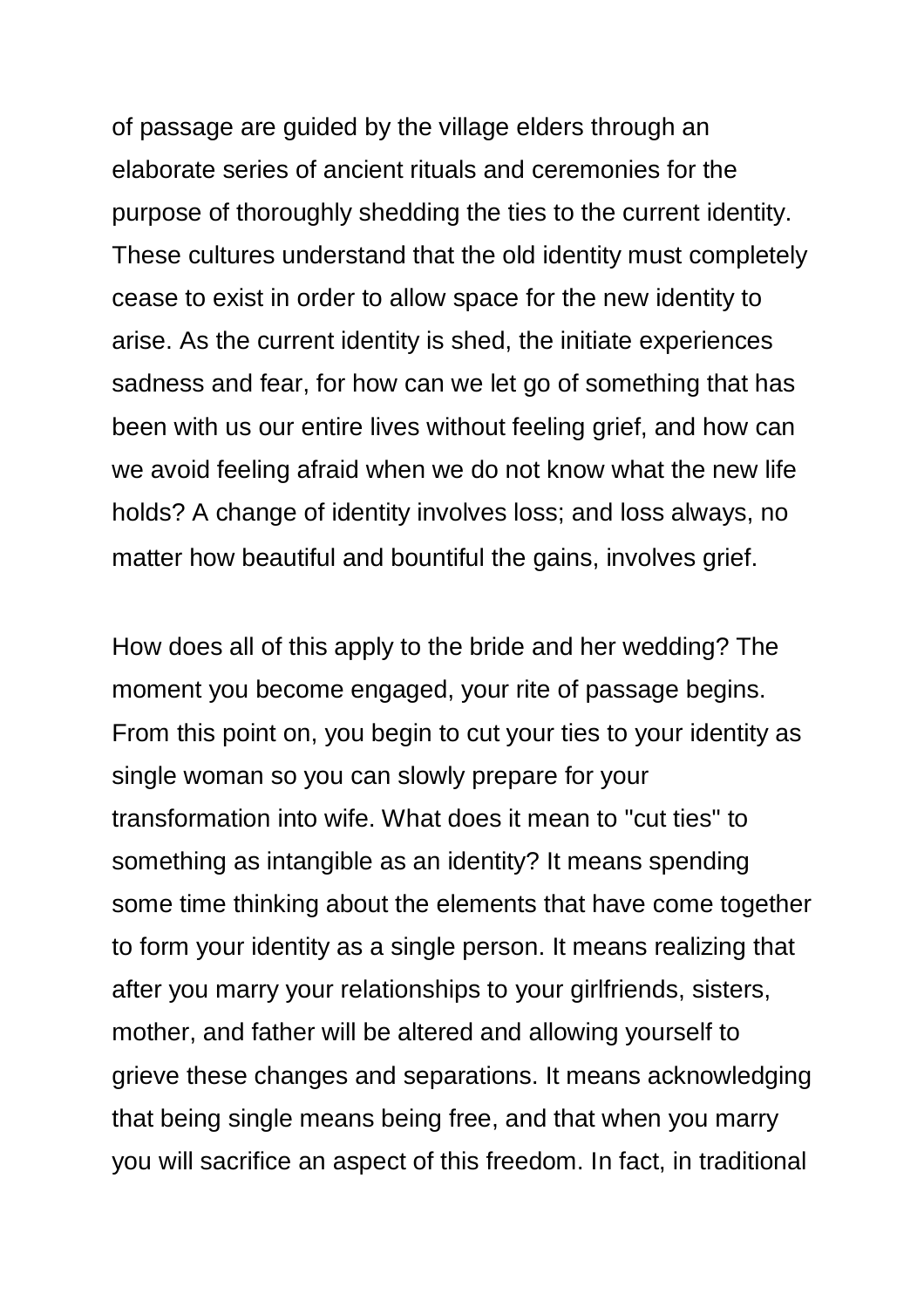of passage are guided by the village elders through an elaborate series of ancient rituals and ceremonies for the purpose of thoroughly shedding the ties to the current identity. These cultures understand that the old identity must completely cease to exist in order to allow space for the new identity to arise. As the current identity is shed, the initiate experiences sadness and fear, for how can we let go of something that has been with us our entire lives without feeling grief, and how can we avoid feeling afraid when we do not know what the new life holds? A change of identity involves loss; and loss always, no matter how beautiful and bountiful the gains, involves grief.

How does all of this apply to the bride and her wedding? The moment you become engaged, your rite of passage begins. From this point on, you begin to cut your ties to your identity as single woman so you can slowly prepare for your transformation into wife. What does it mean to "cut ties" to something as intangible as an identity? It means spending some time thinking about the elements that have come together to form your identity as a single person. It means realizing that after you marry your relationships to your girlfriends, sisters, mother, and father will be altered and allowing yourself to grieve these changes and separations. It means acknowledging that being single means being free, and that when you marry you will sacrifice an aspect of this freedom. In fact, in traditional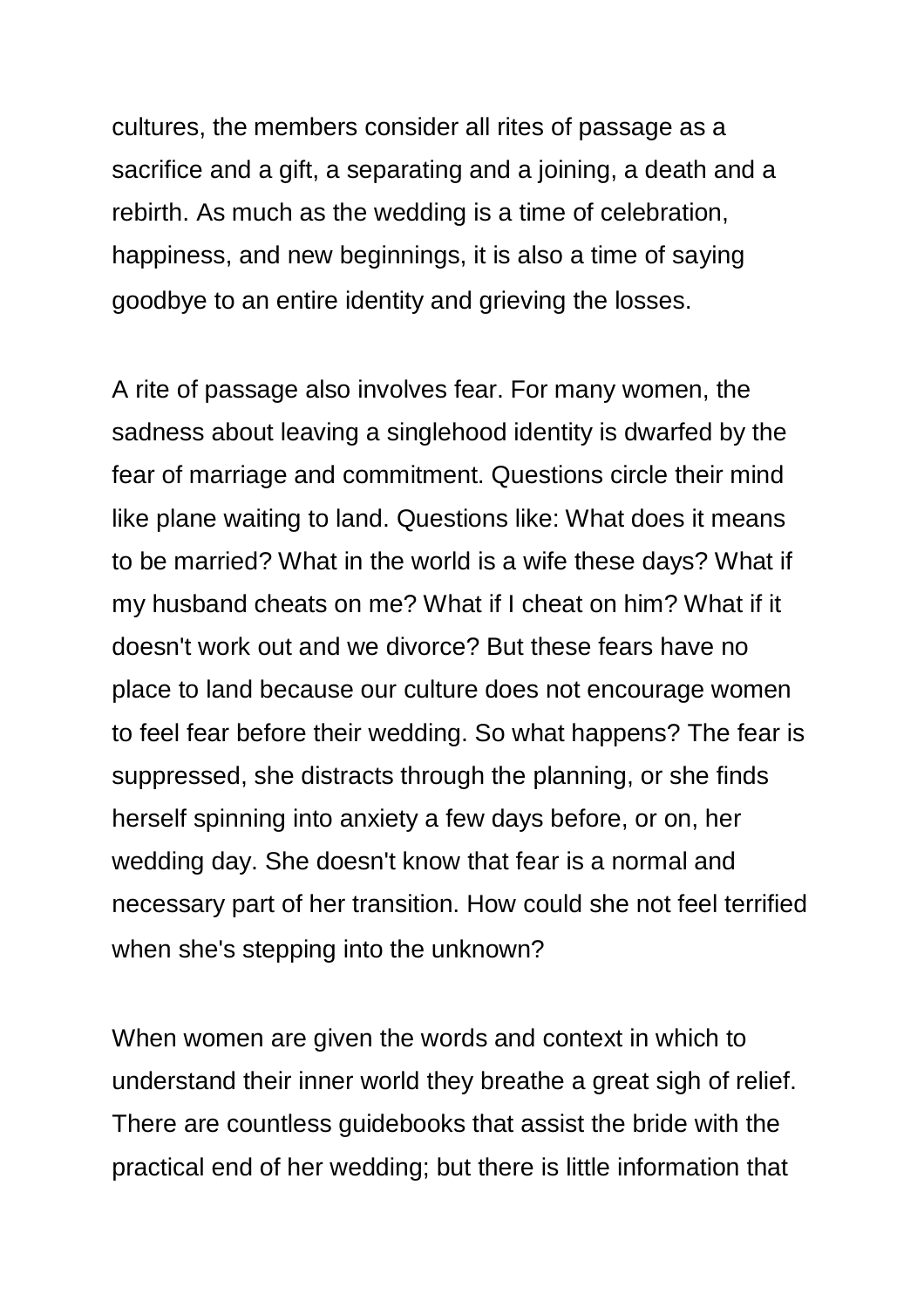cultures, the members consider all rites of passage as a sacrifice and a gift, a separating and a joining, a death and a rebirth. As much as the wedding is a time of celebration, happiness, and new beginnings, it is also a time of saying goodbye to an entire identity and grieving the losses.

A rite of passage also involves fear. For many women, the sadness about leaving a singlehood identity is dwarfed by the fear of marriage and commitment. Questions circle their mind like plane waiting to land. Questions like: What does it means to be married? What in the world is a wife these days? What if my husband cheats on me? What if I cheat on him? What if it doesn't work out and we divorce? But these fears have no place to land because our culture does not encourage women to feel fear before their wedding. So what happens? The fear is suppressed, she distracts through the planning, or she finds herself spinning into anxiety a few days before, or on, her wedding day. She doesn't know that fear is a normal and necessary part of her transition. How could she not feel terrified when she's stepping into the unknown?

When women are given the words and context in which to understand their inner world they breathe a great sigh of relief. There are countless guidebooks that assist the bride with the practical end of her wedding; but there is little information that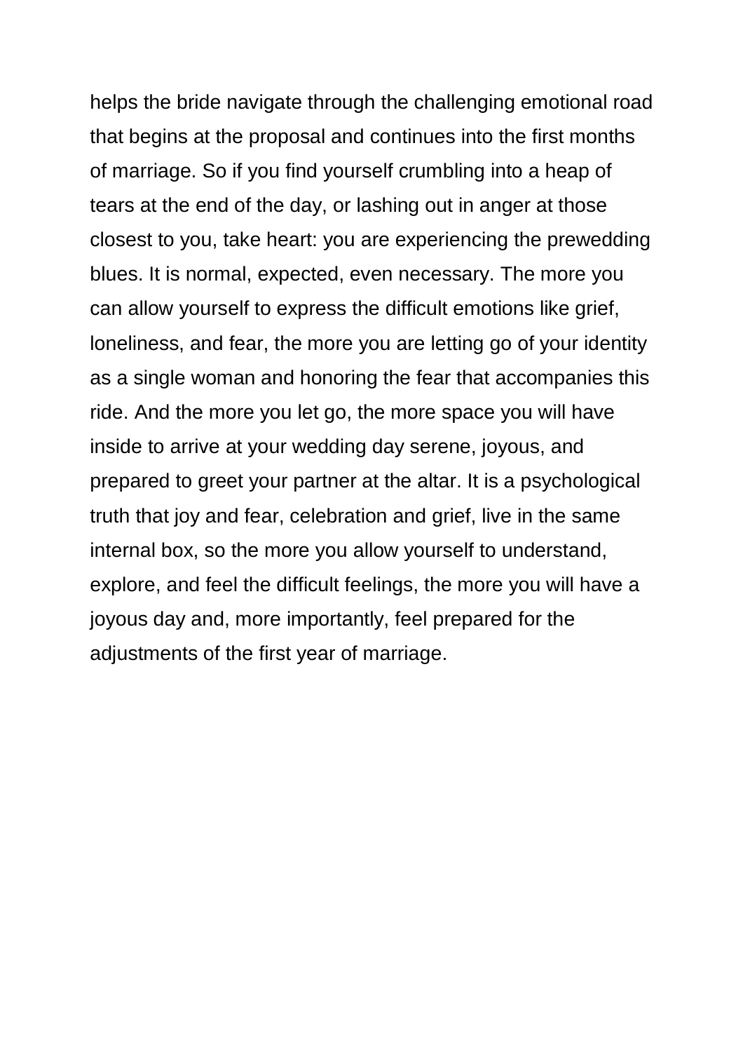helps the bride navigate through the challenging emotional road that begins at the proposal and continues into the first months of marriage. So if you find yourself crumbling into a heap of tears at the end of the day, or lashing out in anger at those closest to you, take heart: you are experiencing the prewedding blues. It is normal, expected, even necessary. The more you can allow yourself to express the difficult emotions like grief, loneliness, and fear, the more you are letting go of your identity as a single woman and honoring the fear that accompanies this ride. And the more you let go, the more space you will have inside to arrive at your wedding day serene, joyous, and prepared to greet your partner at the altar. It is a psychological truth that joy and fear, celebration and grief, live in the same internal box, so the more you allow yourself to understand, explore, and feel the difficult feelings, the more you will have a joyous day and, more importantly, feel prepared for the adjustments of the first year of marriage.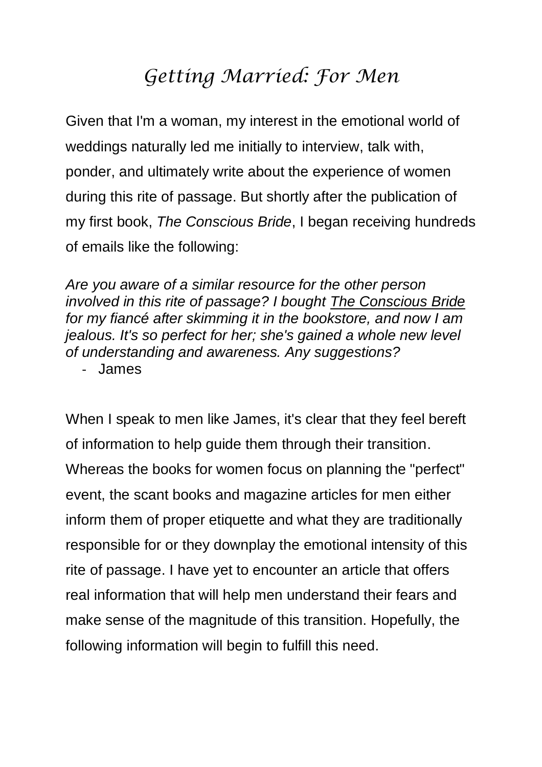# *Getting Married: For Men*

Given that I'm a woman, my interest in the emotional world of weddings naturally led me initially to interview, talk with, ponder, and ultimately write about the experience of women during this rite of passage. But shortly after the publication of my first book, *The Conscious Bride*, I began receiving hundreds of emails like the following:

*Are you aware of a similar resource for the other person involved in this rite of passage? I bought The Conscious Bride for my fiancé after skimming it in the bookstore, and now I am jealous. It's so perfect for her; she's gained a whole new level of understanding and awareness. Any suggestions?*

- James

When I speak to men like James, it's clear that they feel bereft of information to help guide them through their transition. Whereas the books for women focus on planning the "perfect" event, the scant books and magazine articles for men either inform them of proper etiquette and what they are traditionally responsible for or they downplay the emotional intensity of this rite of passage. I have yet to encounter an article that offers real information that will help men understand their fears and make sense of the magnitude of this transition. Hopefully, the following information will begin to fulfill this need.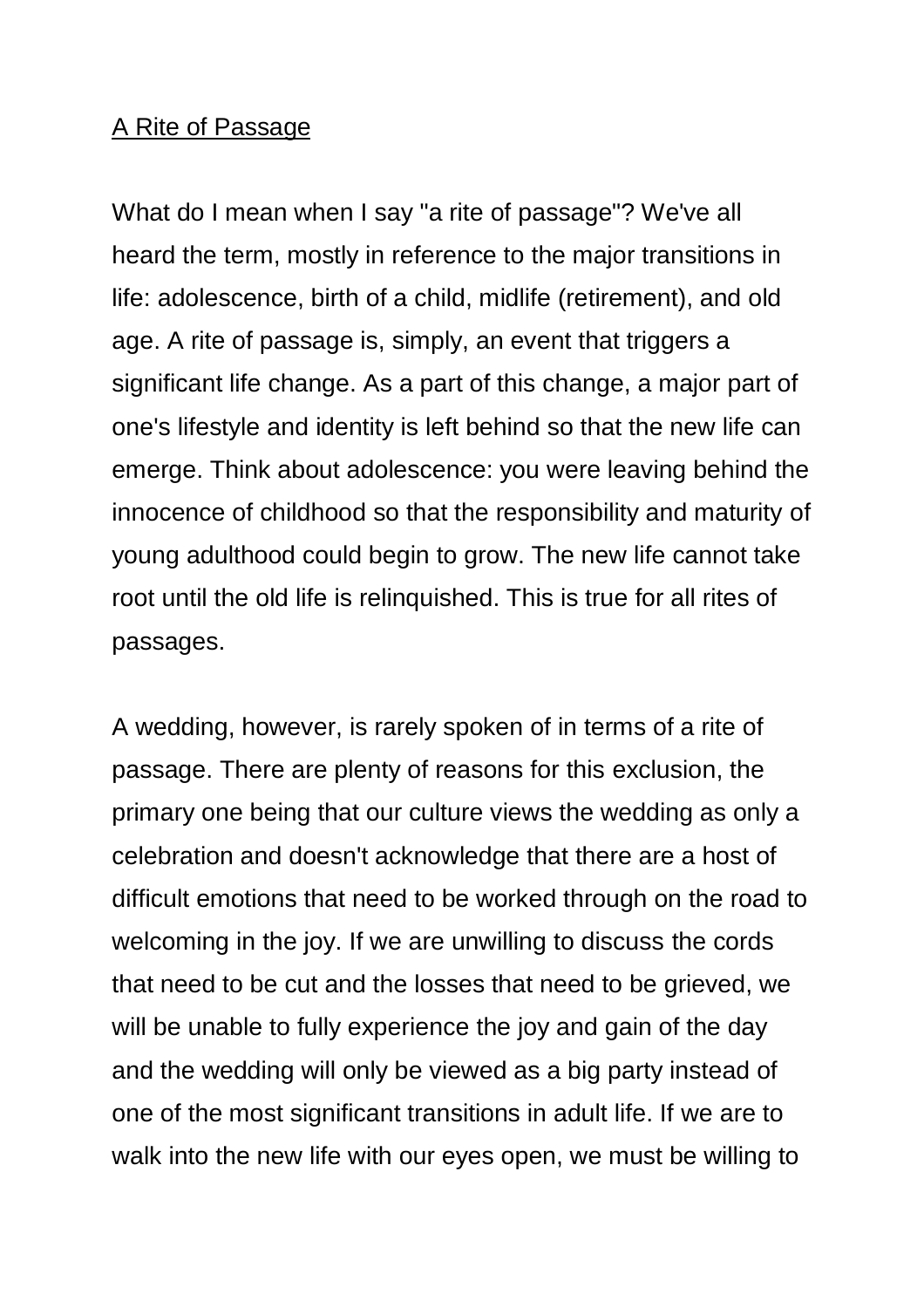## A Rite of Passage

What do I mean when I say "a rite of passage"? We've all heard the term, mostly in reference to the major transitions in life: adolescence, birth of a child, midlife (retirement), and old age. A rite of passage is, simply, an event that triggers a significant life change. As a part of this change, a major part of one's lifestyle and identity is left behind so that the new life can emerge. Think about adolescence: you were leaving behind the innocence of childhood so that the responsibility and maturity of young adulthood could begin to grow. The new life cannot take root until the old life is relinquished. This is true for all rites of passages.

A wedding, however, is rarely spoken of in terms of a rite of passage. There are plenty of reasons for this exclusion, the primary one being that our culture views the wedding as only a celebration and doesn't acknowledge that there are a host of difficult emotions that need to be worked through on the road to welcoming in the joy. If we are unwilling to discuss the cords that need to be cut and the losses that need to be grieved, we will be unable to fully experience the joy and gain of the day and the wedding will only be viewed as a big party instead of one of the most significant transitions in adult life. If we are to walk into the new life with our eyes open, we must be willing to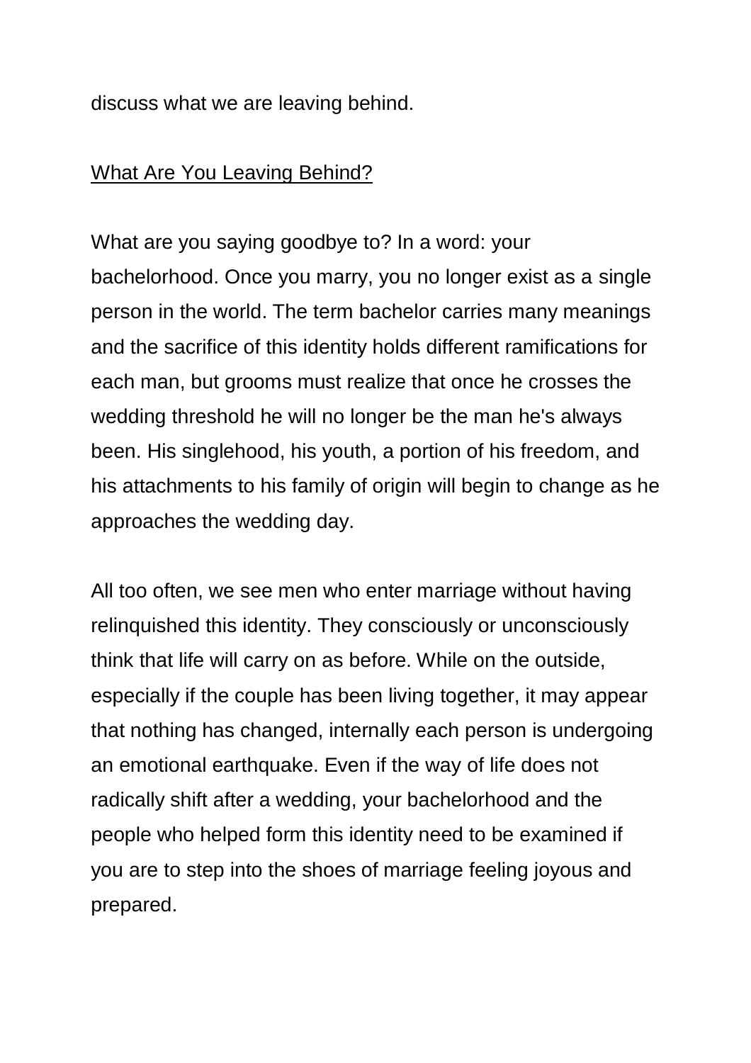discuss what we are leaving behind.

## What Are You Leaving Behind?

What are you saying goodbye to? In a word: your bachelorhood. Once you marry, you no longer exist as a single person in the world. The term bachelor carries many meanings and the sacrifice of this identity holds different ramifications for each man, but grooms must realize that once he crosses the wedding threshold he will no longer be the man he's always been. His singlehood, his youth, a portion of his freedom, and his attachments to his family of origin will begin to change as he approaches the wedding day.

All too often, we see men who enter marriage without having relinquished this identity. They consciously or unconsciously think that life will carry on as before. While on the outside, especially if the couple has been living together, it may appear that nothing has changed, internally each person is undergoing an emotional earthquake. Even if the way of life does not radically shift after a wedding, your bachelorhood and the people who helped form this identity need to be examined if you are to step into the shoes of marriage feeling joyous and prepared.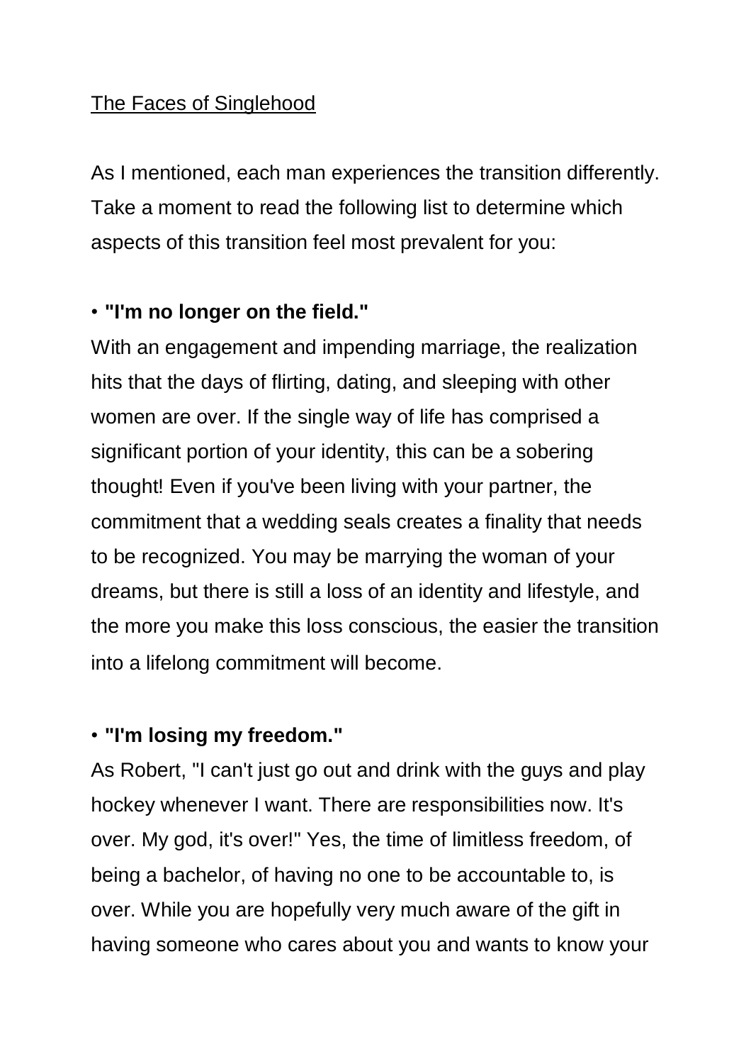## The Faces of Singlehood

As I mentioned, each man experiences the transition differently. Take a moment to read the following list to determine which aspects of this transition feel most prevalent for you:

- **"I'm no longer on the field."**

With an engagement and impending marriage, the realization hits that the days of flirting, dating, and sleeping with other women are over. If the single way of life has comprised a significant portion of your identity, this can be a sobering thought! Even if you've been living with your partner, the commitment that a wedding seals creates a finality that needs to be recognized. You may be marrying the woman of your dreams, but there is still a loss of an identity and lifestyle, and the more you make this loss conscious, the easier the transition into a lifelong commitment will become.

- **"I'm losing my freedom."**

As Robert, "I can't just go out and drink with the guys and play hockey whenever I want. There are responsibilities now. It's over. My god, it's over!" Yes, the time of limitless freedom, of being a bachelor, of having no one to be accountable to, is over. While you are hopefully very much aware of the gift in having someone who cares about you and wants to know your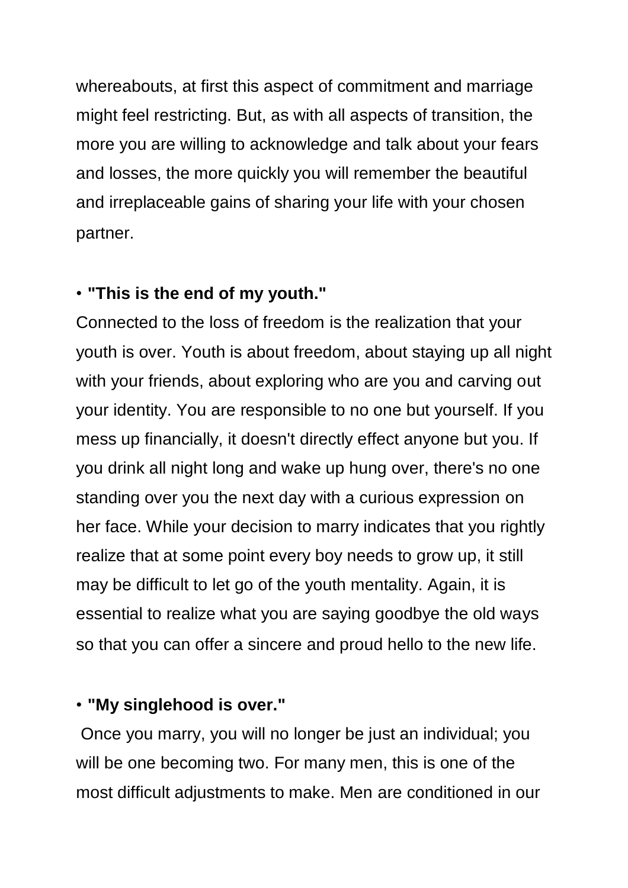whereabouts, at first this aspect of commitment and marriage might feel restricting. But, as with all aspects of transition, the more you are willing to acknowledge and talk about your fears and losses, the more quickly you will remember the beautiful and irreplaceable gains of sharing your life with your chosen partner.

• **"This is the end of my youth."**

Connected to the loss of freedom is the realization that your youth is over. Youth is about freedom, about staying up all night with your friends, about exploring who are you and carving out your identity. You are responsible to no one but yourself. If you mess up financially, it doesn't directly effect anyone but you. If you drink all night long and wake up hung over, there's no one standing over you the next day with a curious expression on her face. While your decision to marry indicates that you rightly realize that at some point every boy needs to grow up, it still may be difficult to let go of the youth mentality. Again, it is essential to realize what you are saying goodbye the old ways so that you can offer a sincere and proud hello to the new life.

• **"My singlehood is over."**

Once you marry, you will no longer be just an individual; you will be one becoming two. For many men, this is one of the most difficult adjustments to make. Men are conditioned in our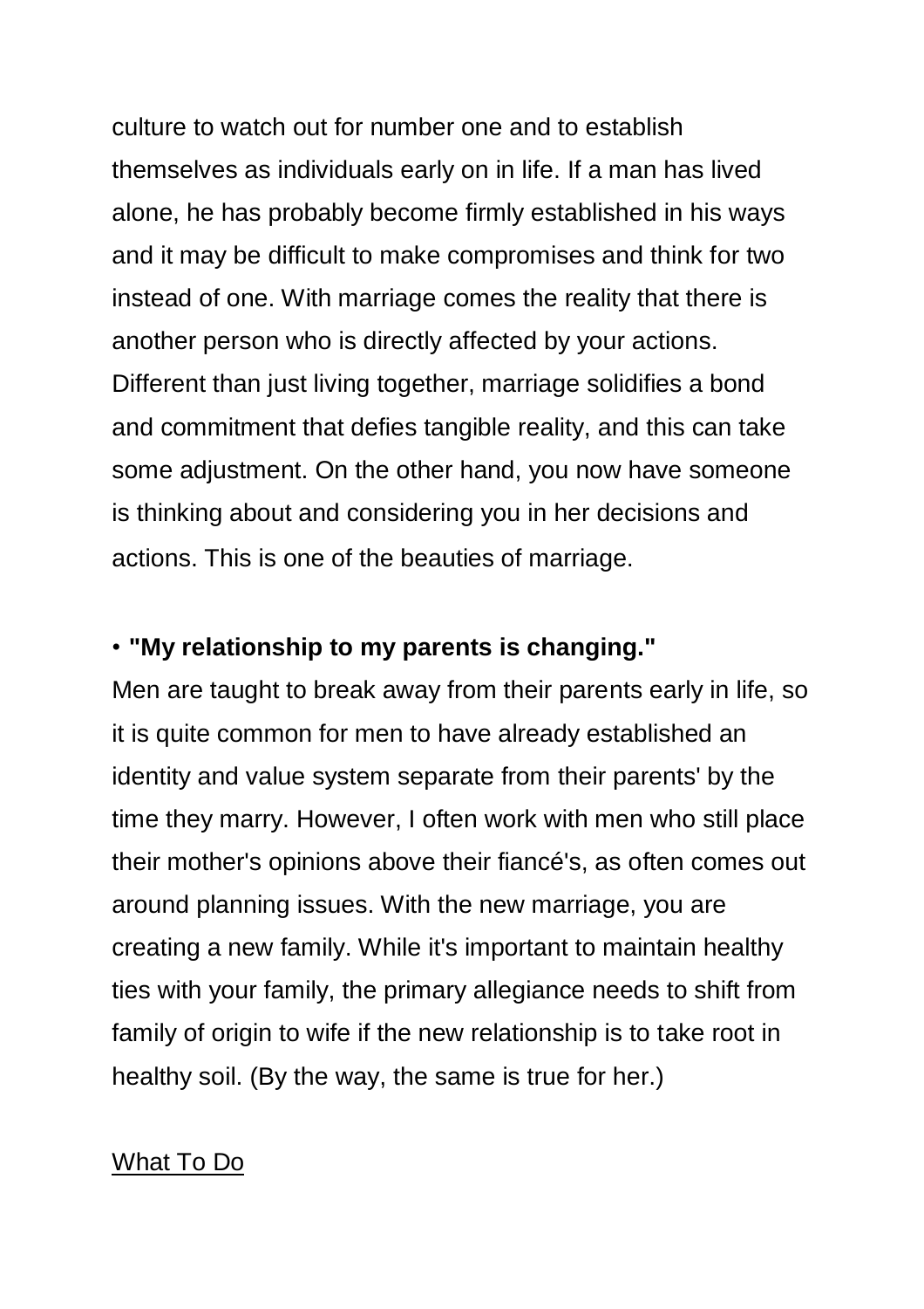culture to watch out for number one and to establish themselves as individuals early on in life. If a man has lived alone, he has probably become firmly established in his ways and it may be difficult to make compromises and think for two instead of one. With marriage comes the reality that there is another person who is directly affected by your actions. Different than just living together, marriage solidifies a bond and commitment that defies tangible reality, and this can take some adjustment. On the other hand, you now have someone is thinking about and considering you in her decisions and actions. This is one of the beauties of marriage.

• **"My relationship to my parents is changing."**
Men are taught to break away from their parents early in life, so it is quite common for men to have already established an identity and value system separate from their parents' by the time they marry. However, I often work with men who still place their mother's opinions above their fiancé's, as often comes out around planning issues. With the new marriage, you are creating a new family. While it's important to maintain healthy ties with your family, the primary allegiance needs to shift from family of origin to wife if the new relationship is to take root in healthy soil. (By the way, the same is true for her.)

<u>What To Do</u>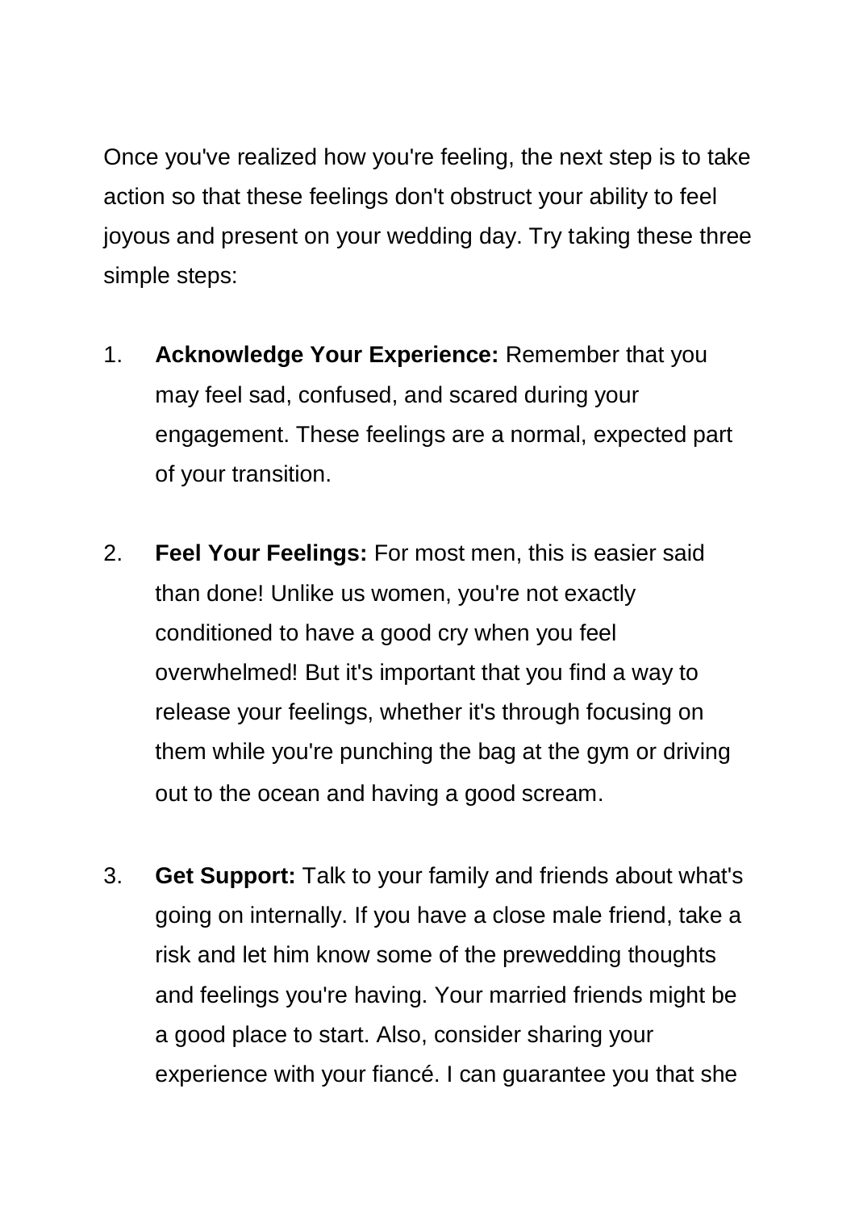Once you've realized how you're feeling, the next step is to take action so that these feelings don't obstruct your ability to feel joyous and present on your wedding day. Try taking these three simple steps:

1. **Acknowledge Your Experience:** Remember that you may feel sad, confused, and scared during your engagement. These feelings are a normal, expected part of your transition.

2. **Feel Your Feelings:** For most men, this is easier said than done! Unlike us women, you're not exactly conditioned to have a good cry when you feel overwhelmed! But it's important that you find a way to release your feelings, whether it's through focusing on them while you're punching the bag at the gym or driving out to the ocean and having a good scream.

3. **Get Support:** Talk to your family and friends about what's going on internally. If you have a close male friend, take a risk and let him know some of the prewedding thoughts and feelings you're having. Your married friends might be a good place to start. Also, consider sharing your experience with your fiancé. I can guarantee you that she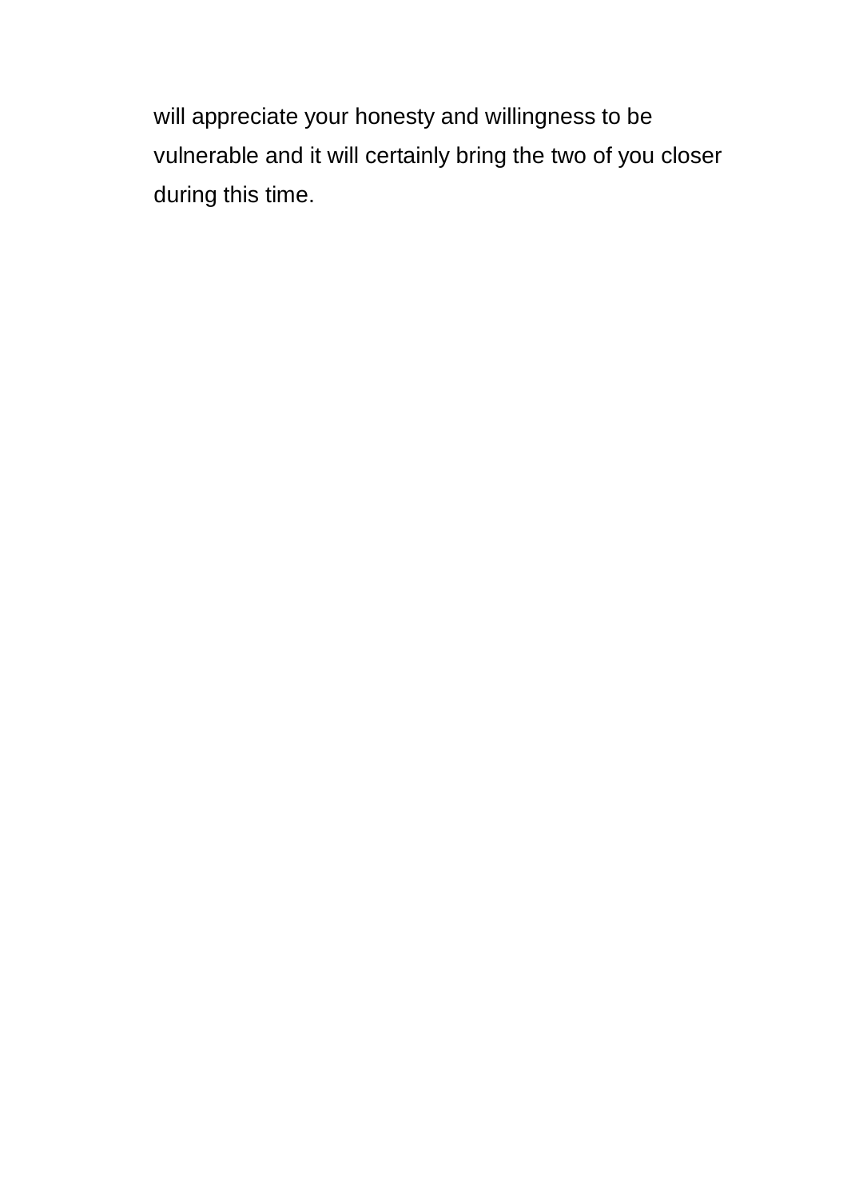will appreciate your honesty and willingness to be vulnerable and it will certainly bring the two of you closer during this time.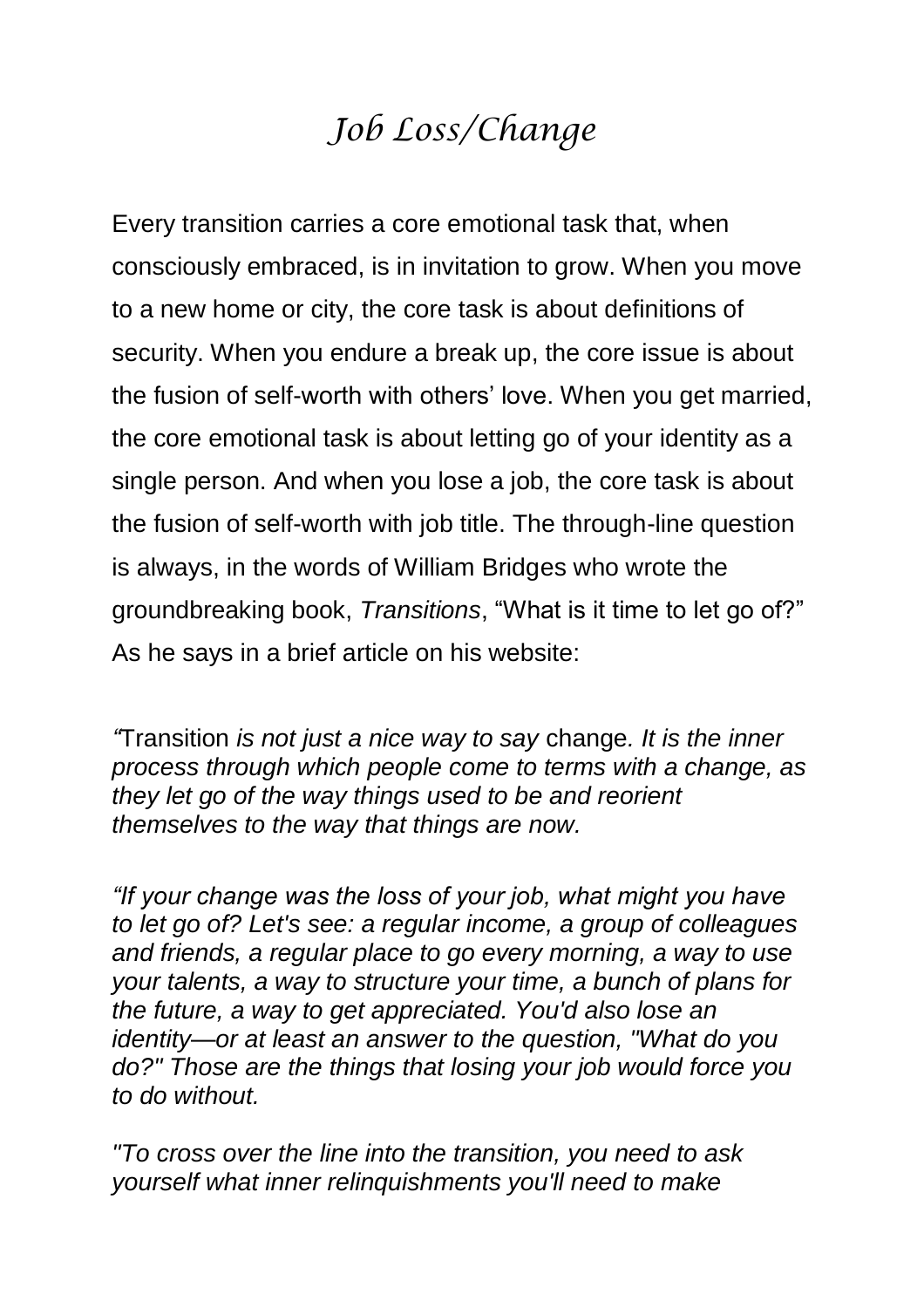# *Job Loss/Change*

Every transition carries a core emotional task that, when consciously embraced, is in invitation to grow. When you move to a new home or city, the core task is about definitions of security. When you endure a break up, the core issue is about the fusion of self-worth with others' love. When you get married, the core emotional task is about letting go of your identity as a single person. And when you lose a job, the core task is about the fusion of self-worth with job title. The through-line question is always, in the words of William Bridges who wrote the groundbreaking book, *Transitions*, "What is it time to let go of?" As he says in a brief article on his website:

*"*Transition *is not just a nice way to say* change*. It is the inner process through which people come to terms with a change, as they let go of the way things used to be and reorient themselves to the way that things are now.*

*"If your change was the loss of your job, what might you have to let go of? Let's see: a regular income, a group of colleagues and friends, a regular place to go every morning, a way to use your talents, a way to structure your time, a bunch of plans for the future, a way to get appreciated. You'd also lose an identity—or at least an answer to the question, "What do you do?" Those are the things that losing your job would force you to do without.*

*"To cross over the line into the transition, you need to ask yourself what inner relinquishments you'll need to make*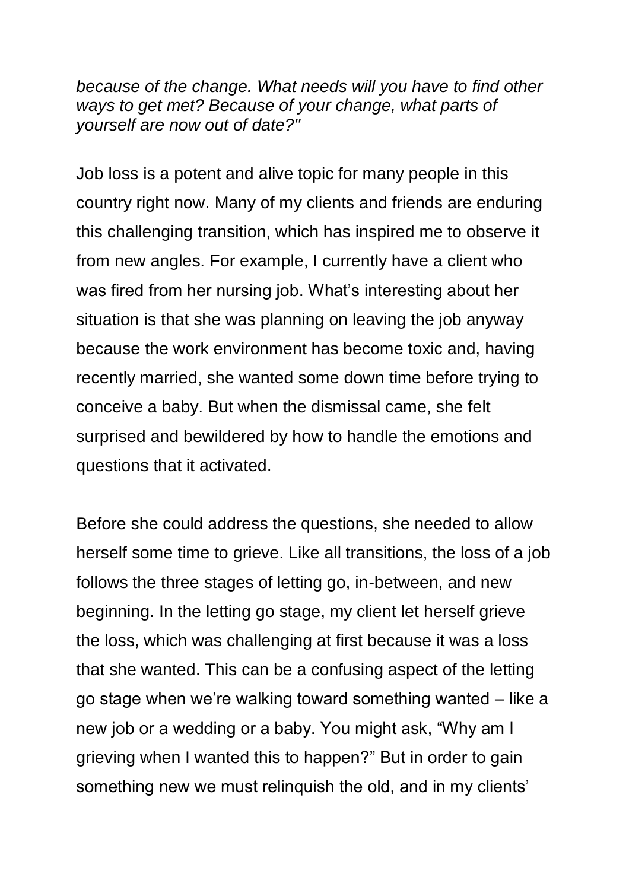*because of the change. What needs will you have to find other ways to get met? Because of your change, what parts of yourself are now out of date?"*

Job loss is a potent and alive topic for many people in this country right now. Many of my clients and friends are enduring this challenging transition, which has inspired me to observe it from new angles. For example, I currently have a client who was fired from her nursing job. What's interesting about her situation is that she was planning on leaving the job anyway because the work environment has become toxic and, having recently married, she wanted some down time before trying to conceive a baby. But when the dismissal came, she felt surprised and bewildered by how to handle the emotions and questions that it activated.

Before she could address the questions, she needed to allow herself some time to grieve. Like all transitions, the loss of a job follows the three stages of letting go, in-between, and new beginning. In the letting go stage, my client let herself grieve the loss, which was challenging at first because it was a loss that she wanted. This can be a confusing aspect of the letting go stage when we're walking toward something wanted – like a new job or a wedding or a baby. You might ask, "Why am I grieving when I wanted this to happen?" But in order to gain something new we must relinquish the old, and in my clients'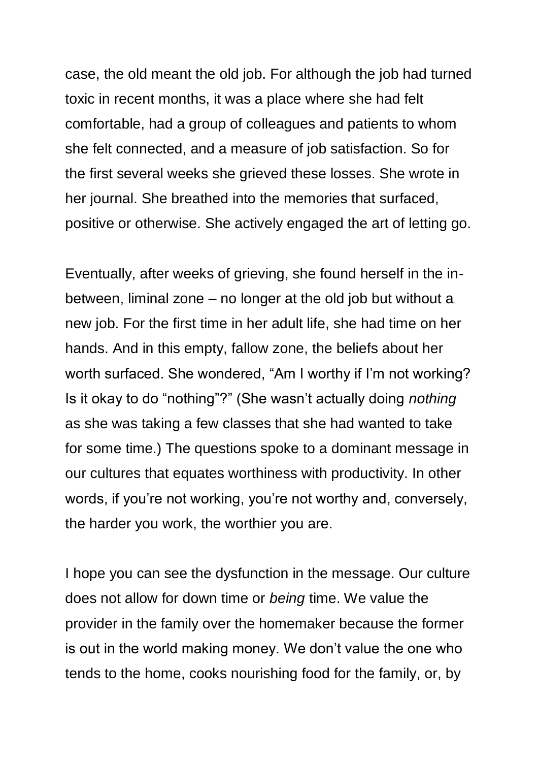case, the old meant the old job. For although the job had turned toxic in recent months, it was a place where she had felt comfortable, had a group of colleagues and patients to whom she felt connected, and a measure of job satisfaction. So for the first several weeks she grieved these losses. She wrote in her journal. She breathed into the memories that surfaced, positive or otherwise. She actively engaged the art of letting go.

Eventually, after weeks of grieving, she found herself in the in-between, liminal zone – no longer at the old job but without a new job. For the first time in her adult life, she had time on her hands. And in this empty, fallow zone, the beliefs about her worth surfaced. She wondered, "Am I worthy if I'm not working? Is it okay to do "nothing"?" (She wasn't actually doing *nothing* as she was taking a few classes that she had wanted to take for some time.) The questions spoke to a dominant message in our cultures that equates worthiness with productivity. In other words, if you're not working, you're not worthy and, conversely, the harder you work, the worthier you are.

I hope you can see the dysfunction in the message. Our culture does not allow for down time or *being* time. We value the provider in the family over the homemaker because the former is out in the world making money. We don't value the one who tends to the home, cooks nourishing food for the family, or, by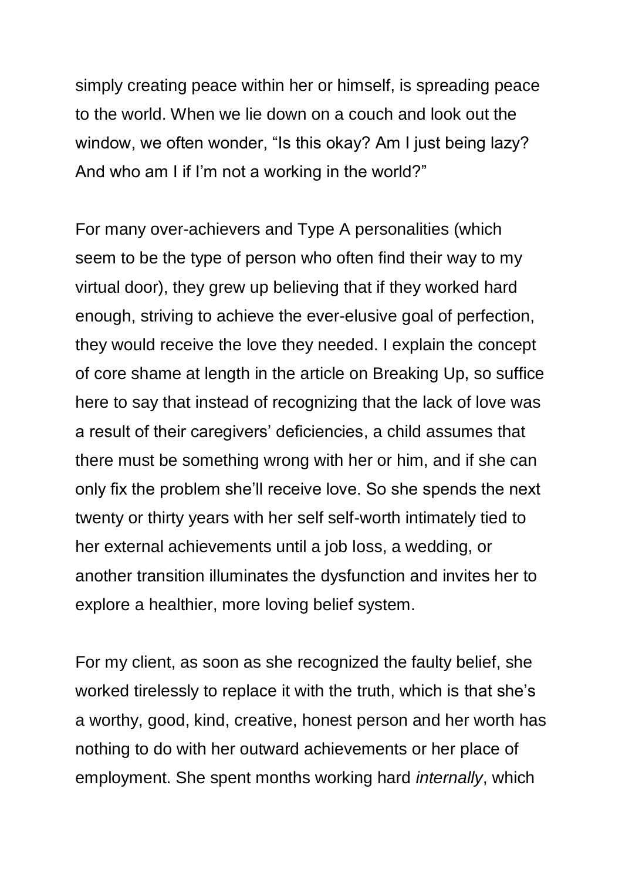simply creating peace within her or himself, is spreading peace to the world. When we lie down on a couch and look out the window, we often wonder, "Is this okay? Am I just being lazy? And who am I if I'm not a working in the world?"

For many over-achievers and Type A personalities (which seem to be the type of person who often find their way to my virtual door), they grew up believing that if they worked hard enough, striving to achieve the ever-elusive goal of perfection, they would receive the love they needed. I explain the concept of core shame at length in the article on Breaking Up, so suffice here to say that instead of recognizing that the lack of love was a result of their caregivers' deficiencies, a child assumes that there must be something wrong with her or him, and if she can only fix the problem she'll receive love. So she spends the next twenty or thirty years with her self self-worth intimately tied to her external achievements until a job loss, a wedding, or another transition illuminates the dysfunction and invites her to explore a healthier, more loving belief system.

For my client, as soon as she recognized the faulty belief, she worked tirelessly to replace it with the truth, which is that she's a worthy, good, kind, creative, honest person and her worth has nothing to do with her outward achievements or her place of employment. She spent months working hard *internally*, which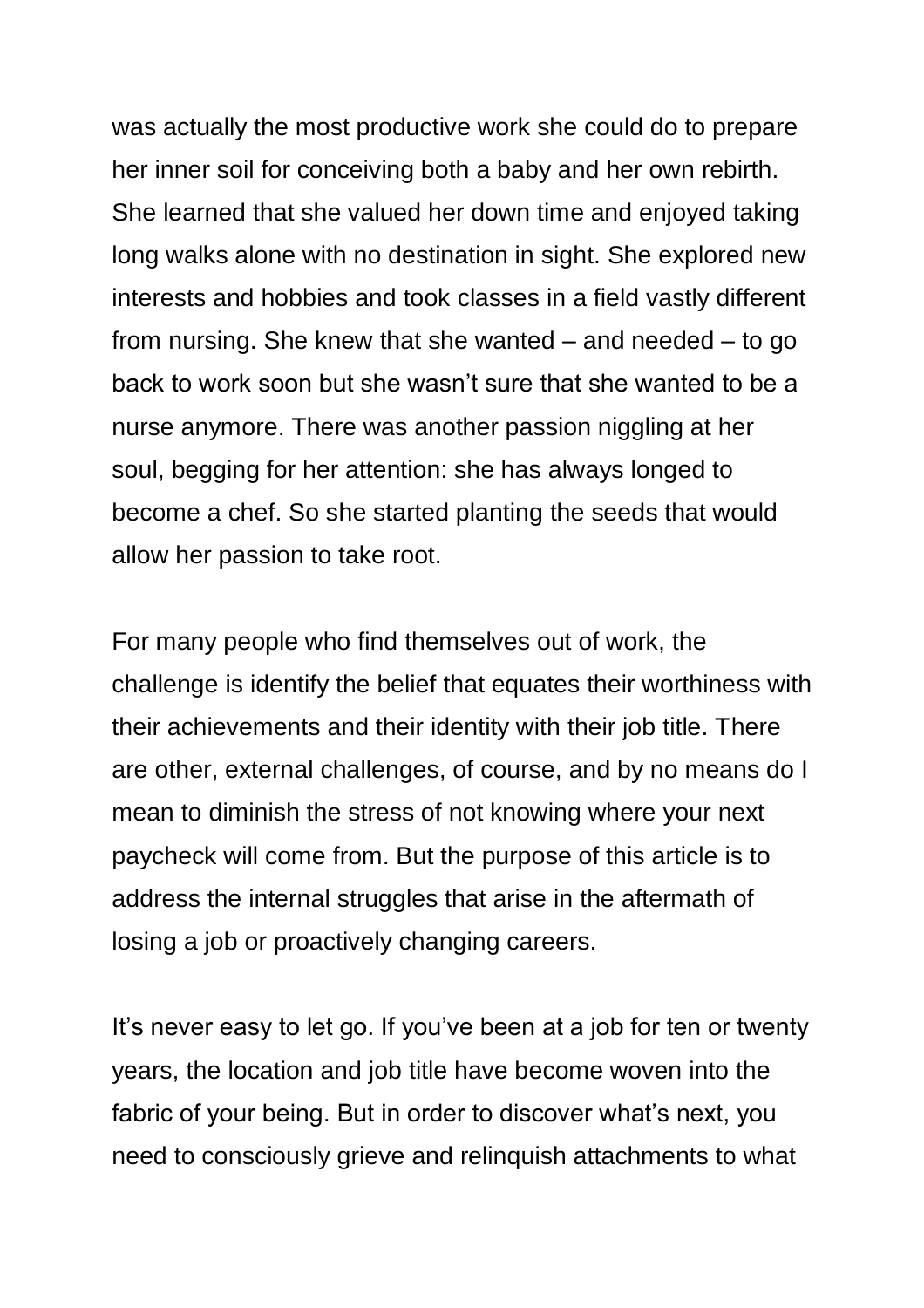was actually the most productive work she could do to prepare her inner soil for conceiving both a baby and her own rebirth. She learned that she valued her down time and enjoyed taking long walks alone with no destination in sight. She explored new interests and hobbies and took classes in a field vastly different from nursing. She knew that she wanted – and needed – to go back to work soon but she wasn't sure that she wanted to be a nurse anymore. There was another passion niggling at her soul, begging for her attention: she has always longed to become a chef. So she started planting the seeds that would allow her passion to take root.

For many people who find themselves out of work, the challenge is identify the belief that equates their worthiness with their achievements and their identity with their job title. There are other, external challenges, of course, and by no means do I mean to diminish the stress of not knowing where your next paycheck will come from. But the purpose of this article is to address the internal struggles that arise in the aftermath of losing a job or proactively changing careers.

It's never easy to let go. If you've been at a job for ten or twenty years, the location and job title have become woven into the fabric of your being. But in order to discover what's next, you need to consciously grieve and relinquish attachments to what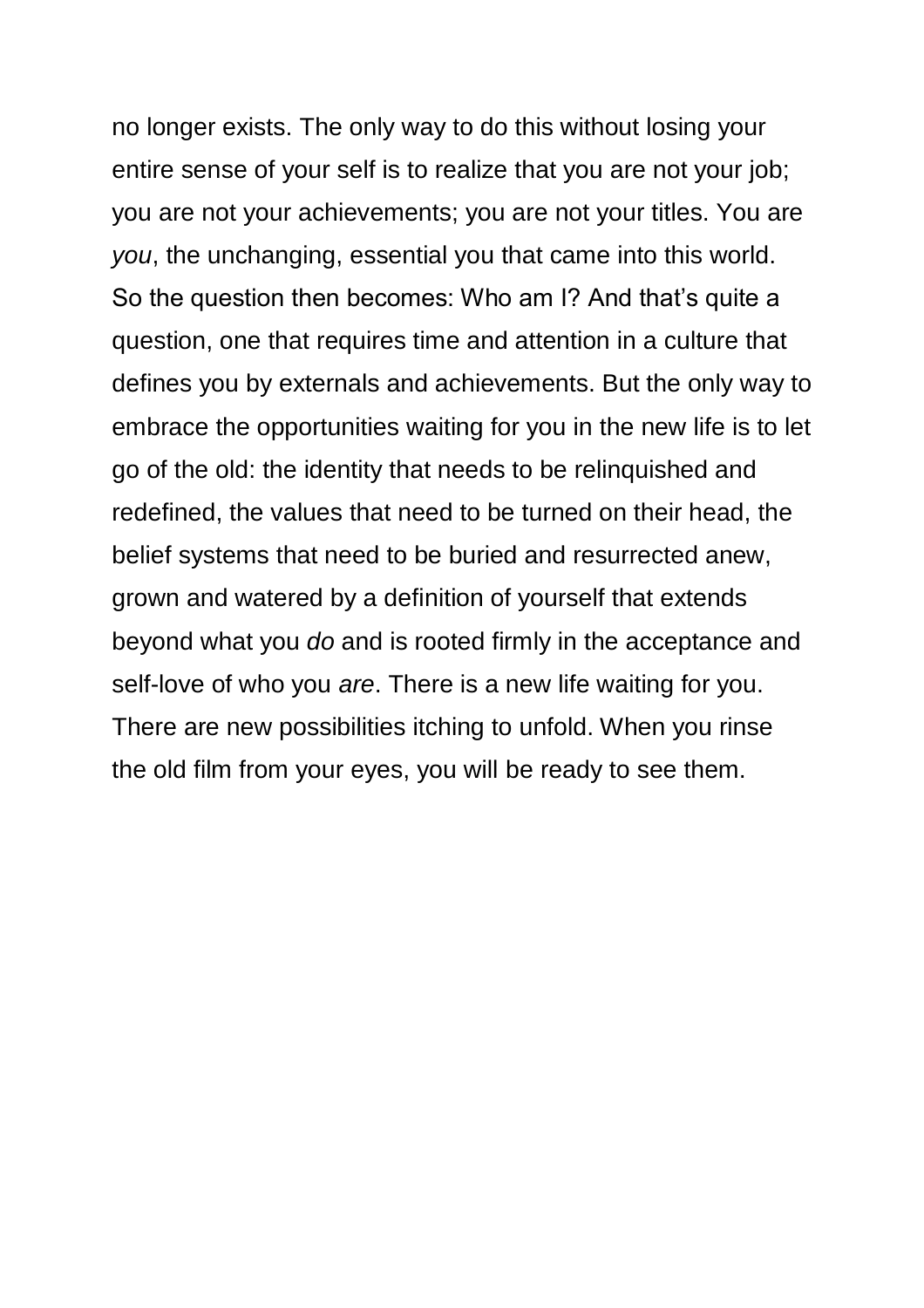no longer exists. The only way to do this without losing your entire sense of your self is to realize that you are not your job; you are not your achievements; you are not your titles. You are *you*, the unchanging, essential you that came into this world. So the question then becomes: Who am I? And that's quite a question, one that requires time and attention in a culture that defines you by externals and achievements. But the only way to embrace the opportunities waiting for you in the new life is to let go of the old: the identity that needs to be relinquished and redefined, the values that need to be turned on their head, the belief systems that need to be buried and resurrected anew, grown and watered by a definition of yourself that extends beyond what you *do* and is rooted firmly in the acceptance and self-love of who you *are*. There is a new life waiting for you. There are new possibilities itching to unfold. When you rinse the old film from your eyes, you will be ready to see them.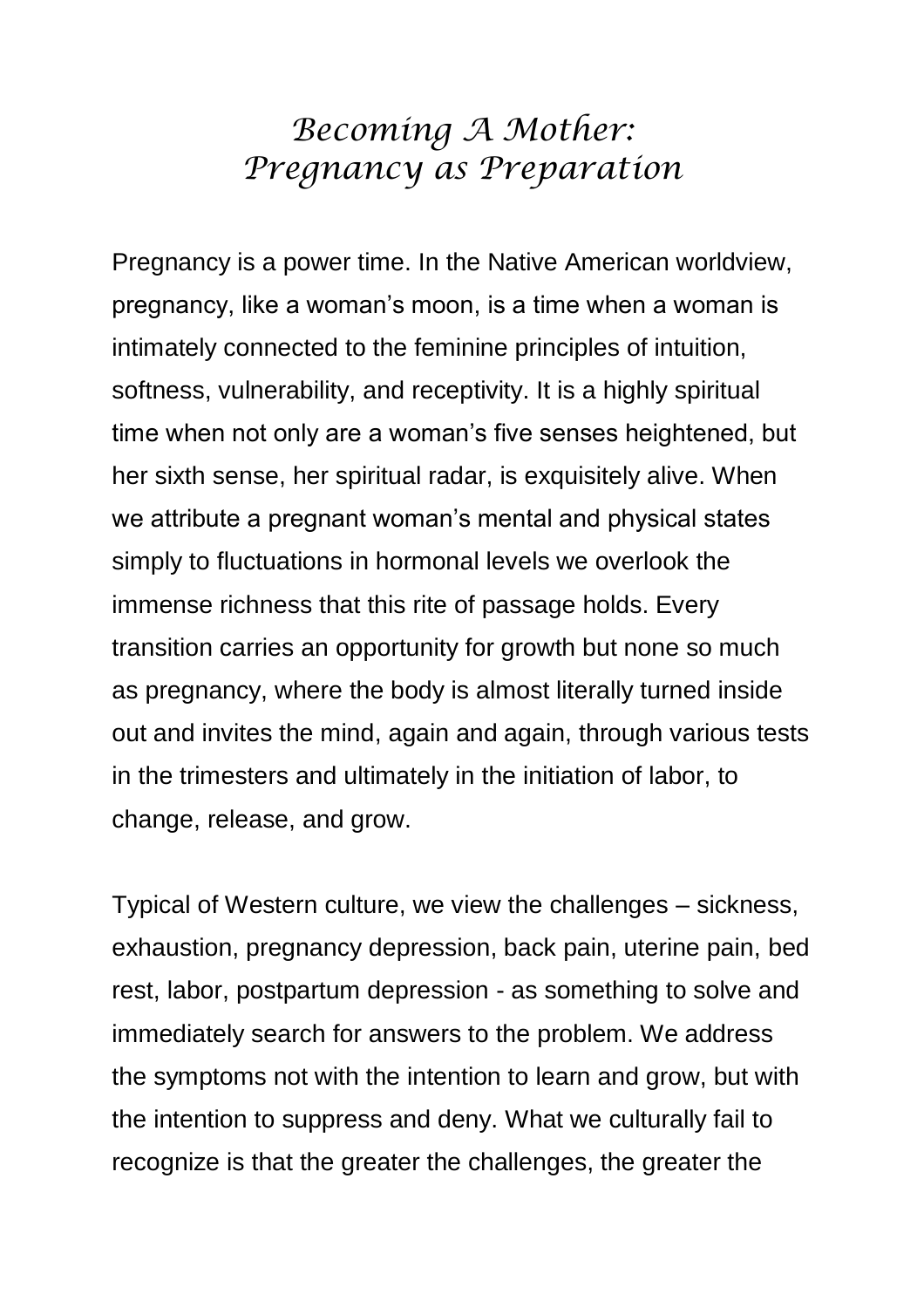# *Becoming A Mother: Pregnancy as Preparation*

Pregnancy is a power time. In the Native American worldview, pregnancy, like a woman's moon, is a time when a woman is intimately connected to the feminine principles of intuition, softness, vulnerability, and receptivity. It is a highly spiritual time when not only are a woman's five senses heightened, but her sixth sense, her spiritual radar, is exquisitely alive. When we attribute a pregnant woman's mental and physical states simply to fluctuations in hormonal levels we overlook the immense richness that this rite of passage holds. Every transition carries an opportunity for growth but none so much as pregnancy, where the body is almost literally turned inside out and invites the mind, again and again, through various tests in the trimesters and ultimately in the initiation of labor, to change, release, and grow.

Typical of Western culture, we view the challenges – sickness, exhaustion, pregnancy depression, back pain, uterine pain, bed rest, labor, postpartum depression - as something to solve and immediately search for answers to the problem. We address the symptoms not with the intention to learn and grow, but with the intention to suppress and deny. What we culturally fail to recognize is that the greater the challenges, the greater the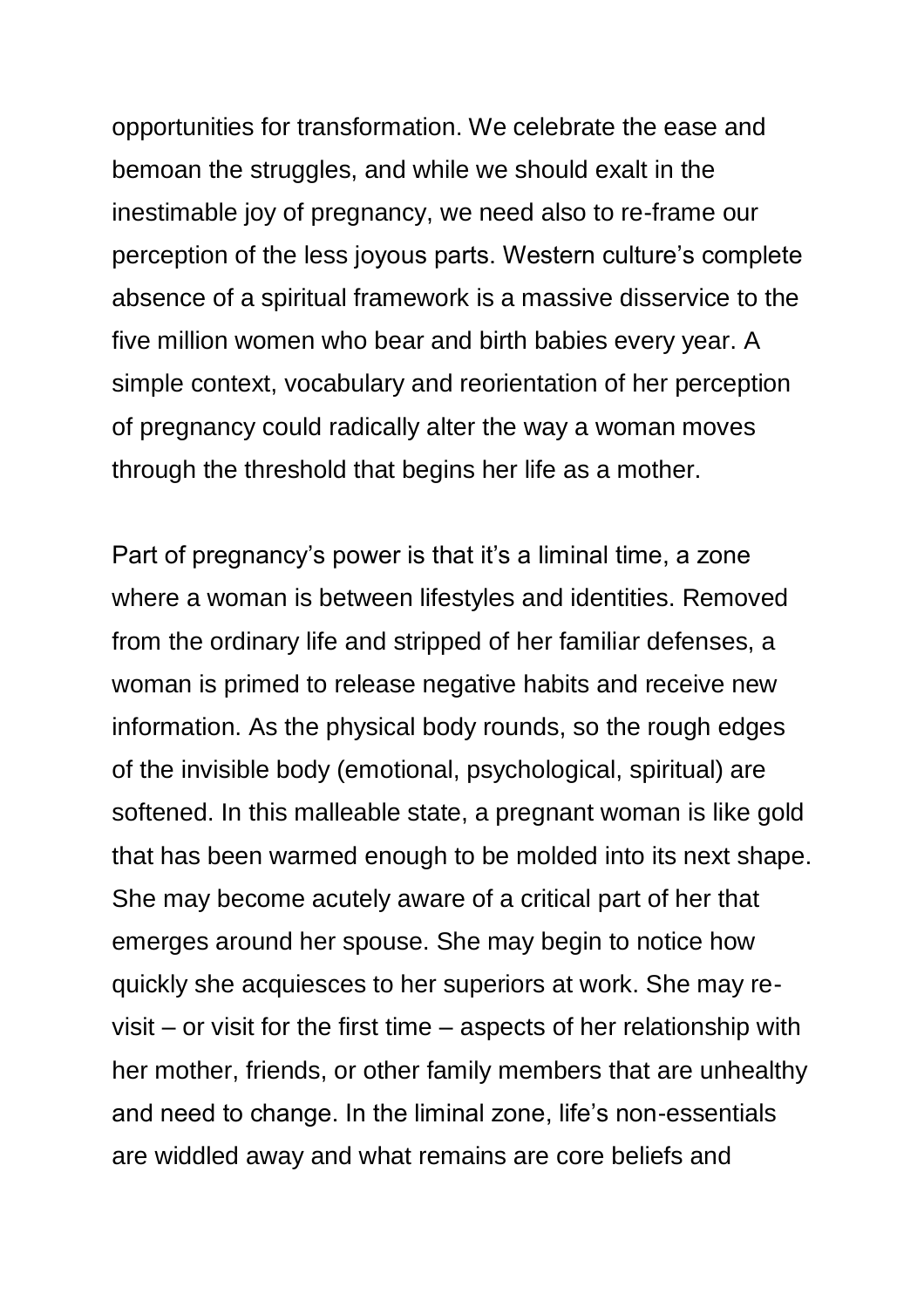opportunities for transformation. We celebrate the ease and bemoan the struggles, and while we should exalt in the inestimable joy of pregnancy, we need also to re-frame our perception of the less joyous parts. Western culture's complete absence of a spiritual framework is a massive disservice to the five million women who bear and birth babies every year. A simple context, vocabulary and reorientation of her perception of pregnancy could radically alter the way a woman moves through the threshold that begins her life as a mother.

Part of pregnancy's power is that it's a liminal time, a zone where a woman is between lifestyles and identities. Removed from the ordinary life and stripped of her familiar defenses, a woman is primed to release negative habits and receive new information. As the physical body rounds, so the rough edges of the invisible body (emotional, psychological, spiritual) are softened. In this malleable state, a pregnant woman is like gold that has been warmed enough to be molded into its next shape. She may become acutely aware of a critical part of her that emerges around her spouse. She may begin to notice how quickly she acquiesces to her superiors at work. She may re-visit – or visit for the first time – aspects of her relationship with her mother, friends, or other family members that are unhealthy and need to change. In the liminal zone, life's non-essentials are widdled away and what remains are core beliefs and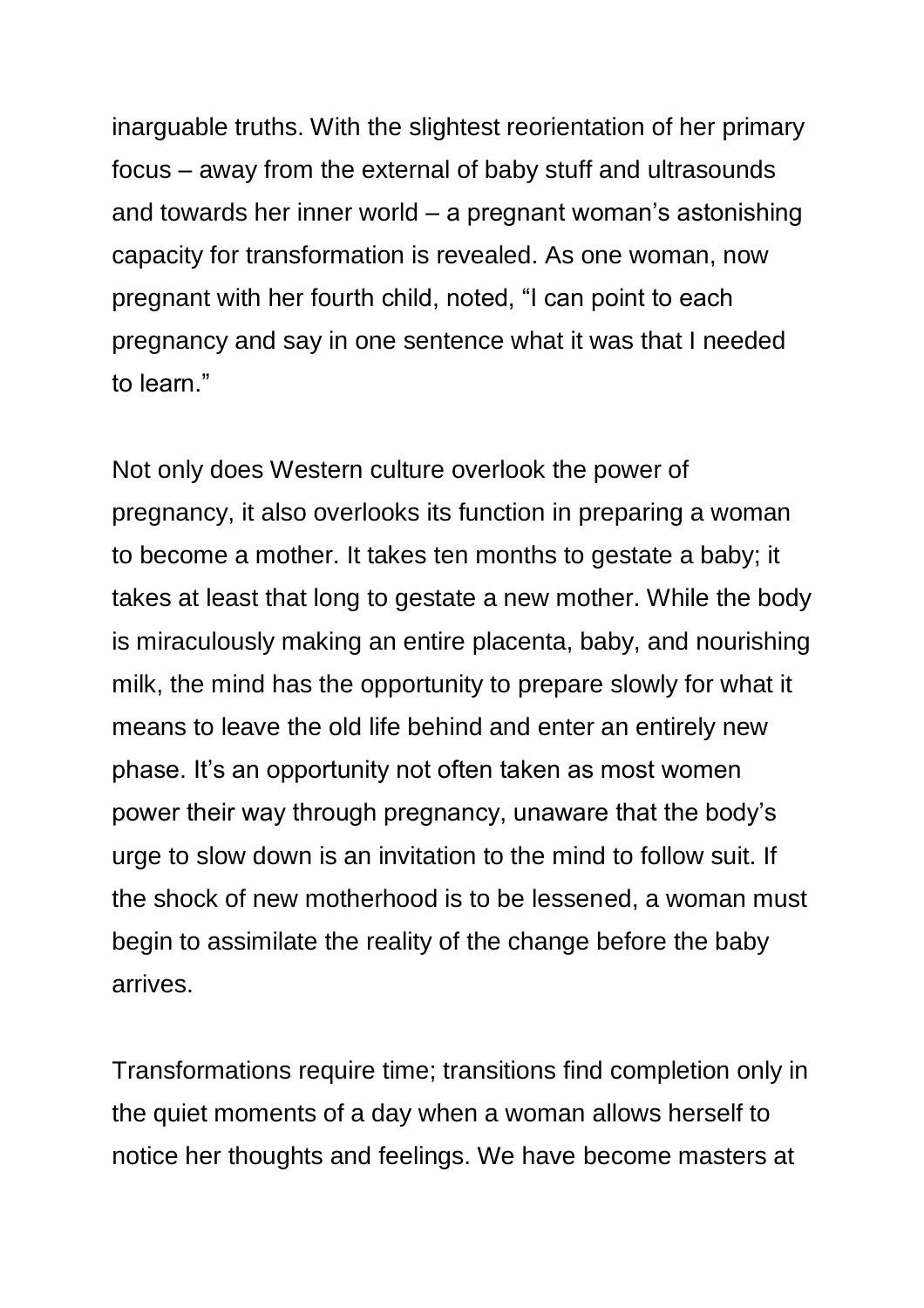inarguable truths. With the slightest reorientation of her primary focus – away from the external of baby stuff and ultrasounds and towards her inner world – a pregnant woman's astonishing capacity for transformation is revealed. As one woman, now pregnant with her fourth child, noted, "I can point to each pregnancy and say in one sentence what it was that I needed to learn."

Not only does Western culture overlook the power of pregnancy, it also overlooks its function in preparing a woman to become a mother. It takes ten months to gestate a baby; it takes at least that long to gestate a new mother. While the body is miraculously making an entire placenta, baby, and nourishing milk, the mind has the opportunity to prepare slowly for what it means to leave the old life behind and enter an entirely new phase. It's an opportunity not often taken as most women power their way through pregnancy, unaware that the body's urge to slow down is an invitation to the mind to follow suit. If the shock of new motherhood is to be lessened, a woman must begin to assimilate the reality of the change before the baby arrives.

Transformations require time; transitions find completion only in the quiet moments of a day when a woman allows herself to notice her thoughts and feelings. We have become masters at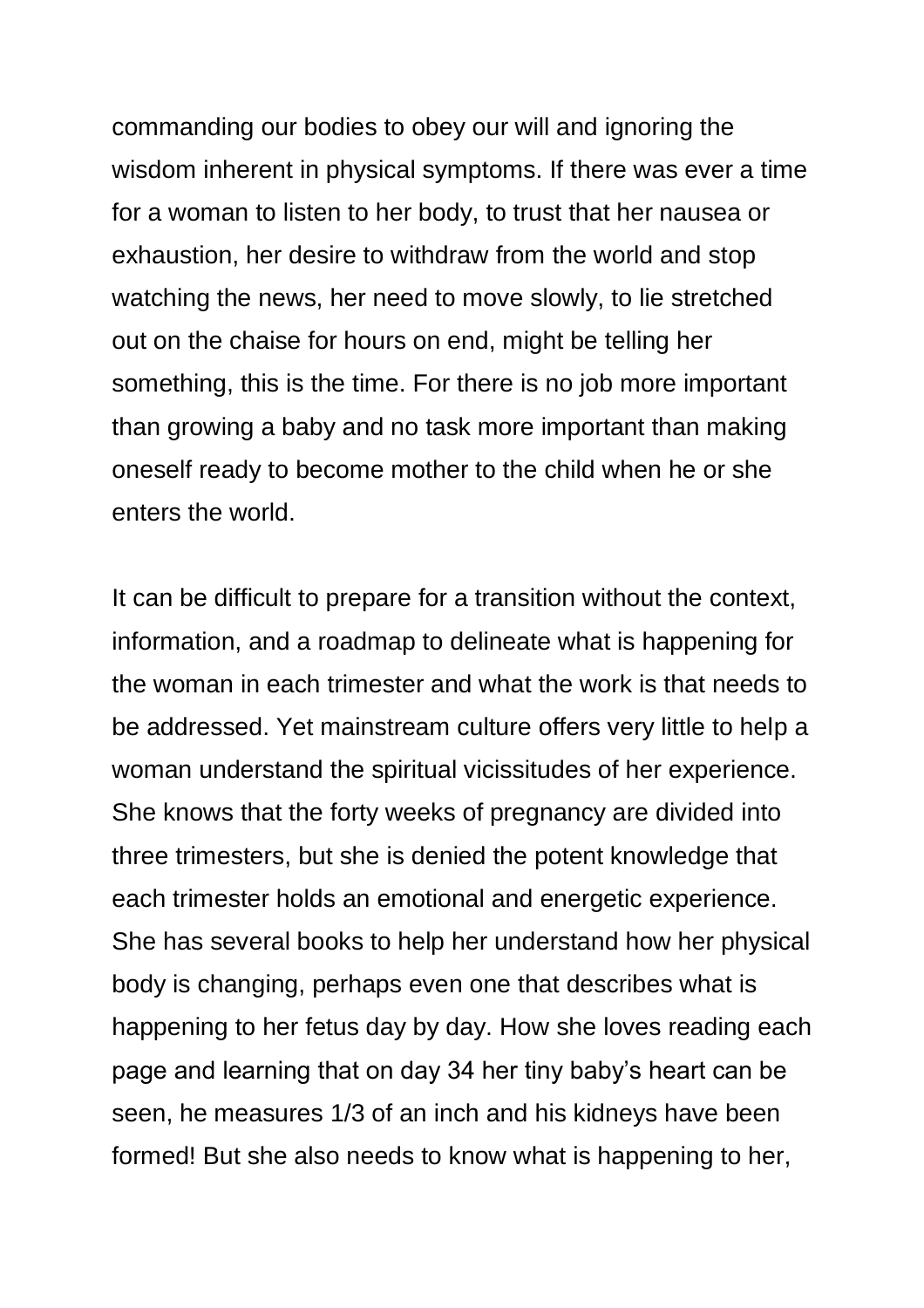commanding our bodies to obey our will and ignoring the wisdom inherent in physical symptoms. If there was ever a time for a woman to listen to her body, to trust that her nausea or exhaustion, her desire to withdraw from the world and stop watching the news, her need to move slowly, to lie stretched out on the chaise for hours on end, might be telling her something, this is the time. For there is no job more important than growing a baby and no task more important than making oneself ready to become mother to the child when he or she enters the world.

It can be difficult to prepare for a transition without the context, information, and a roadmap to delineate what is happening for the woman in each trimester and what the work is that needs to be addressed. Yet mainstream culture offers very little to help a woman understand the spiritual vicissitudes of her experience. She knows that the forty weeks of pregnancy are divided into three trimesters, but she is denied the potent knowledge that each trimester holds an emotional and energetic experience. She has several books to help her understand how her physical body is changing, perhaps even one that describes what is happening to her fetus day by day. How she loves reading each page and learning that on day 34 her tiny baby's heart can be seen, he measures 1/3 of an inch and his kidneys have been formed! But she also needs to know what is happening to her,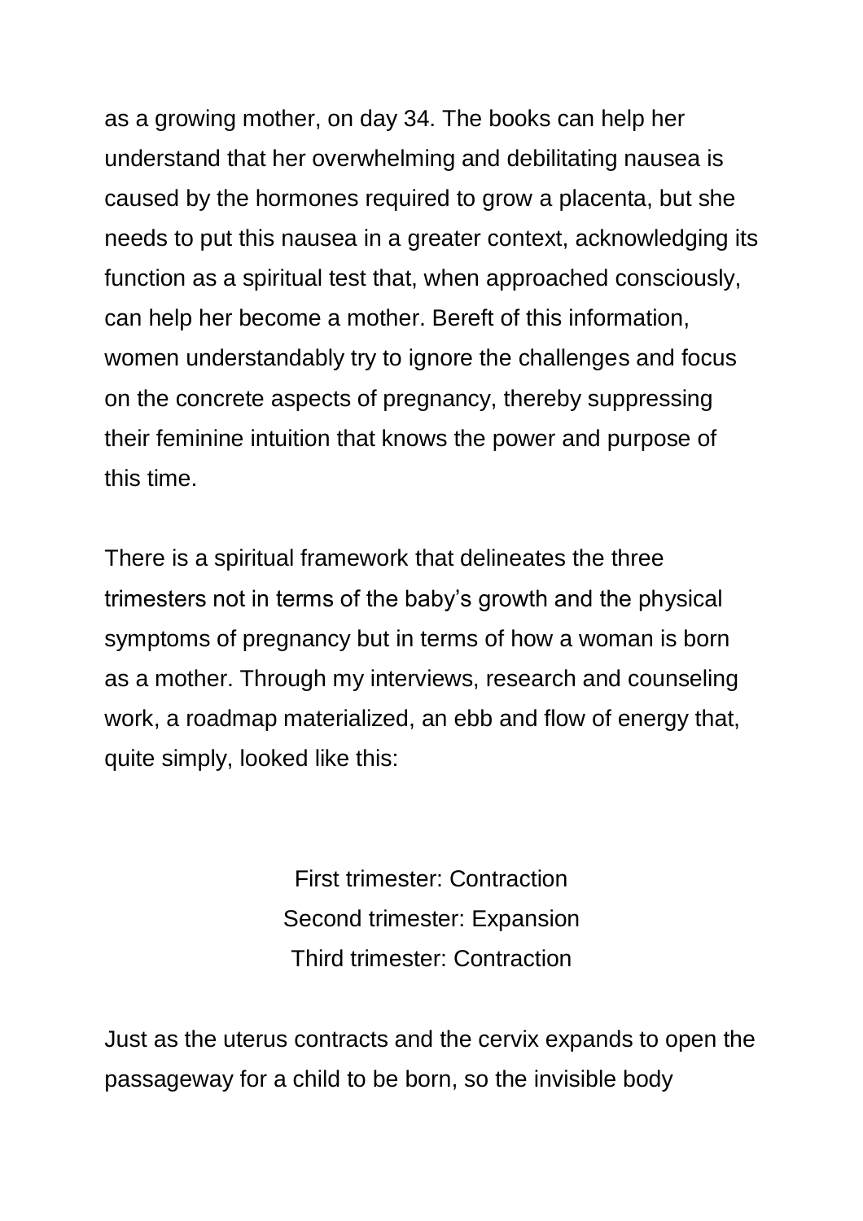as a growing mother, on day 34. The books can help her understand that her overwhelming and debilitating nausea is caused by the hormones required to grow a placenta, but she needs to put this nausea in a greater context, acknowledging its function as a spiritual test that, when approached consciously, can help her become a mother. Bereft of this information, women understandably try to ignore the challenges and focus on the concrete aspects of pregnancy, thereby suppressing their feminine intuition that knows the power and purpose of this time.

There is a spiritual framework that delineates the three trimesters not in terms of the baby's growth and the physical symptoms of pregnancy but in terms of how a woman is born as a mother. Through my interviews, research and counseling work, a roadmap materialized, an ebb and flow of energy that, quite simply, looked like this:

First trimester: Contraction
Second trimester: Expansion
Third trimester: Contraction

Just as the uterus contracts and the cervix expands to open the passageway for a child to be born, so the invisible body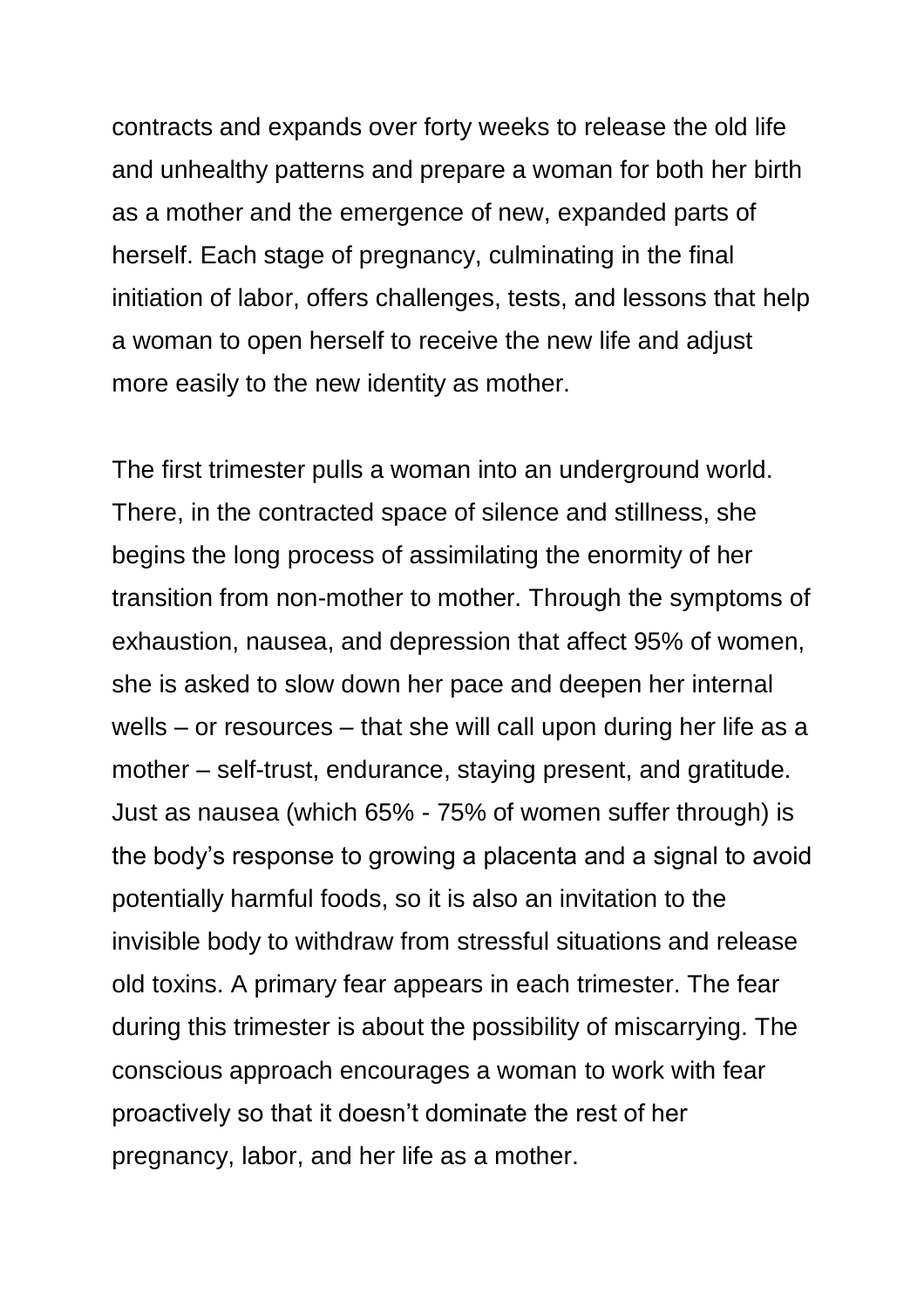contracts and expands over forty weeks to release the old life and unhealthy patterns and prepare a woman for both her birth as a mother and the emergence of new, expanded parts of herself. Each stage of pregnancy, culminating in the final initiation of labor, offers challenges, tests, and lessons that help a woman to open herself to receive the new life and adjust more easily to the new identity as mother.

The first trimester pulls a woman into an underground world. There, in the contracted space of silence and stillness, she begins the long process of assimilating the enormity of her transition from non-mother to mother. Through the symptoms of exhaustion, nausea, and depression that affect 95% of women, she is asked to slow down her pace and deepen her internal wells – or resources – that she will call upon during her life as a mother – self-trust, endurance, staying present, and gratitude. Just as nausea (which 65% - 75% of women suffer through) is the body's response to growing a placenta and a signal to avoid potentially harmful foods, so it is also an invitation to the invisible body to withdraw from stressful situations and release old toxins. A primary fear appears in each trimester. The fear during this trimester is about the possibility of miscarrying. The conscious approach encourages a woman to work with fear proactively so that it doesn't dominate the rest of her pregnancy, labor, and her life as a mother.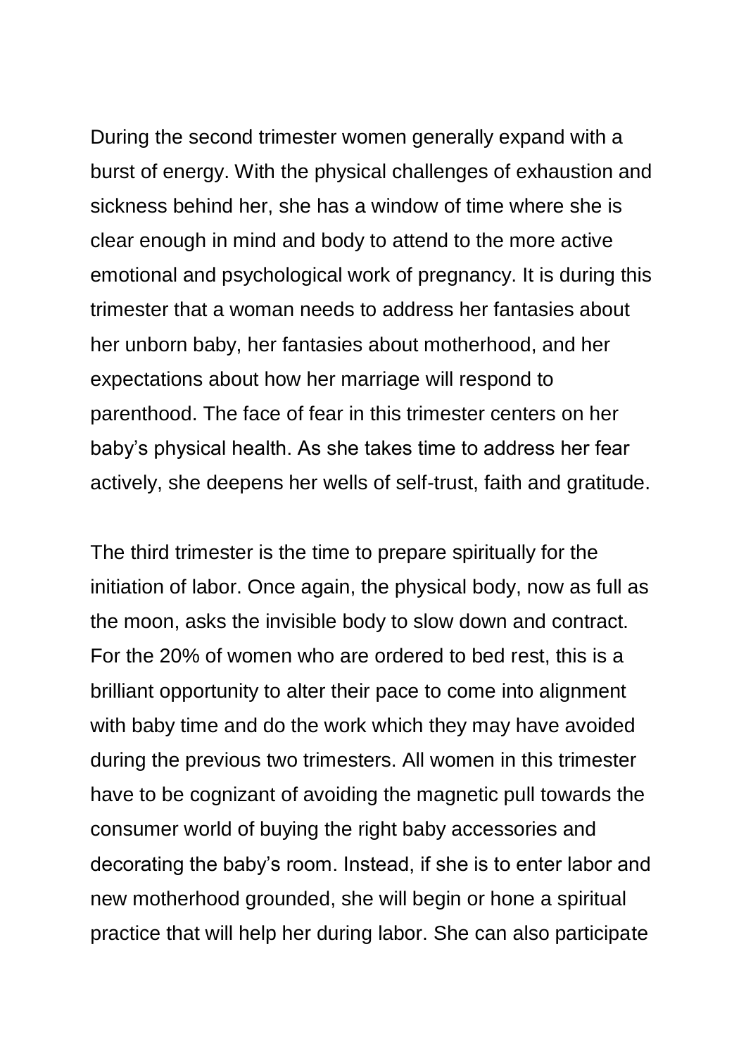During the second trimester women generally expand with a burst of energy. With the physical challenges of exhaustion and sickness behind her, she has a window of time where she is clear enough in mind and body to attend to the more active emotional and psychological work of pregnancy. It is during this trimester that a woman needs to address her fantasies about her unborn baby, her fantasies about motherhood, and her expectations about how her marriage will respond to parenthood. The face of fear in this trimester centers on her baby's physical health. As she takes time to address her fear actively, she deepens her wells of self-trust, faith and gratitude.

The third trimester is the time to prepare spiritually for the initiation of labor. Once again, the physical body, now as full as the moon, asks the invisible body to slow down and contract. For the 20% of women who are ordered to bed rest, this is a brilliant opportunity to alter their pace to come into alignment with baby time and do the work which they may have avoided during the previous two trimesters. All women in this trimester have to be cognizant of avoiding the magnetic pull towards the consumer world of buying the right baby accessories and decorating the baby's room. Instead, if she is to enter labor and new motherhood grounded, she will begin or hone a spiritual practice that will help her during labor. She can also participate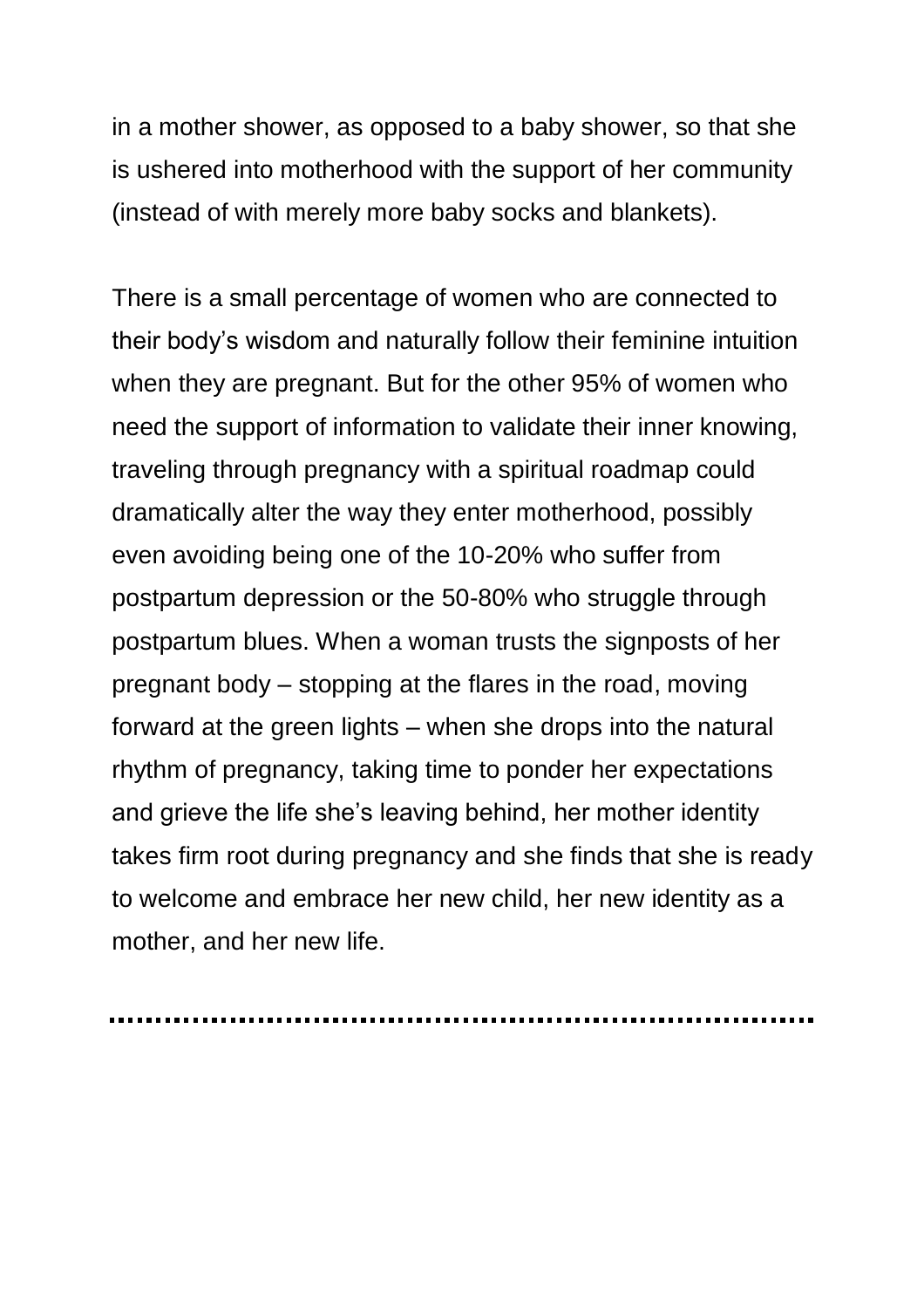in a mother shower, as opposed to a baby shower, so that she is ushered into motherhood with the support of her community (instead of with merely more baby socks and blankets).

There is a small percentage of women who are connected to their body's wisdom and naturally follow their feminine intuition when they are pregnant. But for the other 95% of women who need the support of information to validate their inner knowing, traveling through pregnancy with a spiritual roadmap could dramatically alter the way they enter motherhood, possibly even avoiding being one of the 10-20% who suffer from postpartum depression or the 50-80% who struggle through postpartum blues. When a woman trusts the signposts of her pregnant body – stopping at the flares in the road, moving forward at the green lights – when she drops into the natural rhythm of pregnancy, taking time to ponder her expectations and grieve the life she's leaving behind, her mother identity takes firm root during pregnancy and she finds that she is ready to welcome and embrace her new child, her new identity as a mother, and her new life.

---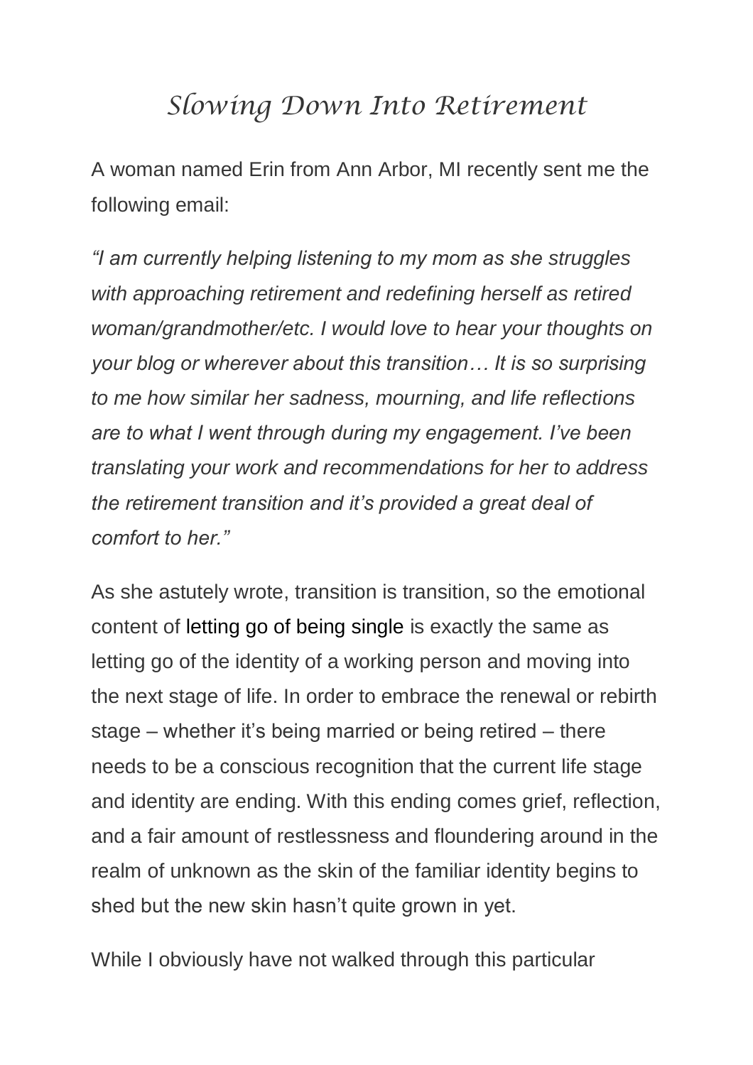# *Slowing Down Into Retirement*

A woman named Erin from Ann Arbor, MI recently sent me the following email:

*"I am currently helping listening to my mom as she struggles with approaching retirement and redefining herself as retired woman/grandmother/etc. I would love to hear your thoughts on your blog or wherever about this transition… It is so surprising to me how similar her sadness, mourning, and life reflections are to what I went through during my engagement. I've been translating your work and recommendations for her to address the retirement transition and it's provided a great deal of comfort to her."*

As she astutely wrote, transition is transition, so the emotional content of letting go of being single is exactly the same as letting go of the identity of a working person and moving into the next stage of life. In order to embrace the renewal or rebirth stage – whether it's being married or being retired – there needs to be a conscious recognition that the current life stage and identity are ending. With this ending comes grief, reflection, and a fair amount of restlessness and floundering around in the realm of unknown as the skin of the familiar identity begins to shed but the new skin hasn't quite grown in yet.

While I obviously have not walked through this particular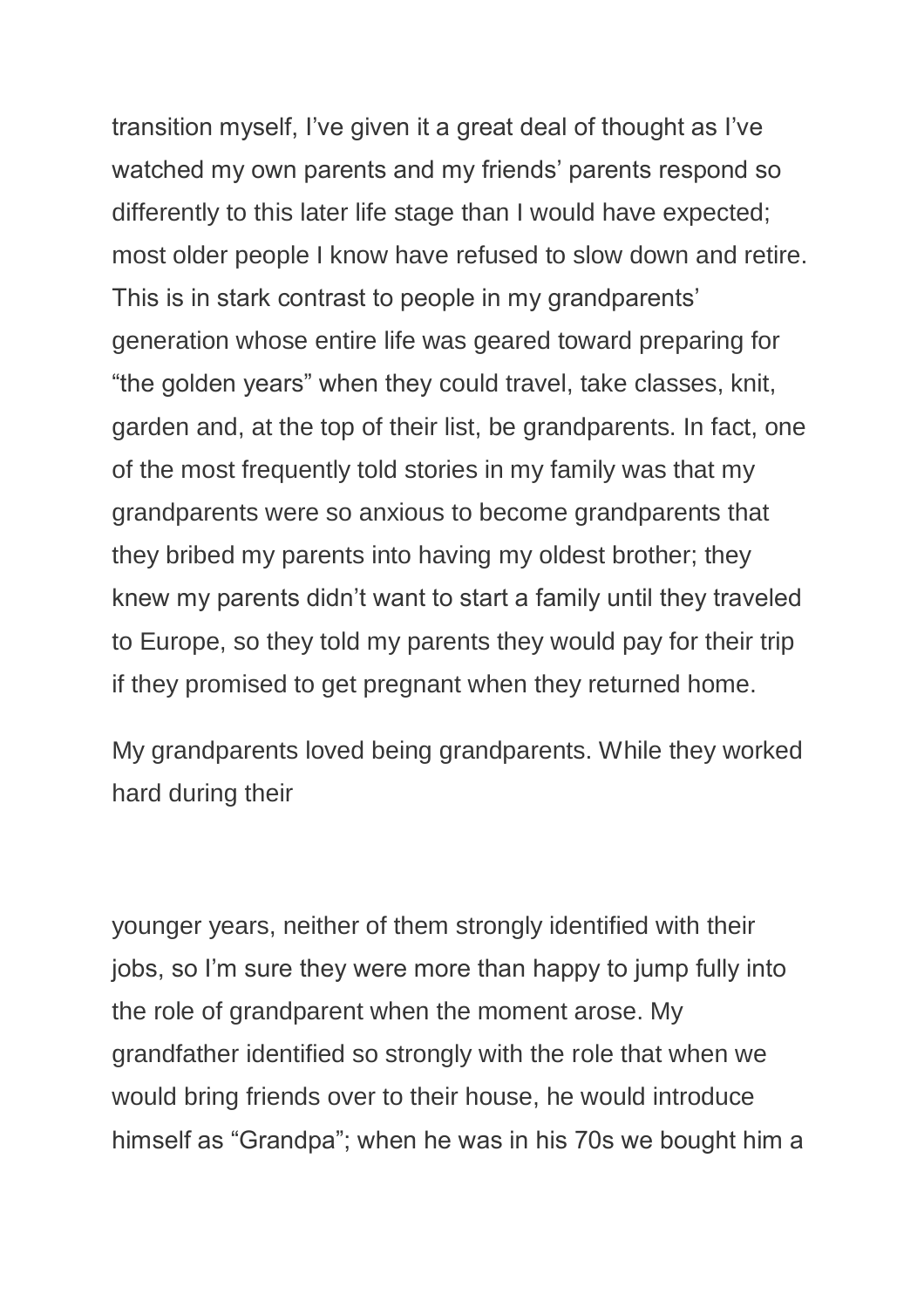transition myself, I've given it a great deal of thought as I've watched my own parents and my friends' parents respond so differently to this later life stage than I would have expected; most older people I know have refused to slow down and retire. This is in stark contrast to people in my grandparents' generation whose entire life was geared toward preparing for "the golden years" when they could travel, take classes, knit, garden and, at the top of their list, be grandparents. In fact, one of the most frequently told stories in my family was that my grandparents were so anxious to become grandparents that they bribed my parents into having my oldest brother; they knew my parents didn't want to start a family until they traveled to Europe, so they told my parents they would pay for their trip if they promised to get pregnant when they returned home.

My grandparents loved being grandparents. While they worked hard during their younger years, neither of them strongly identified with their jobs, so I'm sure they were more than happy to jump fully into the role of grandparent when the moment arose. My grandfather identified so strongly with the role that when we would bring friends over to their house, he would introduce himself as "Grandpa"; when he was in his 70s we bought him a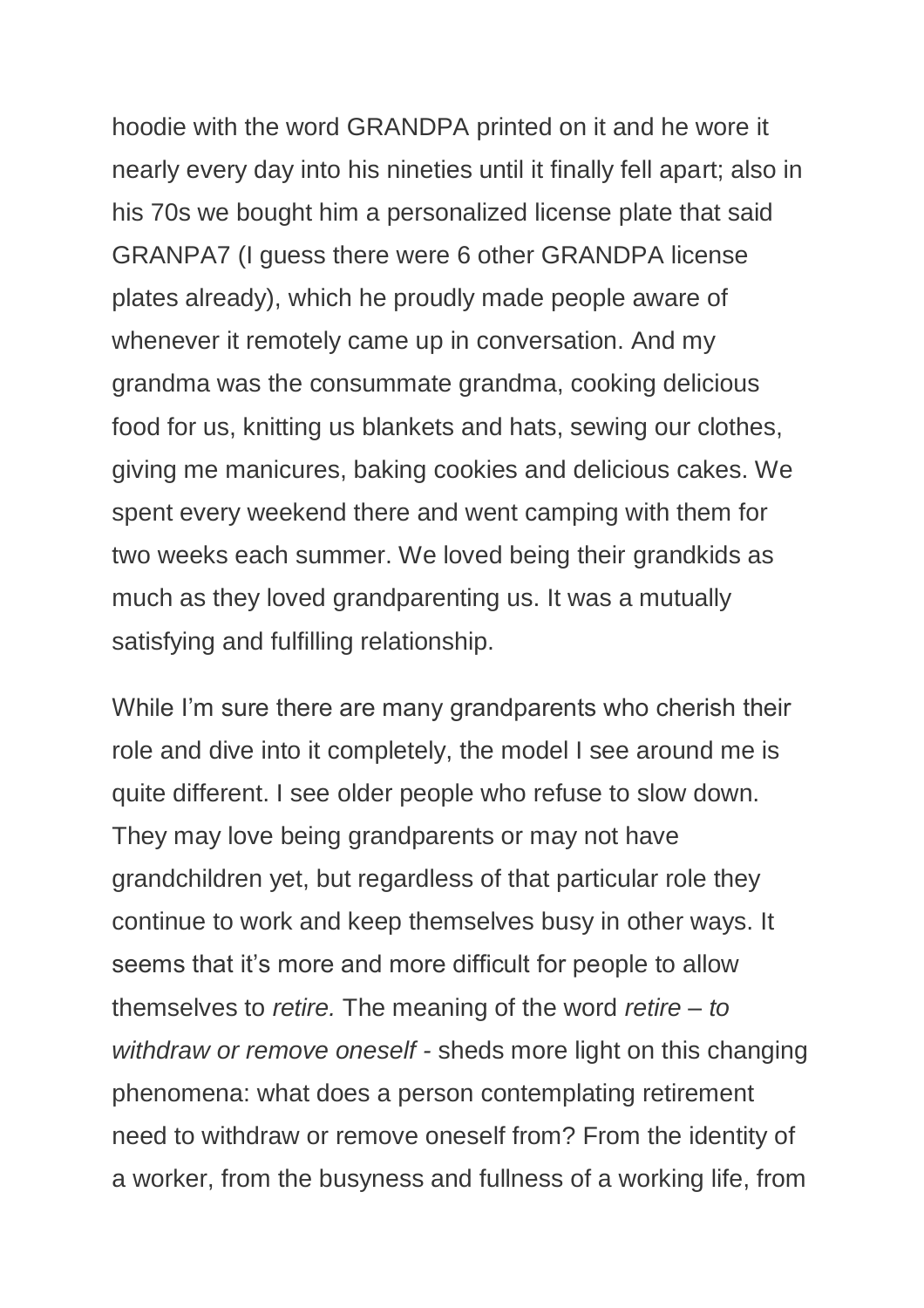hoodie with the word GRANDPA printed on it and he wore it nearly every day into his nineties until it finally fell apart; also in his 70s we bought him a personalized license plate that said GRANPA7 (I guess there were 6 other GRANDPA license plates already), which he proudly made people aware of whenever it remotely came up in conversation. And my grandma was the consummate grandma, cooking delicious food for us, knitting us blankets and hats, sewing our clothes, giving me manicures, baking cookies and delicious cakes. We spent every weekend there and went camping with them for two weeks each summer. We loved being their grandkids as much as they loved grandparenting us. It was a mutually satisfying and fulfilling relationship.

While I'm sure there are many grandparents who cherish their role and dive into it completely, the model I see around me is quite different. I see older people who refuse to slow down. They may love being grandparents or may not have grandchildren yet, but regardless of that particular role they continue to work and keep themselves busy in other ways. It seems that it's more and more difficult for people to allow themselves to *retire.* The meaning of the word *retire – to withdraw or remove oneself* - sheds more light on this changing phenomena: what does a person contemplating retirement need to withdraw or remove oneself from? From the identity of a worker, from the busyness and fullness of a working life, from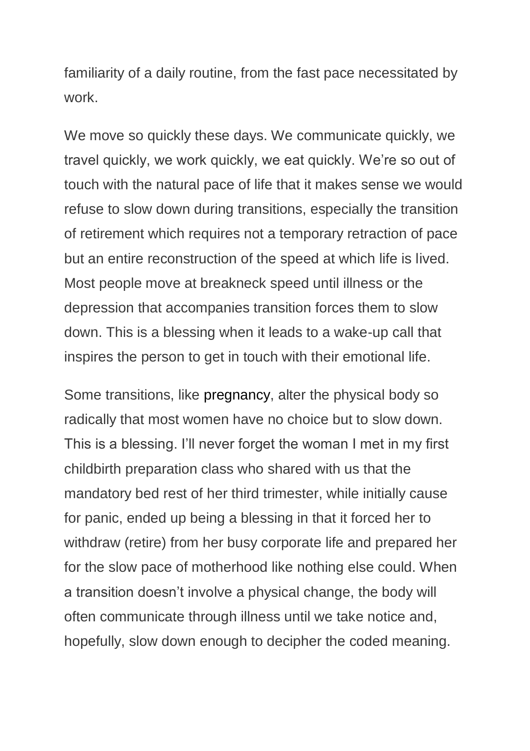familiarity of a daily routine, from the fast pace necessitated by work.

We move so quickly these days. We communicate quickly, we travel quickly, we work quickly, we eat quickly. We're so out of touch with the natural pace of life that it makes sense we would refuse to slow down during transitions, especially the transition of retirement which requires not a temporary retraction of pace but an entire reconstruction of the speed at which life is lived. Most people move at breakneck speed until illness or the depression that accompanies transition forces them to slow down. This is a blessing when it leads to a wake-up call that inspires the person to get in touch with their emotional life.

Some transitions, like pregnancy, alter the physical body so radically that most women have no choice but to slow down. This is a blessing. I'll never forget the woman I met in my first childbirth preparation class who shared with us that the mandatory bed rest of her third trimester, while initially cause for panic, ended up being a blessing in that it forced her to withdraw (retire) from her busy corporate life and prepared her for the slow pace of motherhood like nothing else could. When a transition doesn't involve a physical change, the body will often communicate through illness until we take notice and, hopefully, slow down enough to decipher the coded meaning.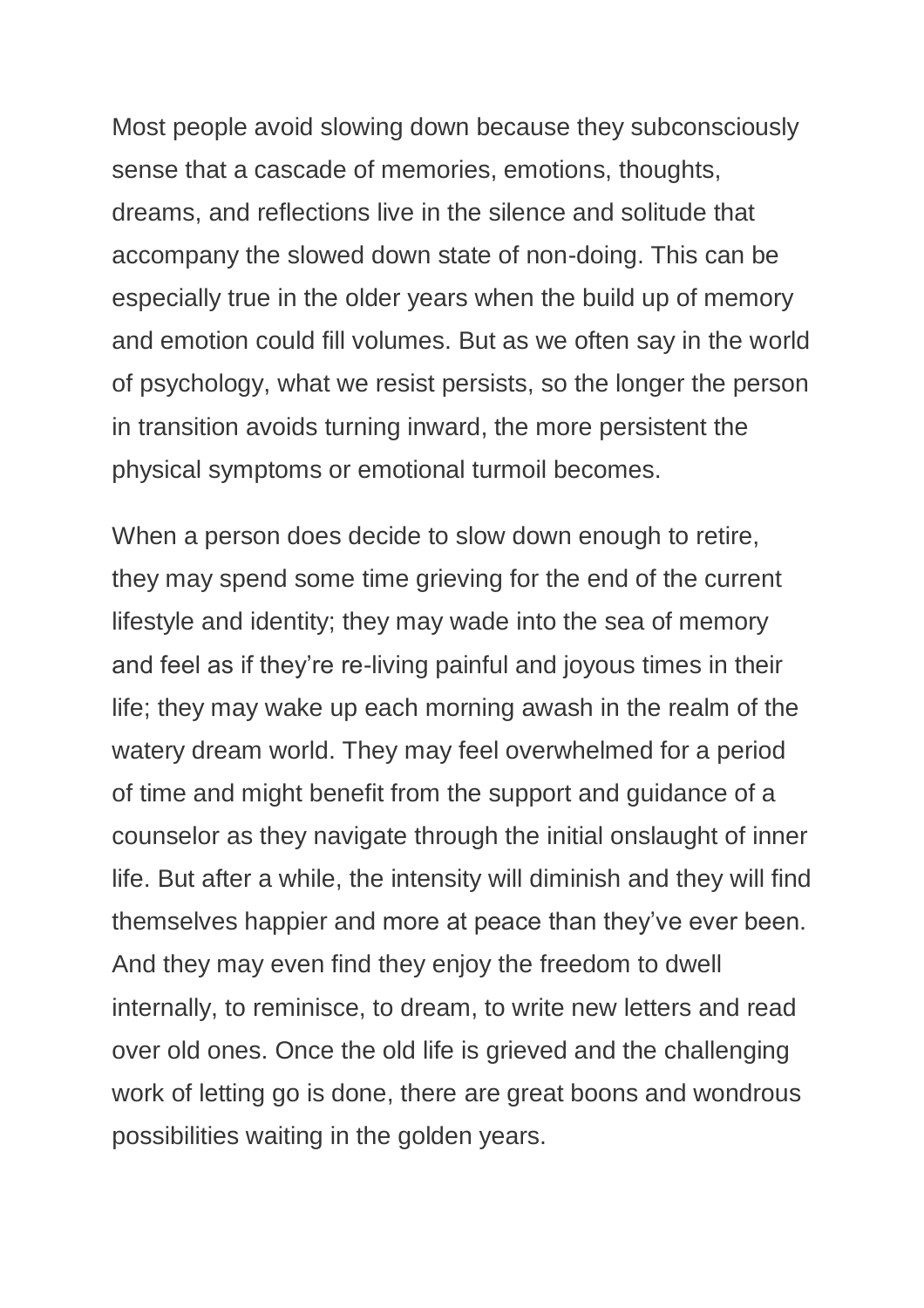Most people avoid slowing down because they subconsciously sense that a cascade of memories, emotions, thoughts, dreams, and reflections live in the silence and solitude that accompany the slowed down state of non-doing. This can be especially true in the older years when the build up of memory and emotion could fill volumes. But as we often say in the world of psychology, what we resist persists, so the longer the person in transition avoids turning inward, the more persistent the physical symptoms or emotional turmoil becomes.

When a person does decide to slow down enough to retire, they may spend some time grieving for the end of the current lifestyle and identity; they may wade into the sea of memory and feel as if they're re-living painful and joyous times in their life; they may wake up each morning awash in the realm of the watery dream world. They may feel overwhelmed for a period of time and might benefit from the support and guidance of a counselor as they navigate through the initial onslaught of inner life. But after a while, the intensity will diminish and they will find themselves happier and more at peace than they've ever been. And they may even find they enjoy the freedom to dwell internally, to reminisce, to dream, to write new letters and read over old ones. Once the old life is grieved and the challenging work of letting go is done, there are great boons and wondrous possibilities waiting in the golden years.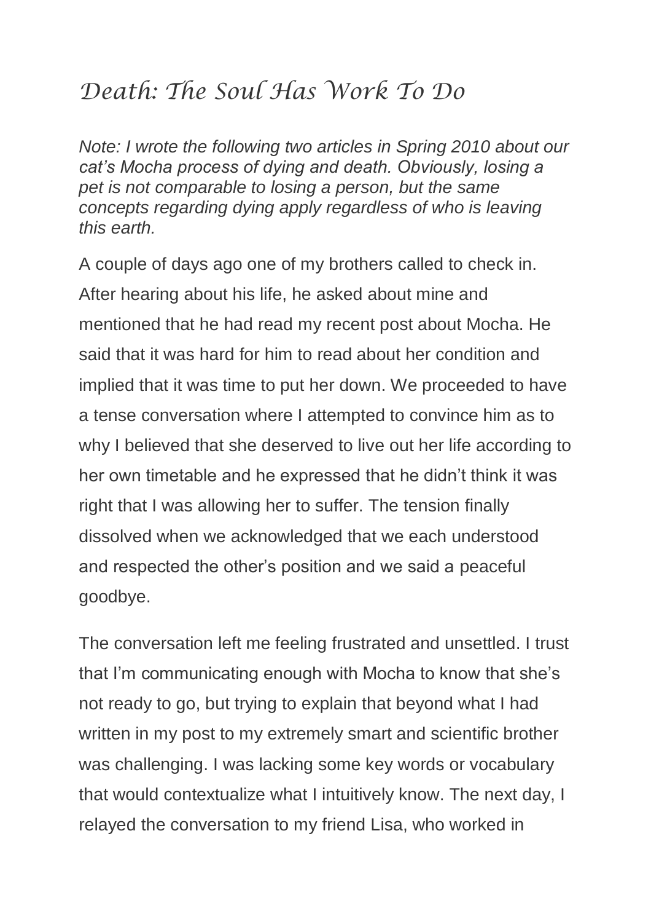# Death: The Soul Has Work To Do

*Note: I wrote the following two articles in Spring 2010 about our cat's Mocha process of dying and death. Obviously, losing a pet is not comparable to losing a person, but the same concepts regarding dying apply regardless of who is leaving this earth.*

A couple of days ago one of my brothers called to check in. After hearing about his life, he asked about mine and mentioned that he had read my recent post about Mocha. He said that it was hard for him to read about her condition and implied that it was time to put her down. We proceeded to have a tense conversation where I attempted to convince him as to why I believed that she deserved to live out her life according to her own timetable and he expressed that he didn't think it was right that I was allowing her to suffer. The tension finally dissolved when we acknowledged that we each understood and respected the other's position and we said a peaceful goodbye.

The conversation left me feeling frustrated and unsettled. I trust that I'm communicating enough with Mocha to know that she's not ready to go, but trying to explain that beyond what I had written in my post to my extremely smart and scientific brother was challenging. I was lacking some key words or vocabulary that would contextualize what I intuitively know. The next day, I relayed the conversation to my friend Lisa, who worked in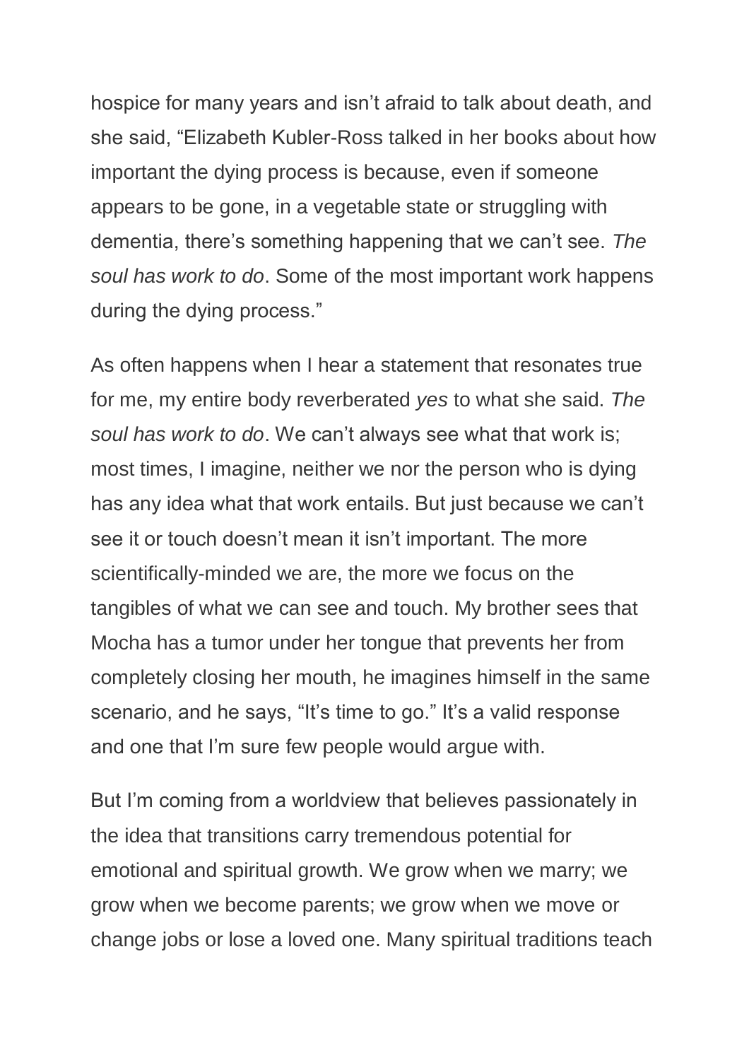hospice for many years and isn't afraid to talk about death, and she said, "Elizabeth Kubler-Ross talked in her books about how important the dying process is because, even if someone appears to be gone, in a vegetable state or struggling with dementia, there's something happening that we can't see. *The soul has work to do*. Some of the most important work happens during the dying process."

As often happens when I hear a statement that resonates true for me, my entire body reverberated *yes* to what she said. *The soul has work to do*. We can't always see what that work is; most times, I imagine, neither we nor the person who is dying has any idea what that work entails. But just because we can't see it or touch doesn't mean it isn't important. The more scientifically-minded we are, the more we focus on the tangibles of what we can see and touch. My brother sees that Mocha has a tumor under her tongue that prevents her from completely closing her mouth, he imagines himself in the same scenario, and he says, "It's time to go." It's a valid response and one that I'm sure few people would argue with.

But I'm coming from a worldview that believes passionately in the idea that transitions carry tremendous potential for emotional and spiritual growth. We grow when we marry; we grow when we become parents; we grow when we move or change jobs or lose a loved one. Many spiritual traditions teach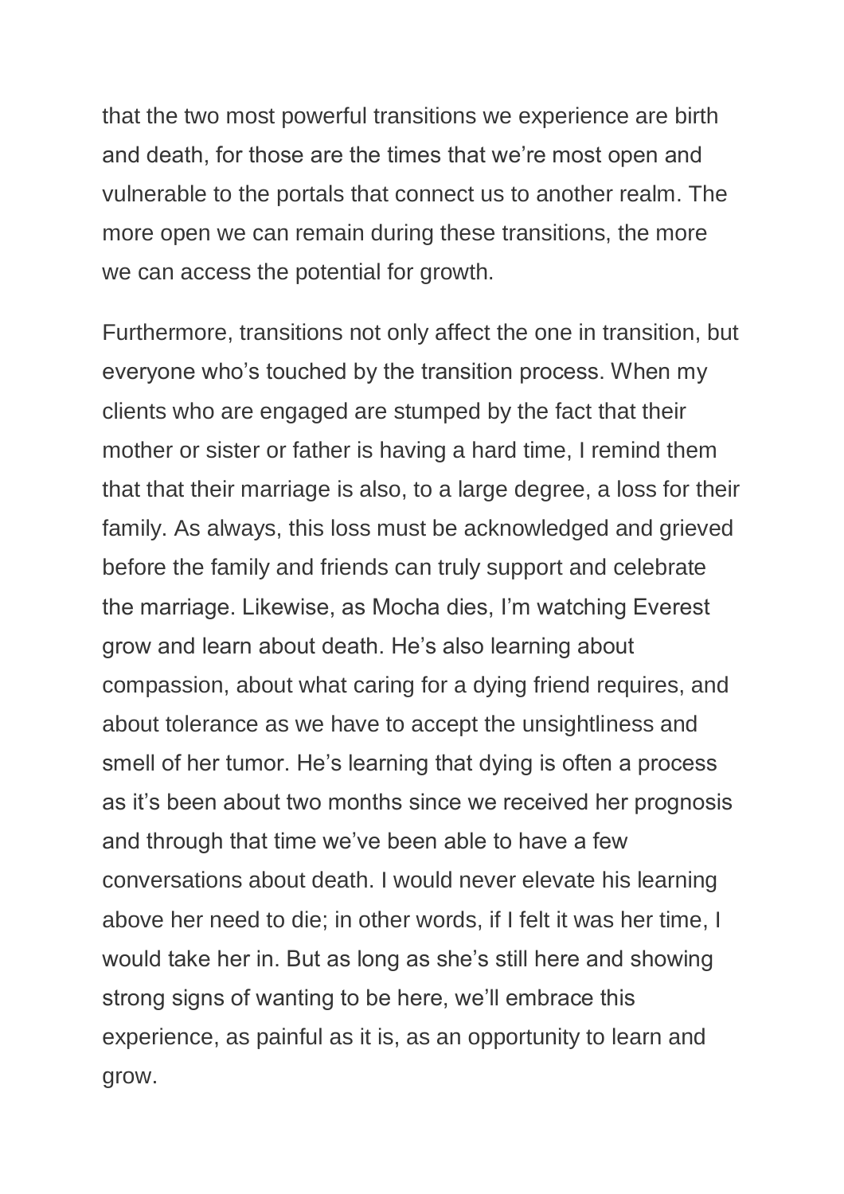that the two most powerful transitions we experience are birth and death, for those are the times that we're most open and vulnerable to the portals that connect us to another realm. The more open we can remain during these transitions, the more we can access the potential for growth.

Furthermore, transitions not only affect the one in transition, but everyone who's touched by the transition process. When my clients who are engaged are stumped by the fact that their mother or sister or father is having a hard time, I remind them that that their marriage is also, to a large degree, a loss for their family. As always, this loss must be acknowledged and grieved before the family and friends can truly support and celebrate the marriage. Likewise, as Mocha dies, I'm watching Everest grow and learn about death. He's also learning about compassion, about what caring for a dying friend requires, and about tolerance as we have to accept the unsightliness and smell of her tumor. He's learning that dying is often a process as it's been about two months since we received her prognosis and through that time we've been able to have a few conversations about death. I would never elevate his learning above her need to die; in other words, if I felt it was her time, I would take her in. But as long as she's still here and showing strong signs of wanting to be here, we'll embrace this experience, as painful as it is, as an opportunity to learn and grow.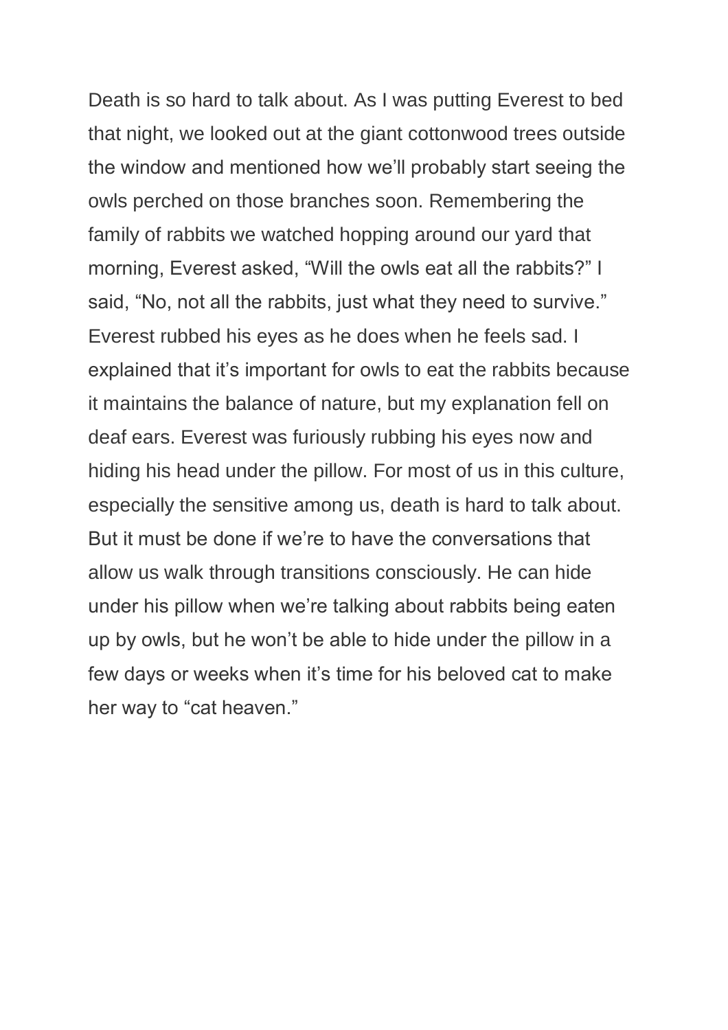Death is so hard to talk about. As I was putting Everest to bed that night, we looked out at the giant cottonwood trees outside the window and mentioned how we'll probably start seeing the owls perched on those branches soon. Remembering the family of rabbits we watched hopping around our yard that morning, Everest asked, "Will the owls eat all the rabbits?" I said, "No, not all the rabbits, just what they need to survive." Everest rubbed his eyes as he does when he feels sad. I explained that it's important for owls to eat the rabbits because it maintains the balance of nature, but my explanation fell on deaf ears. Everest was furiously rubbing his eyes now and hiding his head under the pillow. For most of us in this culture, especially the sensitive among us, death is hard to talk about. But it must be done if we're to have the conversations that allow us walk through transitions consciously. He can hide under his pillow when we're talking about rabbits being eaten up by owls, but he won't be able to hide under the pillow in a few days or weeks when it's time for his beloved cat to make her way to "cat heaven."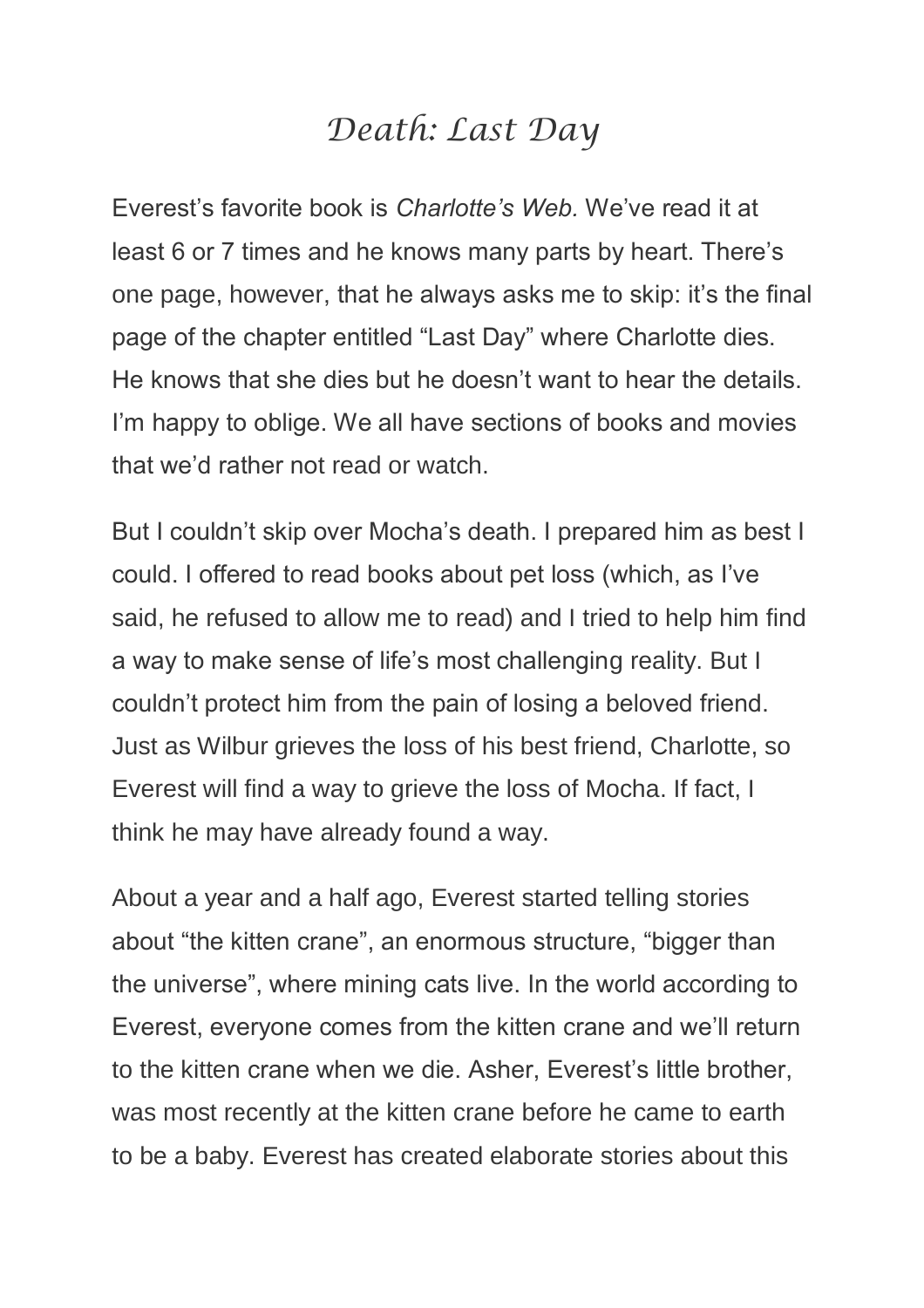# *Death: Last Day*

Everest's favorite book is *Charlotte's Web.* We've read it at least 6 or 7 times and he knows many parts by heart. There's one page, however, that he always asks me to skip: it's the final page of the chapter entitled "Last Day" where Charlotte dies. He knows that she dies but he doesn't want to hear the details. I'm happy to oblige. We all have sections of books and movies that we'd rather not read or watch.

But I couldn't skip over Mocha's death. I prepared him as best I could. I offered to read books about pet loss (which, as I've said, he refused to allow me to read) and I tried to help him find a way to make sense of life's most challenging reality. But I couldn't protect him from the pain of losing a beloved friend. Just as Wilbur grieves the loss of his best friend, Charlotte, so Everest will find a way to grieve the loss of Mocha. If fact, I think he may have already found a way.

About a year and a half ago, Everest started telling stories about "the kitten crane", an enormous structure, "bigger than the universe", where mining cats live. In the world according to Everest, everyone comes from the kitten crane and we'll return to the kitten crane when we die. Asher, Everest's little brother, was most recently at the kitten crane before he came to earth to be a baby. Everest has created elaborate stories about this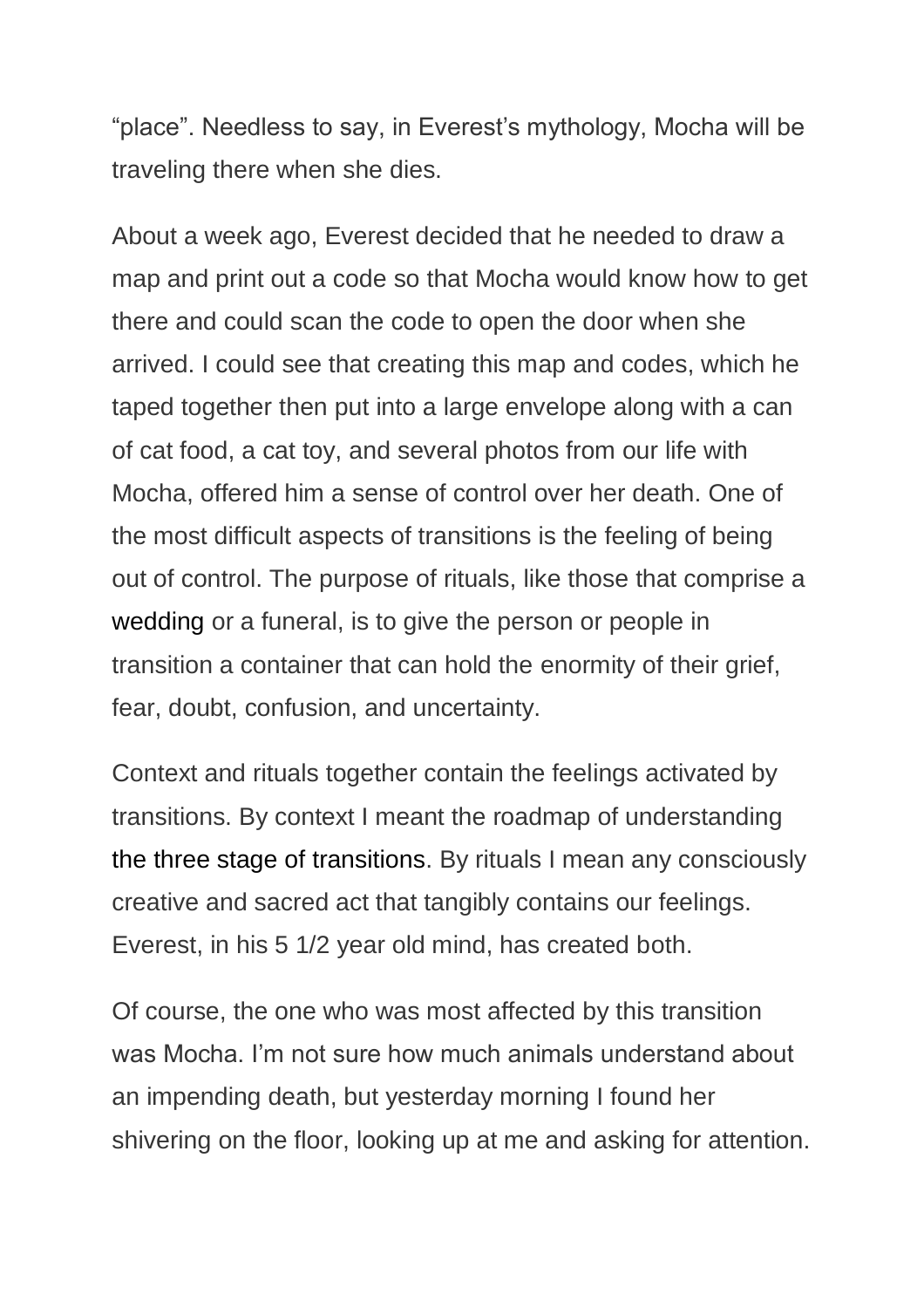"place". Needless to say, in Everest's mythology, Mocha will be traveling there when she dies.

About a week ago, Everest decided that he needed to draw a map and print out a code so that Mocha would know how to get there and could scan the code to open the door when she arrived. I could see that creating this map and codes, which he taped together then put into a large envelope along with a can of cat food, a cat toy, and several photos from our life with Mocha, offered him a sense of control over her death. One of the most difficult aspects of transitions is the feeling of being out of control. The purpose of rituals, like those that comprise a wedding or a funeral, is to give the person or people in transition a container that can hold the enormity of their grief, fear, doubt, confusion, and uncertainty.

Context and rituals together contain the feelings activated by transitions. By context I meant the roadmap of understanding the three stage of transitions. By rituals I mean any consciously creative and sacred act that tangibly contains our feelings. Everest, in his 5 1/2 year old mind, has created both.

Of course, the one who was most affected by this transition was Mocha. I'm not sure how much animals understand about an impending death, but yesterday morning I found her shivering on the floor, looking up at me and asking for attention.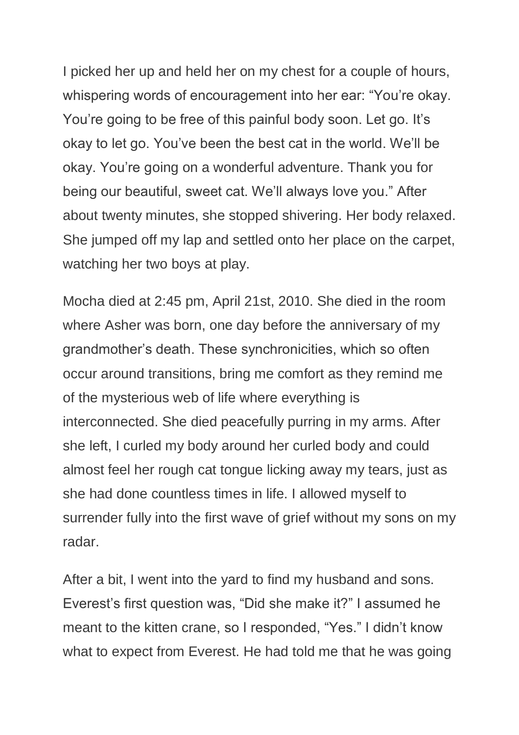I picked her up and held her on my chest for a couple of hours, whispering words of encouragement into her ear: “You’re okay. You’re going to be free of this painful body soon. Let go. It’s okay to let go. You’ve been the best cat in the world. We’ll be okay. You’re going on a wonderful adventure. Thank you for being our beautiful, sweet cat. We’ll always love you.” After about twenty minutes, she stopped shivering. Her body relaxed. She jumped off my lap and settled onto her place on the carpet, watching her two boys at play.

Mocha died at 2:45 pm, April 21st, 2010. She died in the room where Asher was born, one day before the anniversary of my grandmother’s death. These synchronicities, which so often occur around transitions, bring me comfort as they remind me of the mysterious web of life where everything is interconnected. She died peacefully purring in my arms. After she left, I curled my body around her curled body and could almost feel her rough cat tongue licking away my tears, just as she had done countless times in life. I allowed myself to surrender fully into the first wave of grief without my sons on my radar.

After a bit, I went into the yard to find my husband and sons. Everest’s first question was, “Did she make it?” I assumed he meant to the kitten crane, so I responded, “Yes.” I didn’t know what to expect from Everest. He had told me that he was going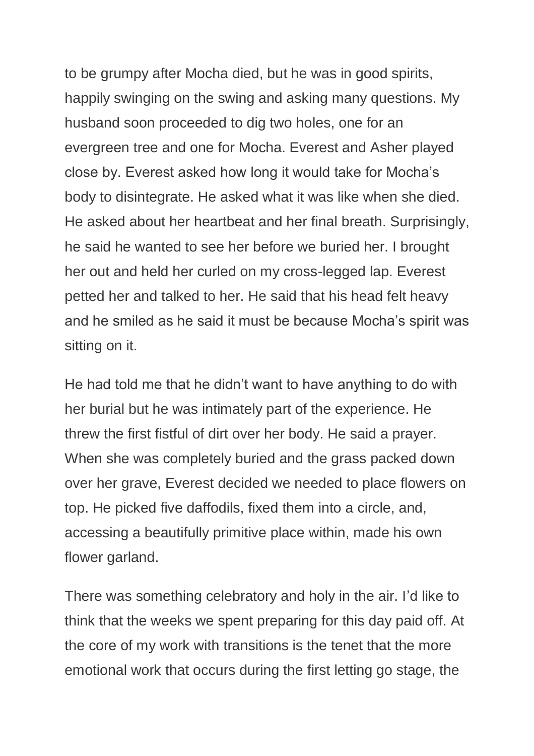to be grumpy after Mocha died, but he was in good spirits, happily swinging on the swing and asking many questions. My husband soon proceeded to dig two holes, one for an evergreen tree and one for Mocha. Everest and Asher played close by. Everest asked how long it would take for Mocha's body to disintegrate. He asked what it was like when she died. He asked about her heartbeat and her final breath. Surprisingly, he said he wanted to see her before we buried her. I brought her out and held her curled on my cross-legged lap. Everest petted her and talked to her. He said that his head felt heavy and he smiled as he said it must be because Mocha's spirit was sitting on it.

He had told me that he didn't want to have anything to do with her burial but he was intimately part of the experience. He threw the first fistful of dirt over her body. He said a prayer. When she was completely buried and the grass packed down over her grave, Everest decided we needed to place flowers on top. He picked five daffodils, fixed them into a circle, and, accessing a beautifully primitive place within, made his own flower garland.

There was something celebratory and holy in the air. I'd like to think that the weeks we spent preparing for this day paid off. At the core of my work with transitions is the tenet that the more emotional work that occurs during the first letting go stage, the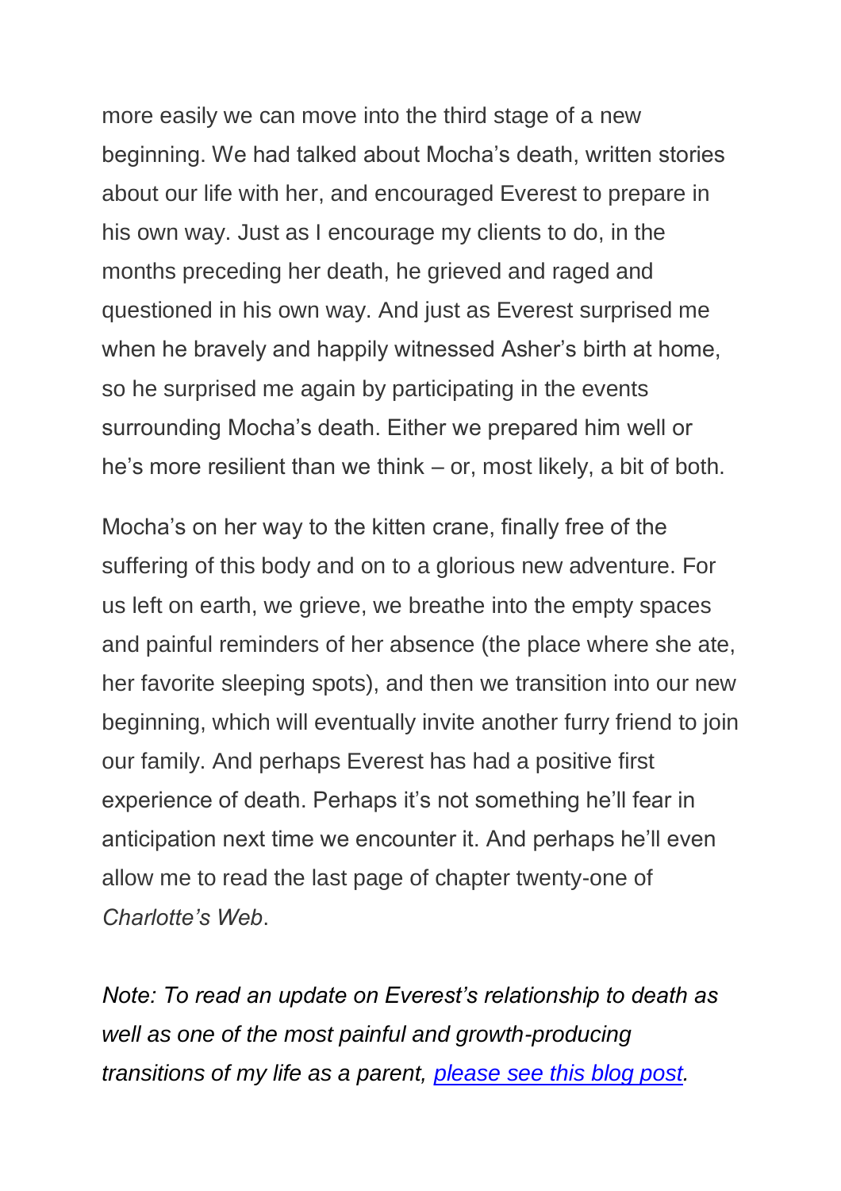more easily we can move into the third stage of a new beginning. We had talked about Mocha's death, written stories about our life with her, and encouraged Everest to prepare in his own way. Just as I encourage my clients to do, in the months preceding her death, he grieved and raged and questioned in his own way. And just as Everest surprised me when he bravely and happily witnessed Asher's birth at home, so he surprised me again by participating in the events surrounding Mocha's death. Either we prepared him well or he's more resilient than we think – or, most likely, a bit of both.

Mocha's on her way to the kitten crane, finally free of the suffering of this body and on to a glorious new adventure. For us left on earth, we grieve, we breathe into the empty spaces and painful reminders of her absence (the place where she ate, her favorite sleeping spots), and then we transition into our new beginning, which will eventually invite another furry friend to join our family. And perhaps Everest has had a positive first experience of death. Perhaps it's not something he'll fear in anticipation next time we encounter it. And perhaps he'll even allow me to read the last page of chapter twenty-one of *Charlotte's Web*.

*Note: To read an update on Everest's relationship to death as well as one of the most painful and growth-producing transitions of my life as a parent, please see this blog post.*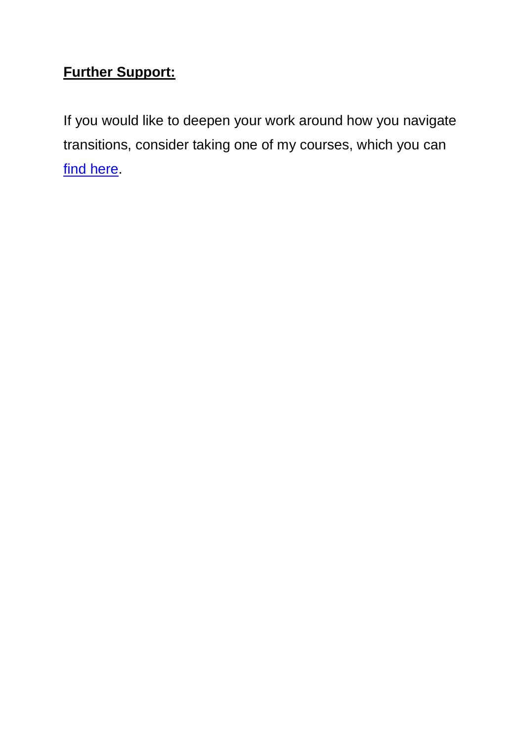**Further Support:**

If you would like to deepen your work around how you navigate transitions, consider taking one of my courses, which you can find here.